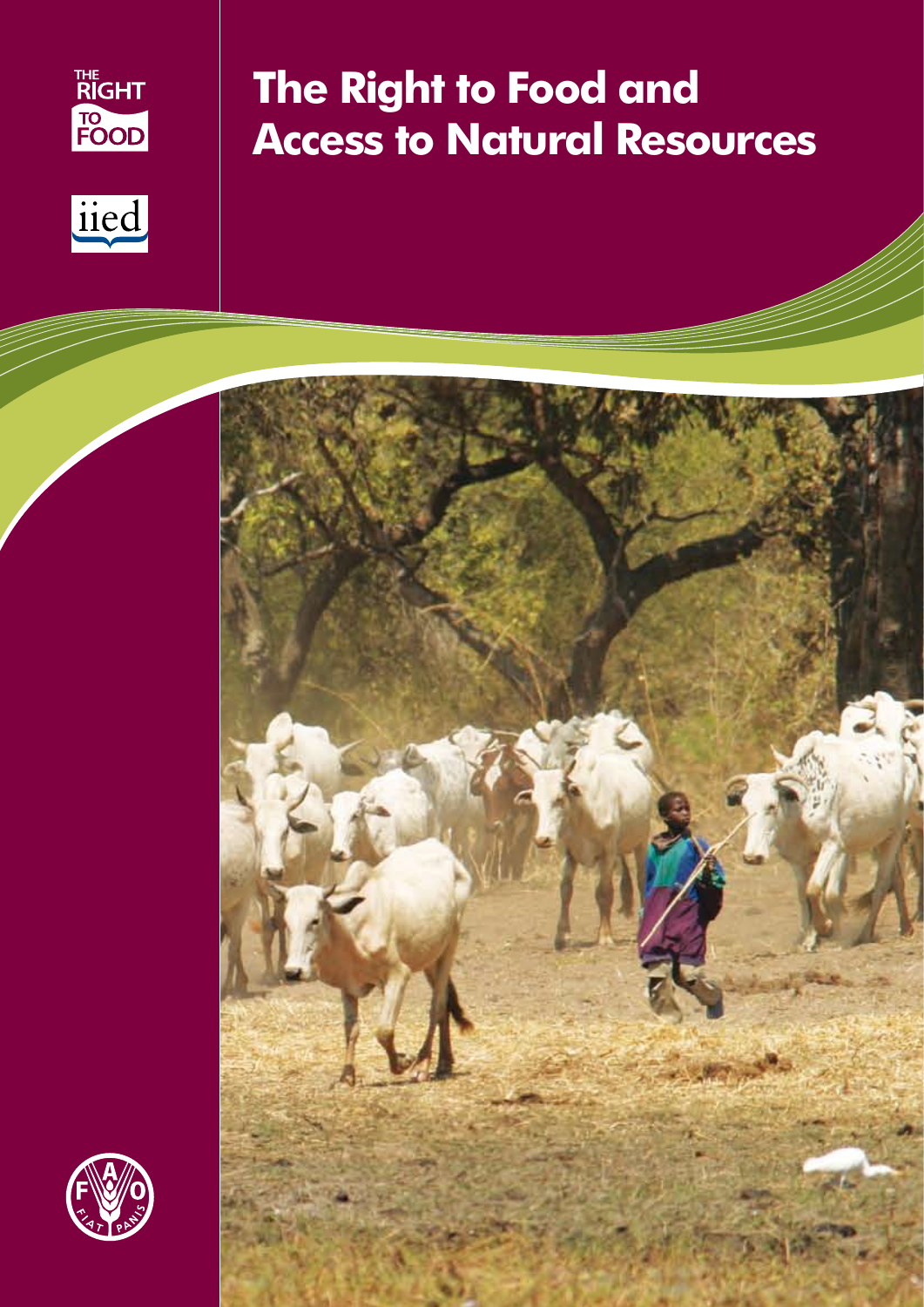# The Right to Food and Access to Natural Resources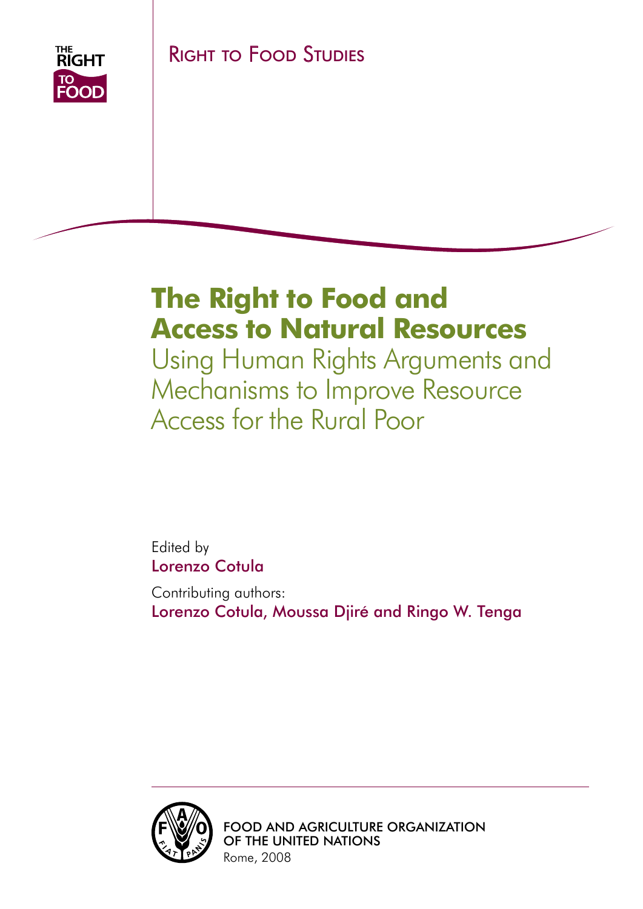THE RIGHT TO FOOD

Right to Food Studies

# The Right to Food and Access to Natural Resources

## Using Human Rights Arguments and Mechanisms to Improve Resource Access for the Rural Poor

Edited by
Lorenzo Cotula

Contributing authors:
Lorenzo Cotula, Moussa Djiré and Ringo W. Tenga

FOOD AND AGRICULTURE ORGANIZATION
OF THE UNITED NATIONS
Rome, 2008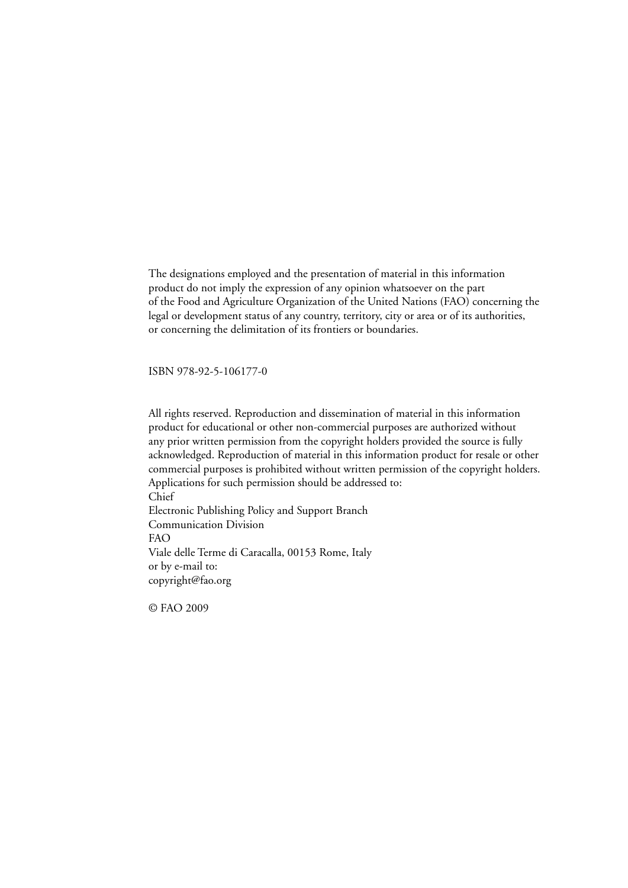The designations employed and the presentation of material in this information product do not imply the expression of any opinion whatsoever on the part of the Food and Agriculture Organization of the United Nations (FAO) concerning the legal or development status of any country, territory, city or area or of its authorities, or concerning the delimitation of its frontiers or boundaries.

ISBN 978-92-5-106177-0

All rights reserved. Reproduction and dissemination of material in this information product for educational or other non-commercial purposes are authorized without any prior written permission from the copyright holders provided the source is fully acknowledged. Reproduction of material in this information product for resale or other commercial purposes is prohibited without written permission of the copyright holders. Applications for such permission should be addressed to:  
Chief  
Electronic Publishing Policy and Support Branch  
Communication Division  
FAO  
Viale delle Terme di Caracalla, 00153 Rome, Italy  
or by e-mail to:  
copyright@fao.org

© FAO 2009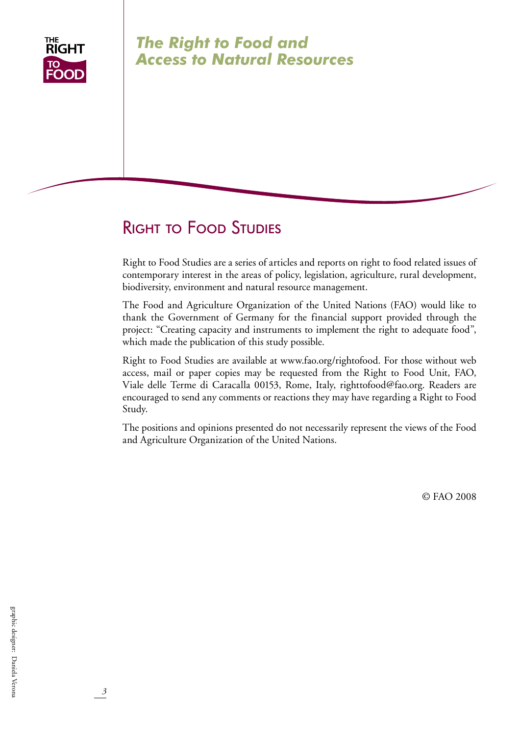THE RIGHT TO FOOD

# The Right to Food and Access to Natural Resources

## Right to Food Studies

Right to Food Studies are a series of articles and reports on right to food related issues of contemporary interest in the areas of policy, legislation, agriculture, rural development, biodiversity, environment and natural resource management.

The Food and Agriculture Organization of the United Nations (FAO) would like to thank the Government of Germany for the financial support provided through the project: “Creating capacity and instruments to implement the right to adequate food”, which made the publication of this study possible.

Right to Food Studies are available at www.fao.org/rightofood. For those without web access, mail or paper copies may be requested from the Right to Food Unit, FAO, Viale delle Terme di Caracalla 00153, Rome, Italy, righttofood@fao.org. Readers are encouraged to send any comments or reactions they may have regarding a Right to Food Study.

The positions and opinions presented do not necessarily represent the views of the Food and Agriculture Organization of the United Nations.

© FAO 2008

graphic designer: Daniela Verona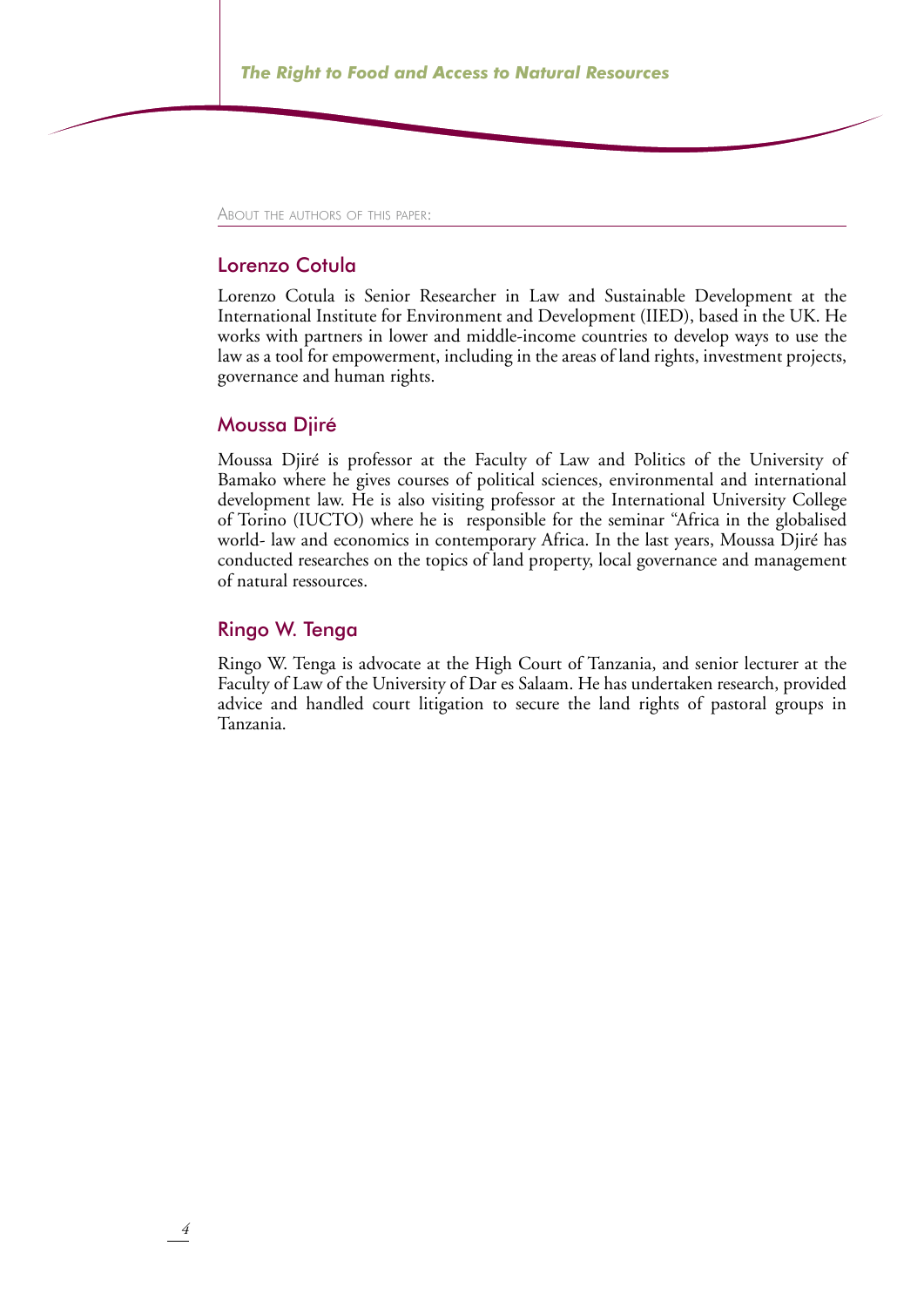About the authors of this paper:

## Lorenzo Cotula

Lorenzo Cotula is Senior Researcher in Law and Sustainable Development at the International Institute for Environment and Development (IIED), based in the UK. He works with partners in lower and middle-income countries to develop ways to use the law as a tool for empowerment, including in the areas of land rights, investment projects, governance and human rights.

## Moussa Djiré

Moussa Djiré is professor at the Faculty of Law and Politics of the University of Bamako where he gives courses of political sciences, environmental and international development law. He is also visiting professor at the International University College of Torino (IUCTO) where he is responsible for the seminar "Africa in the globalised world- law and economics in contemporary Africa. In the last years, Moussa Djiré has conducted researches on the topics of land property, local governance and management of natural ressources.

## Ringo W. Tenga

Ringo W. Tenga is advocate at the High Court of Tanzania, and senior lecturer at the Faculty of Law of the University of Dar es Salaam. He has undertaken research, provided advice and handled court litigation to secure the land rights of pastoral groups in Tanzania.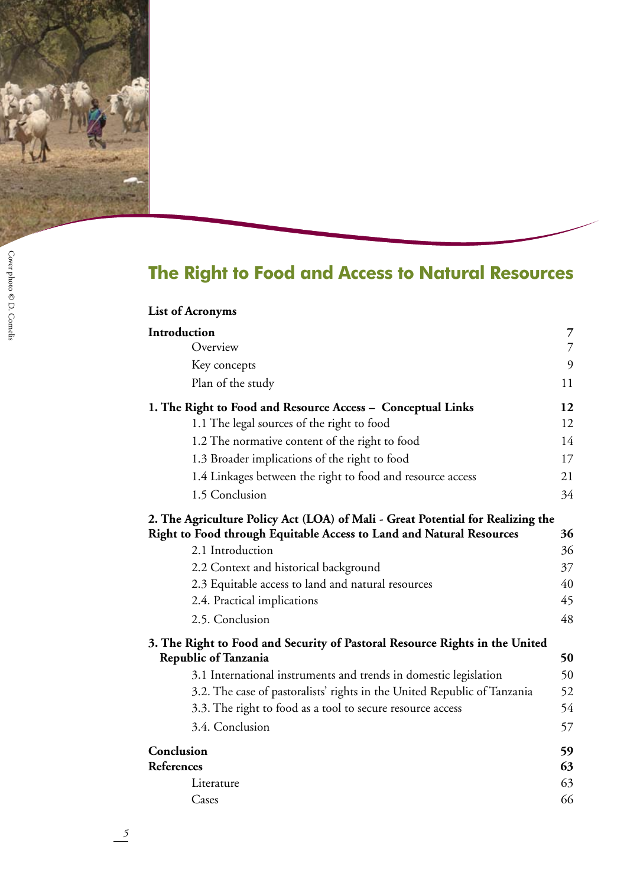# The Right to Food and Access to Natural Resources

Cover photo © D. Cornelis

**List of Acronyms**

| | |
|---|---|
| **Introduction** | **7** |
| Overview | 7 |
| Key concepts | 9 |
| Plan of the study | 11 |
| **1. The Right to Food and Resource Access – Conceptual Links** | **12** |
| 1.1 The legal sources of the right to food | 12 |
| 1.2 The normative content of the right to food | 14 |
| 1.3 Broader implications of the right to food | 17 |
| 1.4 Linkages between the right to food and resource access | 21 |
| 1.5 Conclusion | 34 |
| **2. The Agriculture Policy Act (LOA) of Mali - Great Potential for Realizing the Right to Food through Equitable Access to Land and Natural Resources** | **36** |
| 2.1 Introduction | 36 |
| 2.2 Context and historical background | 37 |
| 2.3 Equitable access to land and natural resources | 40 |
| 2.4. Practical implications | 45 |
| 2.5. Conclusion | 48 |
| **3. The Right to Food and Security of Pastoral Resource Rights in the United Republic of Tanzania** | **50** |
| 3.1 International instruments and trends in domestic legislation | 50 |
| 3.2. The case of pastoralists' rights in the United Republic of Tanzania | 52 |
| 3.3. The right to food as a tool to secure resource access | 54 |
| 3.4. Conclusion | 57 |
| **Conclusion** | **59** |
| **References** | **63** |
| Literature | 63 |
| Cases | 66 |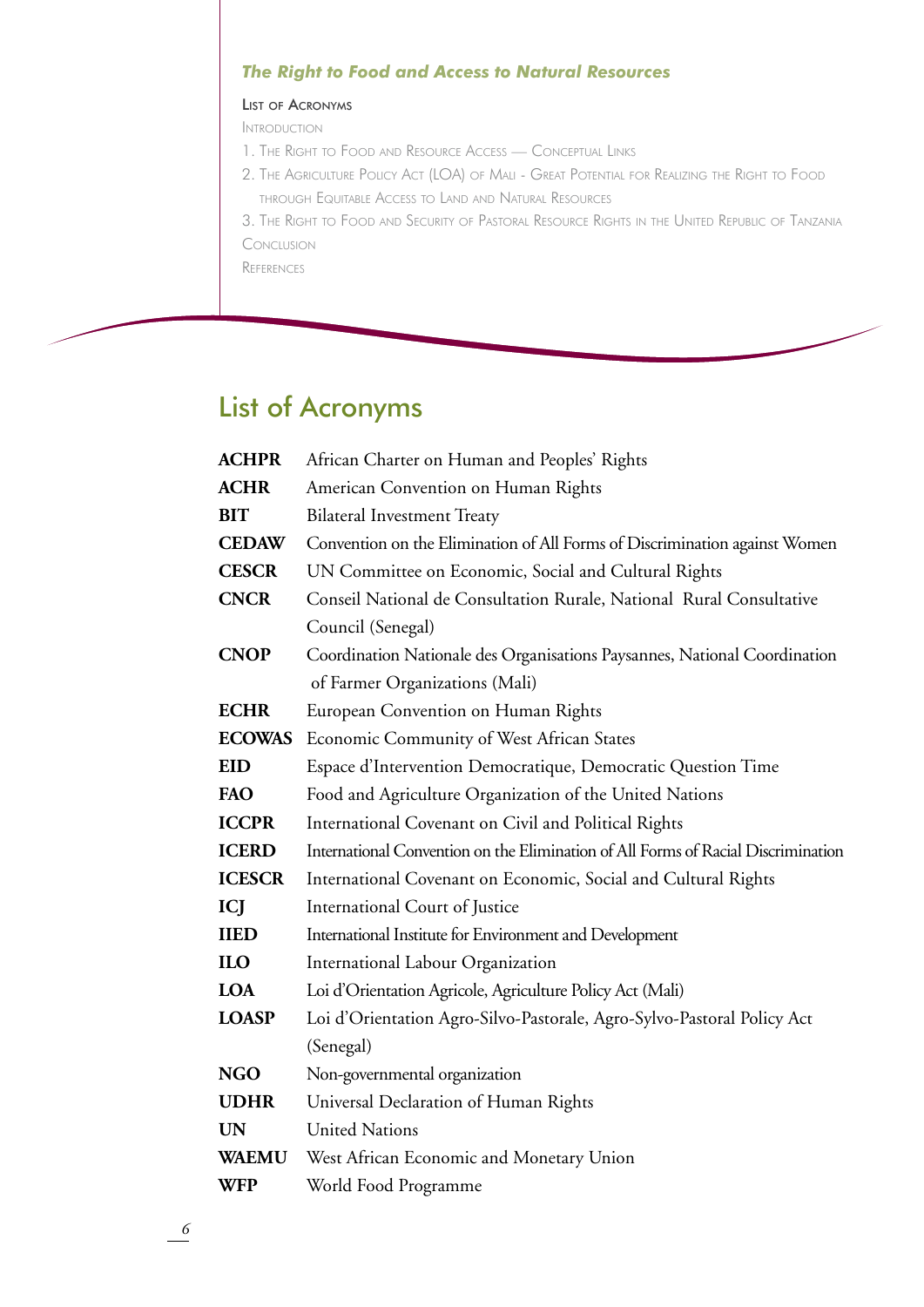*The Right to Food and Access to Natural Resources*

LIST OF ACRONYMS

INTRODUCTION

1. THE RIGHT TO FOOD AND RESOURCE ACCESS — CONCEPTUAL LINKS
2. THE AGRICULTURE POLICY ACT (LOA) OF MALI - GREAT POTENTIAL FOR REALIZING THE RIGHT TO FOOD THROUGH EQUITABLE ACCESS TO LAND AND NATURAL RESOURCES
3. THE RIGHT TO FOOD AND SECURITY OF PASTORAL RESOURCE RIGHTS IN THE UNITED REPUBLIC OF TANZANIA

CONCLUSION

REFERENCES

## List of Acronyms

| | |
|---|---|
| **ACHPR** | African Charter on Human and Peoples' Rights |
| **ACHR** | American Convention on Human Rights |
| **BIT** | Bilateral Investment Treaty |
| **CEDAW** | Convention on the Elimination of All Forms of Discrimination against Women |
| **CESCR** | UN Committee on Economic, Social and Cultural Rights |
| **CNCR** | Conseil National de Consultation Rurale, National Rural Consultative Council (Senegal) |
| **CNOP** | Coordination Nationale des Organisations Paysannes, National Coordination of Farmer Organizations (Mali) |
| **ECHR** | European Convention on Human Rights |
| **ECOWAS** | Economic Community of West African States |
| **EID** | Espace d'Intervention Democratique, Democratic Question Time |
| **FAO** | Food and Agriculture Organization of the United Nations |
| **ICCPR** | International Covenant on Civil and Political Rights |
| **ICERD** | International Convention on the Elimination of All Forms of Racial Discrimination |
| **ICESCR** | International Covenant on Economic, Social and Cultural Rights |
| **ICJ** | International Court of Justice |
| **IIED** | International Institute for Environment and Development |
| **ILO** | International Labour Organization |
| **LOA** | Loi d'Orientation Agricole, Agriculture Policy Act (Mali) |
| **LOASP** | Loi d'Orientation Agro-Silvo-Pastorale, Agro-Sylvo-Pastoral Policy Act (Senegal) |
| **NGO** | Non-governmental organization |
| **UDHR** | Universal Declaration of Human Rights |
| **UN** | United Nations |
| **WAEMU** | West African Economic and Monetary Union |
| **WFP** | World Food Programme |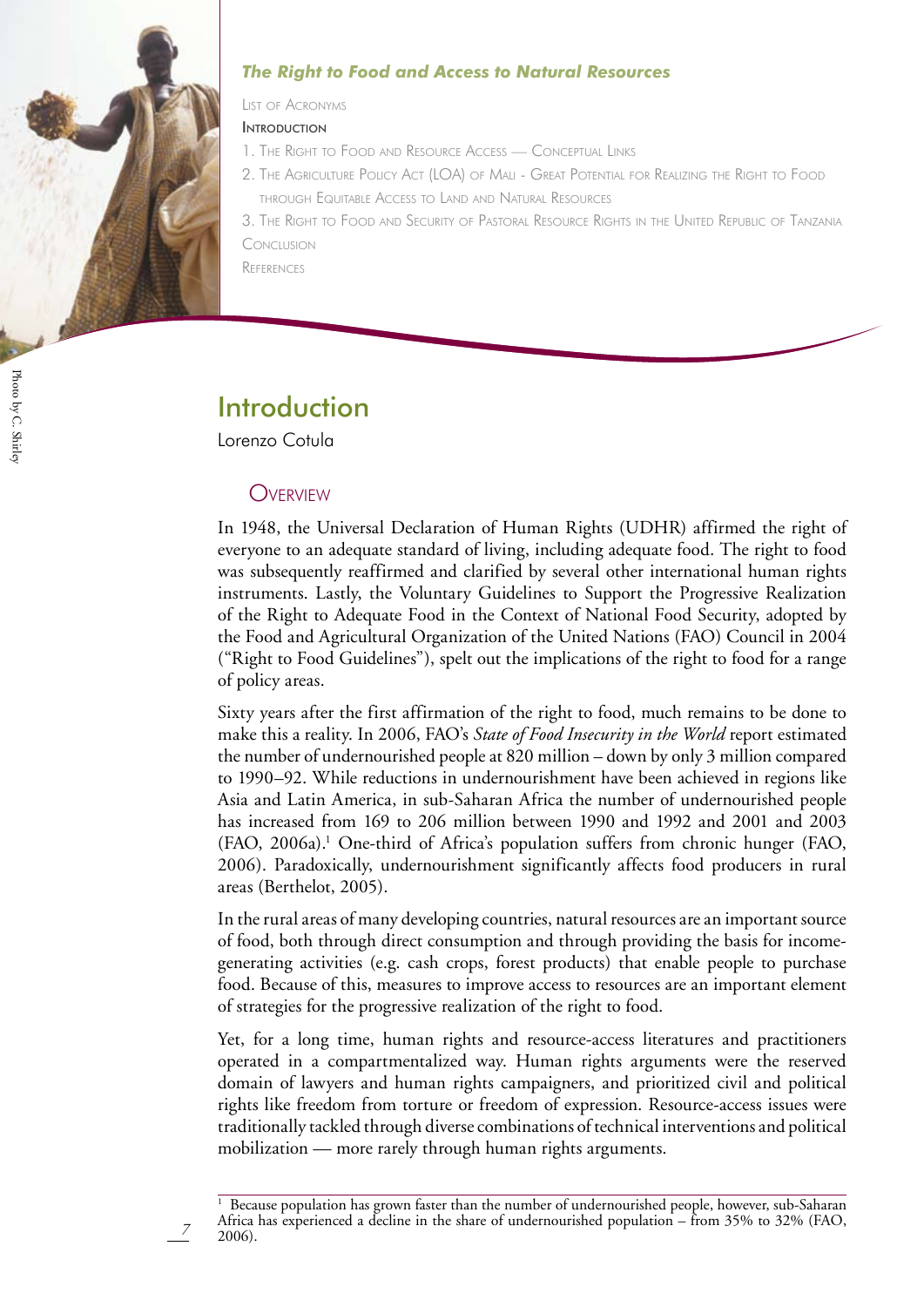*The Right to Food and Access to Natural Resources*

List of Acronyms

**Introduction**

1. The Right to Food and Resource Access — Conceptual Links
2. The Agriculture Policy Act (LOA) of Mali - Great Potential for Realizing the Right to Food through Equitable Access to Land and Natural Resources
3. The Right to Food and Security of Pastoral Resource Rights in the United Republic of Tanzania

Conclusion

References

Photo by C. Shirley

# Introduction

Lorenzo Cotula

## Overview

In 1948, the Universal Declaration of Human Rights (UDHR) affirmed the right of everyone to an adequate standard of living, including adequate food. The right to food was subsequently reaffirmed and clarified by several other international human rights instruments. Lastly, the Voluntary Guidelines to Support the Progressive Realization of the Right to Adequate Food in the Context of National Food Security, adopted by the Food and Agricultural Organization of the United Nations (FAO) Council in 2004 ("Right to Food Guidelines"), spelt out the implications of the right to food for a range of policy areas.

Sixty years after the first affirmation of the right to food, much remains to be done to make this a reality. In 2006, FAO's *State of Food Insecurity in the World* report estimated the number of undernourished people at 820 million – down by only 3 million compared to 1990–92. While reductions in undernourishment have been achieved in regions like Asia and Latin America, in sub-Saharan Africa the number of undernourished people has increased from 169 to 206 million between 1990 and 1992 and 2001 and 2003 (FAO, 2006a).[1] One-third of Africa's population suffers from chronic hunger (FAO, 2006). Paradoxically, undernourishment significantly affects food producers in rural areas (Berthelot, 2005).

In the rural areas of many developing countries, natural resources are an important source of food, both through direct consumption and through providing the basis for income-generating activities (e.g. cash crops, forest products) that enable people to purchase food. Because of this, measures to improve access to resources are an important element of strategies for the progressive realization of the right to food.

Yet, for a long time, human rights and resource-access literatures and practitioners operated in a compartmentalized way. Human rights arguments were the reserved domain of lawyers and human rights campaigners, and prioritized civil and political rights like freedom from torture or freedom of expression. Resource-access issues were traditionally tackled through diverse combinations of technical interventions and political mobilization — more rarely through human rights arguments.

[1] Because population has grown faster than the number of undernourished people, however, sub-Saharan Africa has experienced a decline in the share of undernourished population – from 35% to 32% (FAO, 2006).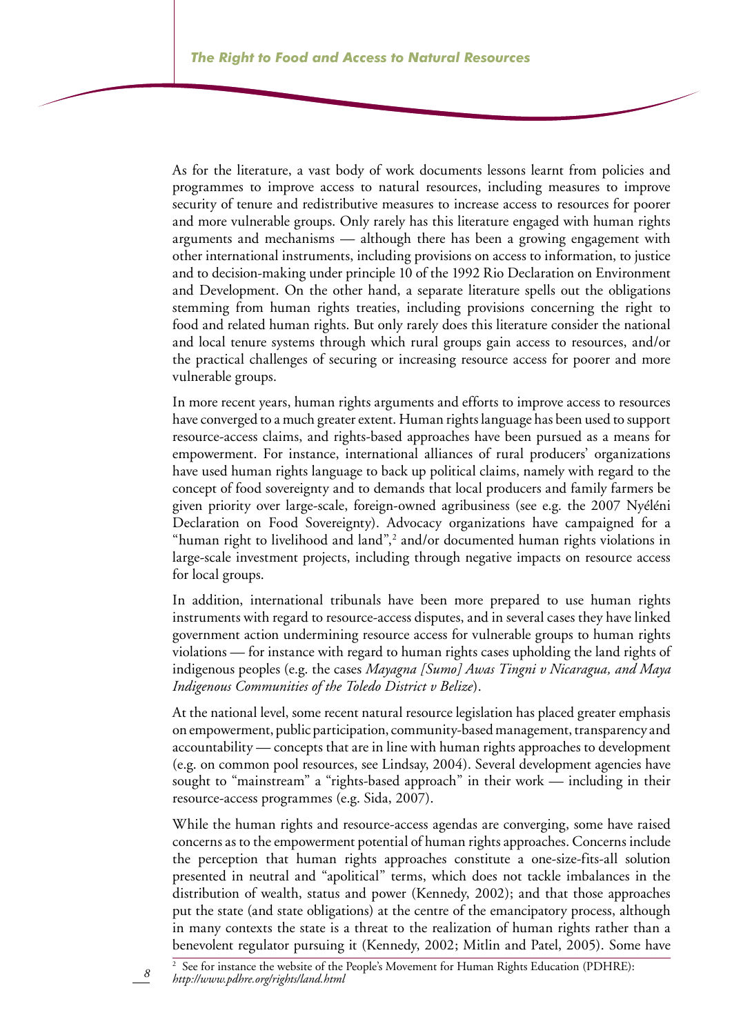As for the literature, a vast body of work documents lessons learnt from policies and programmes to improve access to natural resources, including measures to improve security of tenure and redistributive measures to increase access to resources for poorer and more vulnerable groups. Only rarely has this literature engaged with human rights arguments and mechanisms — although there has been a growing engagement with other international instruments, including provisions on access to information, to justice and to decision-making under principle 10 of the 1992 Rio Declaration on Environment and Development. On the other hand, a separate literature spells out the obligations stemming from human rights treaties, including provisions concerning the right to food and related human rights. But only rarely does this literature consider the national and local tenure systems through which rural groups gain access to resources, and/or the practical challenges of securing or increasing resource access for poorer and more vulnerable groups.

In more recent years, human rights arguments and efforts to improve access to resources have converged to a much greater extent. Human rights language has been used to support resource-access claims, and rights-based approaches have been pursued as a means for empowerment. For instance, international alliances of rural producers' organizations have used human rights language to back up political claims, namely with regard to the concept of food sovereignty and to demands that local producers and family farmers be given priority over large-scale, foreign-owned agribusiness (see e.g. the 2007 Nyéléni Declaration on Food Sovereignty). Advocacy organizations have campaigned for a "human right to livelihood and land",[2] and/or documented human rights violations in large-scale investment projects, including through negative impacts on resource access for local groups.

In addition, international tribunals have been more prepared to use human rights instruments with regard to resource-access disputes, and in several cases they have linked government action undermining resource access for vulnerable groups to human rights violations — for instance with regard to human rights cases upholding the land rights of indigenous peoples (e.g. the cases *Mayagna [Sumo] Awas Tingni v Nicaragua, and Maya Indigenous Communities of the Toledo District v Belize*).

At the national level, some recent natural resource legislation has placed greater emphasis on empowerment, public participation, community-based management, transparency and accountability — concepts that are in line with human rights approaches to development (e.g. on common pool resources, see Lindsay, 2004). Several development agencies have sought to "mainstream" a "rights-based approach" in their work — including in their resource-access programmes (e.g. Sida, 2007).

While the human rights and resource-access agendas are converging, some have raised concerns as to the empowerment potential of human rights approaches. Concerns include the perception that human rights approaches constitute a one-size-fits-all solution presented in neutral and "apolitical" terms, which does not tackle imbalances in the distribution of wealth, status and power (Kennedy, 2002); and that those approaches put the state (and state obligations) at the centre of the emancipatory process, although in many contexts the state is a threat to the realization of human rights rather than a benevolent regulator pursuing it (Kennedy, 2002; Mitlin and Patel, 2005). Some have

[2] See for instance the website of the People's Movement for Human Rights Education (PDHRE): *http://www.pdhre.org/rights/land.html*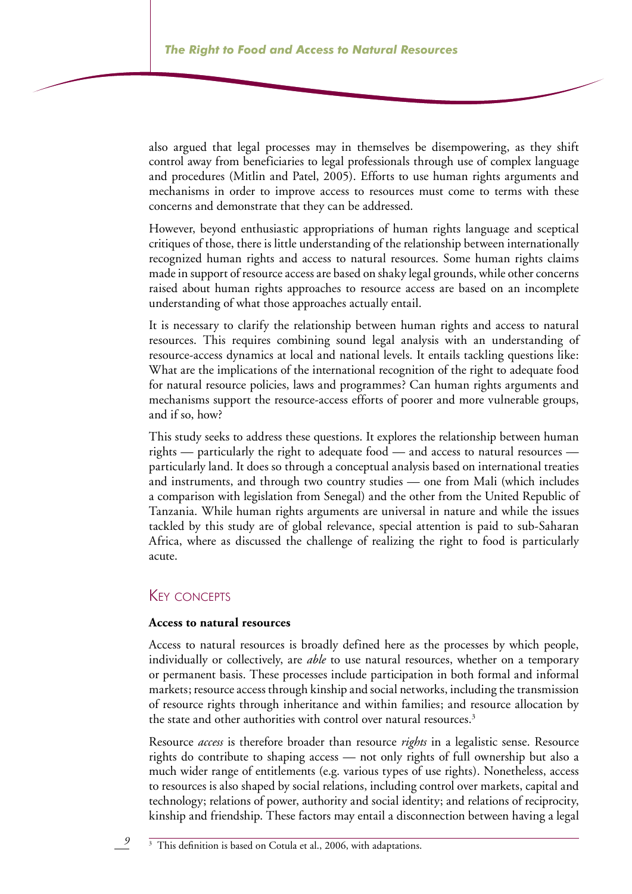also argued that legal processes may in themselves be disempowering, as they shift control away from beneficiaries to legal professionals through use of complex language and procedures (Mitlin and Patel, 2005). Efforts to use human rights arguments and mechanisms in order to improve access to resources must come to terms with these concerns and demonstrate that they can be addressed.

However, beyond enthusiastic appropriations of human rights language and sceptical critiques of those, there is little understanding of the relationship between internationally recognized human rights and access to natural resources. Some human rights claims made in support of resource access are based on shaky legal grounds, while other concerns raised about human rights approaches to resource access are based on an incomplete understanding of what those approaches actually entail.

It is necessary to clarify the relationship between human rights and access to natural resources. This requires combining sound legal analysis with an understanding of resource-access dynamics at local and national levels. It entails tackling questions like: What are the implications of the international recognition of the right to adequate food for natural resource policies, laws and programmes? Can human rights arguments and mechanisms support the resource-access efforts of poorer and more vulnerable groups, and if so, how?

This study seeks to address these questions. It explores the relationship between human rights — particularly the right to adequate food — and access to natural resources — particularly land. It does so through a conceptual analysis based on international treaties and instruments, and through two country studies — one from Mali (which includes a comparison with legislation from Senegal) and the other from the United Republic of Tanzania. While human rights arguments are universal in nature and while the issues tackled by this study are of global relevance, special attention is paid to sub-Saharan Africa, where as discussed the challenge of realizing the right to food is particularly acute.

## Key concepts

**Access to natural resources**

Access to natural resources is broadly defined here as the processes by which people, individually or collectively, are *able* to use natural resources, whether on a temporary or permanent basis. These processes include participation in both formal and informal markets; resource access through kinship and social networks, including the transmission of resource rights through inheritance and within families; and resource allocation by the state and other authorities with control over natural resources.[3]

Resource *access* is therefore broader than resource *rights* in a legalistic sense. Resource rights do contribute to shaping access — not only rights of full ownership but also a much wider range of entitlements (e.g. various types of use rights). Nonetheless, access to resources is also shaped by social relations, including control over markets, capital and technology; relations of power, authority and social identity; and relations of reciprocity, kinship and friendship. These factors may entail a disconnection between having a legal

[3] This definition is based on Cotula et al., 2006, with adaptations.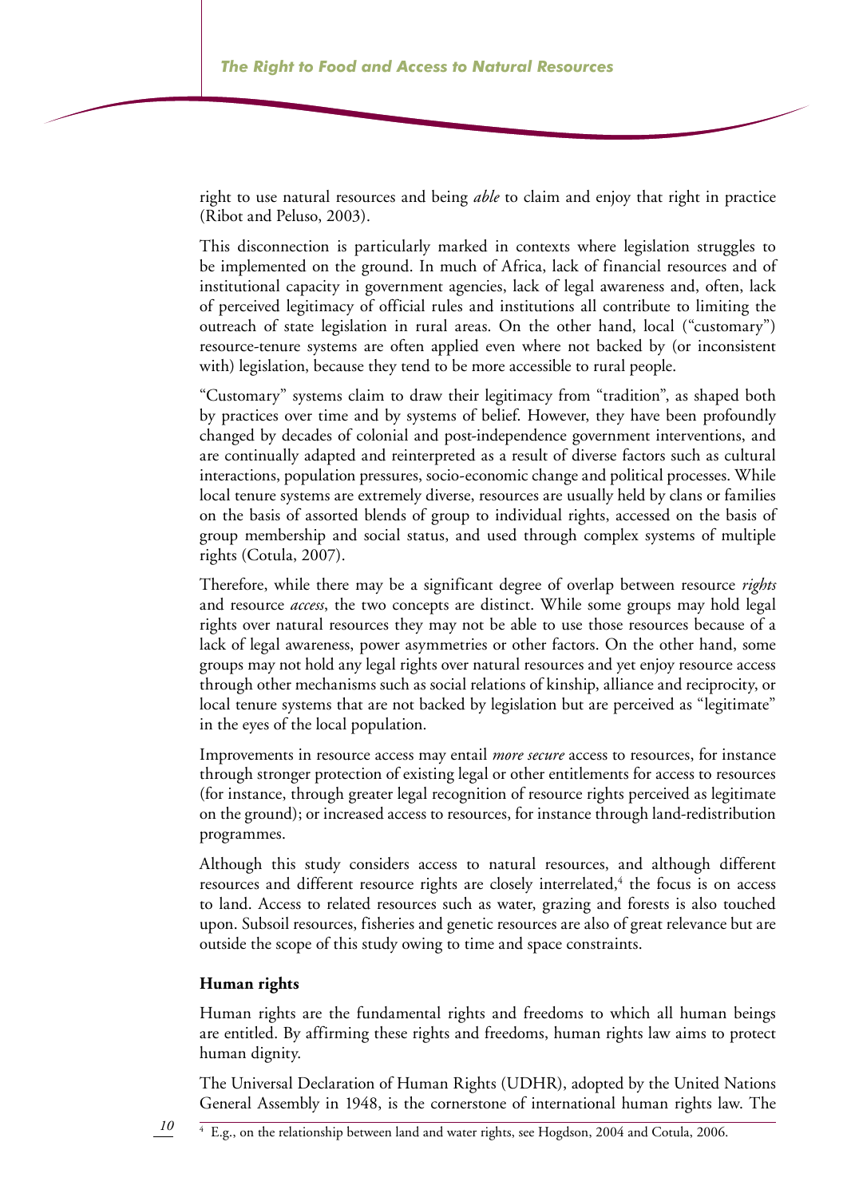right to use natural resources and being *able* to claim and enjoy that right in practice (Ribot and Peluso, 2003).

This disconnection is particularly marked in contexts where legislation struggles to be implemented on the ground. In much of Africa, lack of financial resources and of institutional capacity in government agencies, lack of legal awareness and, often, lack of perceived legitimacy of official rules and institutions all contribute to limiting the outreach of state legislation in rural areas. On the other hand, local ("customary") resource-tenure systems are often applied even where not backed by (or inconsistent with) legislation, because they tend to be more accessible to rural people.

"Customary" systems claim to draw their legitimacy from "tradition", as shaped both by practices over time and by systems of belief. However, they have been profoundly changed by decades of colonial and post-independence government interventions, and are continually adapted and reinterpreted as a result of diverse factors such as cultural interactions, population pressures, socio-economic change and political processes. While local tenure systems are extremely diverse, resources are usually held by clans or families on the basis of assorted blends of group to individual rights, accessed on the basis of group membership and social status, and used through complex systems of multiple rights (Cotula, 2007).

Therefore, while there may be a significant degree of overlap between resource *rights* and resource *access*, the two concepts are distinct. While some groups may hold legal rights over natural resources they may not be able to use those resources because of a lack of legal awareness, power asymmetries or other factors. On the other hand, some groups may not hold any legal rights over natural resources and yet enjoy resource access through other mechanisms such as social relations of kinship, alliance and reciprocity, or local tenure systems that are not backed by legislation but are perceived as "legitimate" in the eyes of the local population.

Improvements in resource access may entail *more secure* access to resources, for instance through stronger protection of existing legal or other entitlements for access to resources (for instance, through greater legal recognition of resource rights perceived as legitimate on the ground); or increased access to resources, for instance through land-redistribution programmes.

Although this study considers access to natural resources, and although different resources and different resource rights are closely interrelated,[4] the focus is on access to land. Access to related resources such as water, grazing and forests is also touched upon. Subsoil resources, fisheries and genetic resources are also of great relevance but are outside the scope of this study owing to time and space constraints.

**Human rights**

Human rights are the fundamental rights and freedoms to which all human beings are entitled. By affirming these rights and freedoms, human rights law aims to protect human dignity.

The Universal Declaration of Human Rights (UDHR), adopted by the United Nations General Assembly in 1948, is the cornerstone of international human rights law. The

[4] E.g., on the relationship between land and water rights, see Hogdson, 2004 and Cotula, 2006.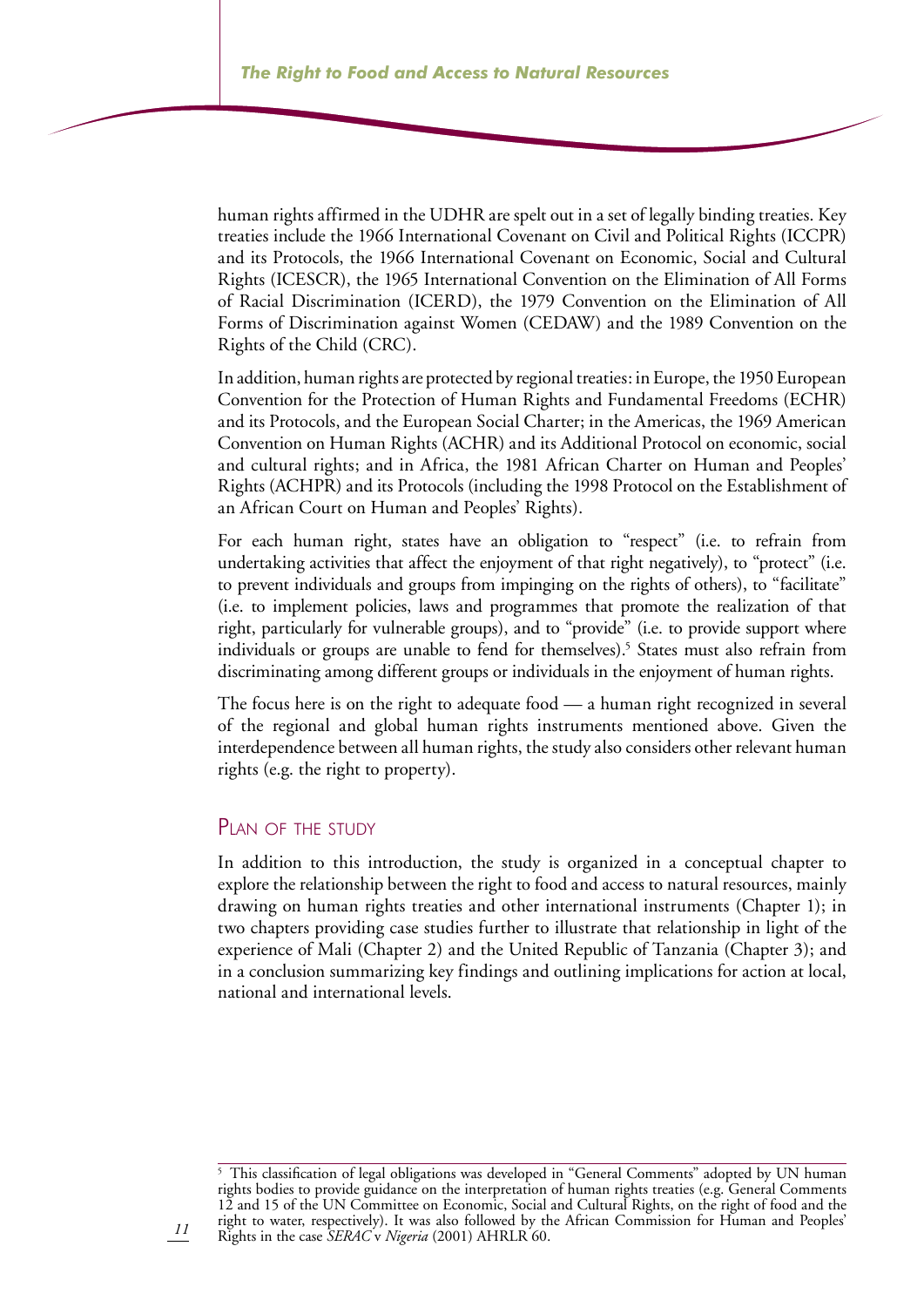human rights affirmed in the UDHR are spelt out in a set of legally binding treaties. Key treaties include the 1966 International Covenant on Civil and Political Rights (ICCPR) and its Protocols, the 1966 International Covenant on Economic, Social and Cultural Rights (ICESCR), the 1965 International Convention on the Elimination of All Forms of Racial Discrimination (ICERD), the 1979 Convention on the Elimination of All Forms of Discrimination against Women (CEDAW) and the 1989 Convention on the Rights of the Child (CRC).

In addition, human rights are protected by regional treaties: in Europe, the 1950 European Convention for the Protection of Human Rights and Fundamental Freedoms (ECHR) and its Protocols, and the European Social Charter; in the Americas, the 1969 American Convention on Human Rights (ACHR) and its Additional Protocol on economic, social and cultural rights; and in Africa, the 1981 African Charter on Human and Peoples' Rights (ACHPR) and its Protocols (including the 1998 Protocol on the Establishment of an African Court on Human and Peoples' Rights).

For each human right, states have an obligation to "respect" (i.e. to refrain from undertaking activities that affect the enjoyment of that right negatively), to "protect" (i.e. to prevent individuals and groups from impinging on the rights of others), to "facilitate" (i.e. to implement policies, laws and programmes that promote the realization of that right, particularly for vulnerable groups), and to "provide" (i.e. to provide support where individuals or groups are unable to fend for themselves).[5] States must also refrain from discriminating among different groups or individuals in the enjoyment of human rights.

The focus here is on the right to adequate food — a human right recognized in several of the regional and global human rights instruments mentioned above. Given the interdependence between all human rights, the study also considers other relevant human rights (e.g. the right to property).

## Plan of the study

In addition to this introduction, the study is organized in a conceptual chapter to explore the relationship between the right to food and access to natural resources, mainly drawing on human rights treaties and other international instruments (Chapter 1); in two chapters providing case studies further to illustrate that relationship in light of the experience of Mali (Chapter 2) and the United Republic of Tanzania (Chapter 3); and in a conclusion summarizing key findings and outlining implications for action at local, national and international levels.

---

[5] This classification of legal obligations was developed in "General Comments" adopted by UN human rights bodies to provide guidance on the interpretation of human rights treaties (e.g. General Comments 12 and 15 of the UN Committee on Economic, Social and Cultural Rights, on the right of food and the right to water, respectively). It was also followed by the African Commission for Human and Peoples' Rights in the case *SERAC* v *Nigeria* (2001) AHRLR 60.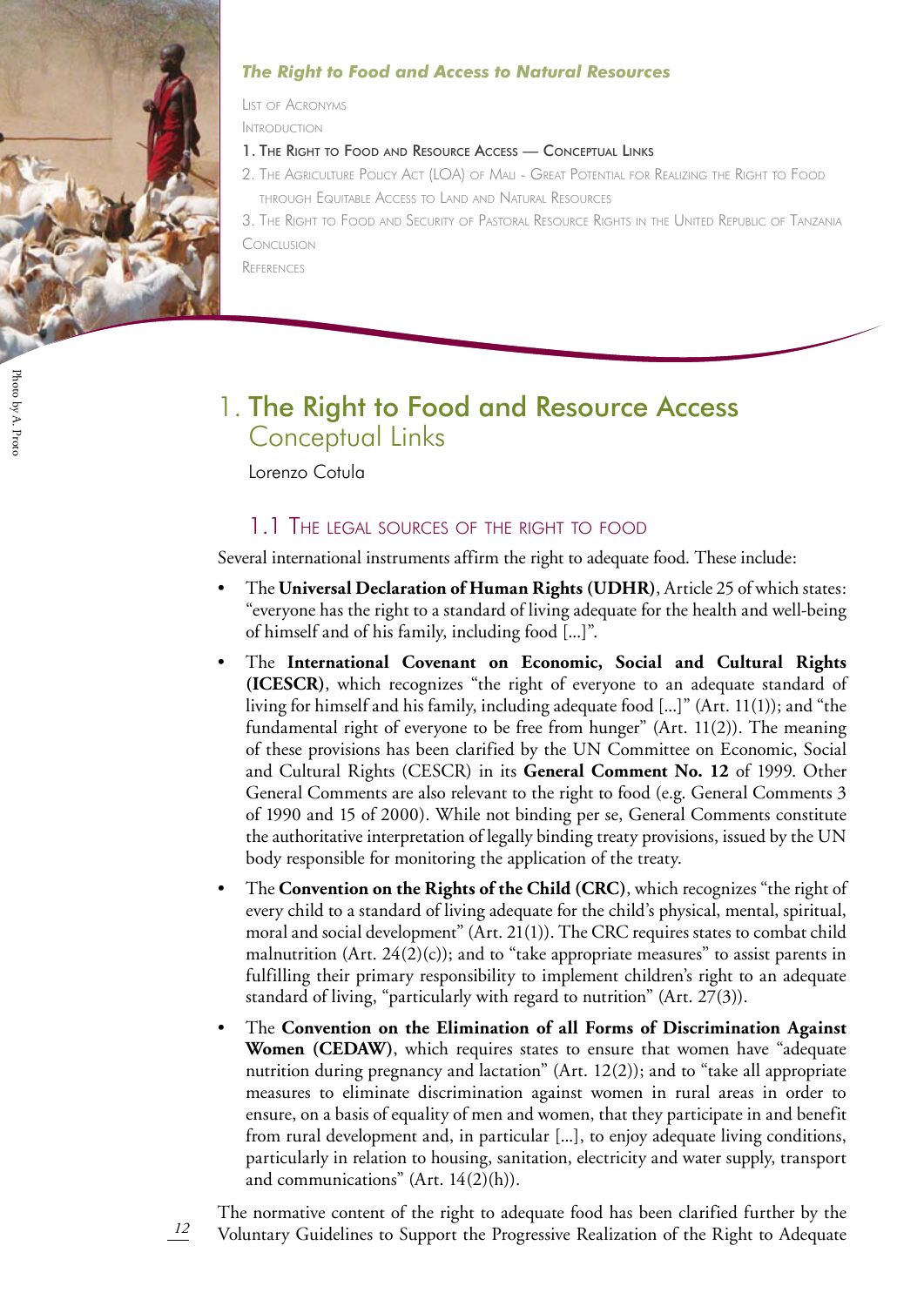*The Right to Food and Access to Natural Resources*

List of Acronyms

Introduction

1. The Right to Food and Resource Access — Conceptual Links

2. The Agriculture Policy Act (LOA) of Mali - Great Potential for Realizing the Right to Food through Equitable Access to Land and Natural Resources

3. The Right to Food and Security of Pastoral Resource Rights in the United Republic of Tanzania

Conclusion

References

Photo by A. Proto

# 1. The Right to Food and Resource Access Conceptual Links

Lorenzo Cotula

## 1.1 The legal sources of the right to food

Several international instruments affirm the right to adequate food. These include:

- The **Universal Declaration of Human Rights (UDHR)**, Article 25 of which states: "everyone has the right to a standard of living adequate for the health and well-being of himself and of his family, including food [...]".
- The **International Covenant on Economic, Social and Cultural Rights (ICESCR)**, which recognizes "the right of everyone to an adequate standard of living for himself and his family, including adequate food [...]" (Art. 11(1)); and "the fundamental right of everyone to be free from hunger" (Art. 11(2)). The meaning of these provisions has been clarified by the UN Committee on Economic, Social and Cultural Rights (CESCR) in its **General Comment No. 12** of 1999. Other General Comments are also relevant to the right to food (e.g. General Comments 3 of 1990 and 15 of 2000). While not binding per se, General Comments constitute the authoritative interpretation of legally binding treaty provisions, issued by the UN body responsible for monitoring the application of the treaty.
- The **Convention on the Rights of the Child (CRC)**, which recognizes "the right of every child to a standard of living adequate for the child's physical, mental, spiritual, moral and social development" (Art. 21(1)). The CRC requires states to combat child malnutrition (Art. 24(2)(c)); and to "take appropriate measures" to assist parents in fulfilling their primary responsibility to implement children's right to an adequate standard of living, "particularly with regard to nutrition" (Art. 27(3)).
- The **Convention on the Elimination of all Forms of Discrimination Against Women (CEDAW)**, which requires states to ensure that women have "adequate nutrition during pregnancy and lactation" (Art. 12(2)); and to "take all appropriate measures to eliminate discrimination against women in rural areas in order to ensure, on a basis of equality of men and women, that they participate in and benefit from rural development and, in particular [...], to enjoy adequate living conditions, particularly in relation to housing, sanitation, electricity and water supply, transport and communications" (Art. 14(2)(h)).

The normative content of the right to adequate food has been clarified further by the Voluntary Guidelines to Support the Progressive Realization of the Right to Adequate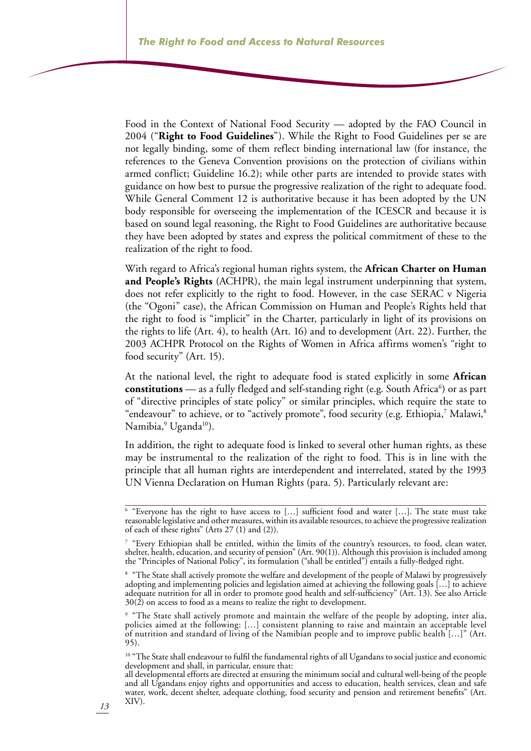Food in the Context of National Food Security — adopted by the FAO Council in 2004 ("**Right to Food Guidelines**"). While the Right to Food Guidelines per se are not legally binding, some of them reflect binding international law (for instance, the references to the Geneva Convention provisions on the protection of civilians within armed conflict; Guideline 16.2); while other parts are intended to provide states with guidance on how best to pursue the progressive realization of the right to adequate food. While General Comment 12 is authoritative because it has been adopted by the UN body responsible for overseeing the implementation of the ICESCR and because it is based on sound legal reasoning, the Right to Food Guidelines are authoritative because they have been adopted by states and express the political commitment of these to the realization of the right to food.

With regard to Africa's regional human rights system, the **African Charter on Human and People's Rights** (ACHPR), the main legal instrument underpinning that system, does not refer explicitly to the right to food. However, in the case SERAC v Nigeria (the "Ogoni" case), the African Commission on Human and People's Rights held that the right to food is "implicit" in the Charter, particularly in light of its provisions on the rights to life (Art. 4), to health (Art. 16) and to development (Art. 22). Further, the 2003 ACHPR Protocol on the Rights of Women in Africa affirms women's "right to food security" (Art. 15).

At the national level, the right to adequate food is stated explicitly in some **African constitutions** — as a fully fledged and self-standing right (e.g. South Africa[6]) or as part of "directive principles of state policy" or similar principles, which require the state to "endeavour" to achieve, or to "actively promote", food security (e.g. Ethiopia,[7] Malawi,[8] Namibia,[9] Uganda[10]).

In addition, the right to adequate food is linked to several other human rights, as these may be instrumental to the realization of the right to food. This is in line with the principle that all human rights are interdependent and interrelated, stated by the 1993 UN Vienna Declaration on Human Rights (para. 5). Particularly relevant are:

---

[6] "Everyone has the right to have access to […] sufficient food and water […]. The state must take reasonable legislative and other measures, within its available resources, to achieve the progressive realization of each of these rights" (Arts 27 (1) and (2)).

[7] "Every Ethiopian shall be entitled, within the limits of the country's resources, to food, clean water, shelter, health, education, and security of pension" (Art. 90(1)). Although this provision is included among the "Principles of National Policy", its formulation ("shall be entitled") entails a fully-fledged right.

[8] "The State shall actively promote the welfare and development of the people of Malawi by progressively adopting and implementing policies and legislation aimed at achieving the following goals […] to achieve adequate nutrition for all in order to promote good health and self-sufficiency" (Art. 13). See also Article 30(2) on access to food as a means to realize the right to development.

[9] "The State shall actively promote and maintain the welfare of the people by adopting, inter alia, policies aimed at the following: […] consistent planning to raise and maintain an acceptable level of nutrition and standard of living of the Namibian people and to improve public health […]" (Art. 95).

[10] "The State shall endeavour to fulfil the fundamental rights of all Ugandans to social justice and economic development and shall, in particular, ensure that:
all developmental efforts are directed at ensuring the minimum social and cultural well-being of the people and all Ugandans enjoy rights and opportunities and access to education, health services, clean and safe water, work, decent shelter, adequate clothing, food security and pension and retirement benefits" (Art. XIV).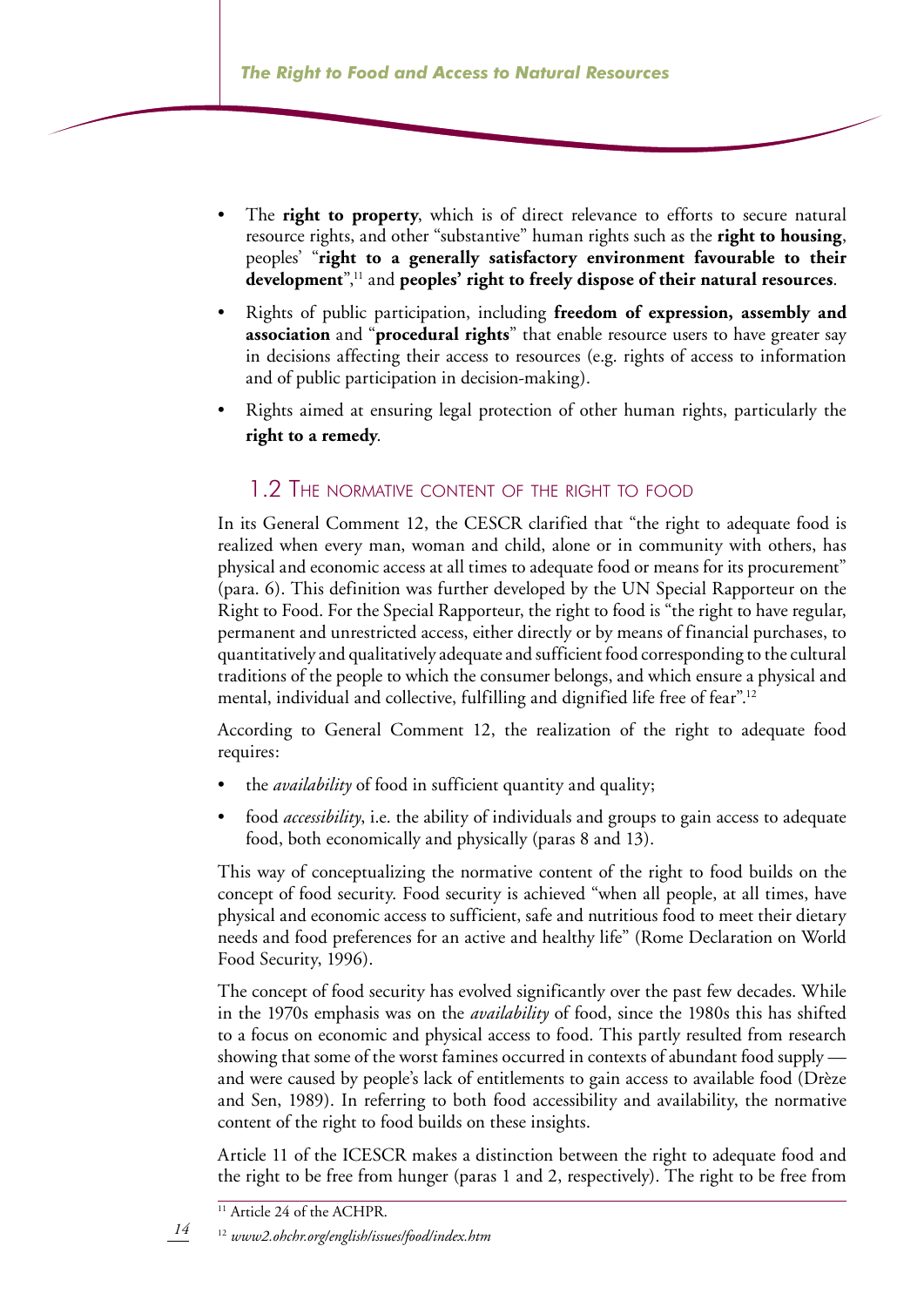- The **right to property**, which is of direct relevance to efforts to secure natural resource rights, and other "substantive" human rights such as the **right to housing**, peoples' "**right to a generally satisfactory environment favourable to their development**",[11] and **peoples' right to freely dispose of their natural resources**.
- Rights of public participation, including **freedom of expression, assembly and association** and "**procedural rights**" that enable resource users to have greater say in decisions affecting their access to resources (e.g. rights of access to information and of public participation in decision-making).
- Rights aimed at ensuring legal protection of other human rights, particularly the **right to a remedy**.

## 1.2 The normative content of the right to food

In its General Comment 12, the CESCR clarified that "the right to adequate food is realized when every man, woman and child, alone or in community with others, has physical and economic access at all times to adequate food or means for its procurement" (para. 6). This definition was further developed by the UN Special Rapporteur on the Right to Food. For the Special Rapporteur, the right to food is "the right to have regular, permanent and unrestricted access, either directly or by means of financial purchases, to quantitatively and qualitatively adequate and sufficient food corresponding to the cultural traditions of the people to which the consumer belongs, and which ensure a physical and mental, individual and collective, fulfilling and dignified life free of fear".[12]

According to General Comment 12, the realization of the right to adequate food requires:

- the *availability* of food in sufficient quantity and quality;
- food *accessibility*, i.e. the ability of individuals and groups to gain access to adequate food, both economically and physically (paras 8 and 13).

This way of conceptualizing the normative content of the right to food builds on the concept of food security. Food security is achieved "when all people, at all times, have physical and economic access to sufficient, safe and nutritious food to meet their dietary needs and food preferences for an active and healthy life" (Rome Declaration on World Food Security, 1996).

The concept of food security has evolved significantly over the past few decades. While in the 1970s emphasis was on the *availability* of food, since the 1980s this has shifted to a focus on economic and physical access to food. This partly resulted from research showing that some of the worst famines occurred in contexts of abundant food supply — and were caused by people's lack of entitlements to gain access to available food (Drèze and Sen, 1989). In referring to both food accessibility and availability, the normative content of the right to food builds on these insights.

Article 11 of the ICESCR makes a distinction between the right to adequate food and the right to be free from hunger (paras 1 and 2, respectively). The right to be free from

[11] Article 24 of the ACHPR.

[12] *www2.ohchr.org/english/issues/food/index.htm*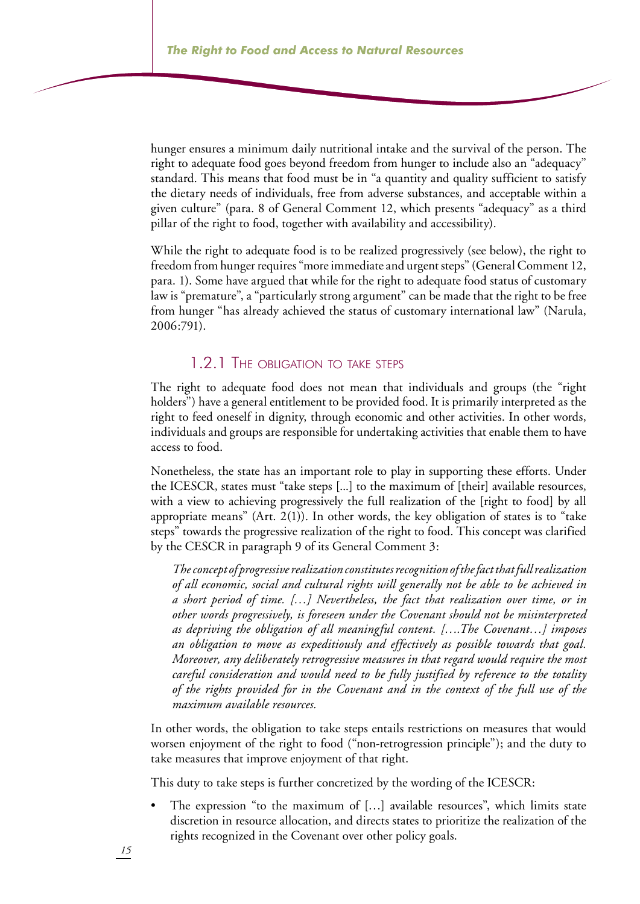hunger ensures a minimum daily nutritional intake and the survival of the person. The right to adequate food goes beyond freedom from hunger to include also an "adequacy" standard. This means that food must be in "a quantity and quality sufficient to satisfy the dietary needs of individuals, free from adverse substances, and acceptable within a given culture" (para. 8 of General Comment 12, which presents "adequacy" as a third pillar of the right to food, together with availability and accessibility).

While the right to adequate food is to be realized progressively (see below), the right to freedom from hunger requires "more immediate and urgent steps" (General Comment 12, para. 1). Some have argued that while for the right to adequate food status of customary law is "premature", a "particularly strong argument" can be made that the right to be free from hunger "has already achieved the status of customary international law" (Narula, 2006:791).

### 1.2.1 The obligation to take steps

The right to adequate food does not mean that individuals and groups (the "right holders") have a general entitlement to be provided food. It is primarily interpreted as the right to feed oneself in dignity, through economic and other activities. In other words, individuals and groups are responsible for undertaking activities that enable them to have access to food.

Nonetheless, the state has an important role to play in supporting these efforts. Under the ICESCR, states must "take steps [...] to the maximum of [their] available resources, with a view to achieving progressively the full realization of the [right to food] by all appropriate means" (Art. 2(1)). In other words, the key obligation of states is to "take steps" towards the progressive realization of the right to food. This concept was clarified by the CESCR in paragraph 9 of its General Comment 3:

> *The concept of progressive realization constitutes recognition of the fact that full realization of all economic, social and cultural rights will generally not be able to be achieved in a short period of time. […] Nevertheless, the fact that realization over time, or in other words progressively, is foreseen under the Covenant should not be misinterpreted as depriving the obligation of all meaningful content. [….The Covenant…] imposes an obligation to move as expeditiously and effectively as possible towards that goal. Moreover, any deliberately retrogressive measures in that regard would require the most careful consideration and would need to be fully justified by reference to the totality of the rights provided for in the Covenant and in the context of the full use of the maximum available resources.*

In other words, the obligation to take steps entails restrictions on measures that would worsen enjoyment of the right to food ("non-retrogression principle"); and the duty to take measures that improve enjoyment of that right.

This duty to take steps is further concretized by the wording of the ICESCR:

- The expression "to the maximum of […] available resources", which limits state discretion in resource allocation, and directs states to prioritize the realization of the rights recognized in the Covenant over other policy goals.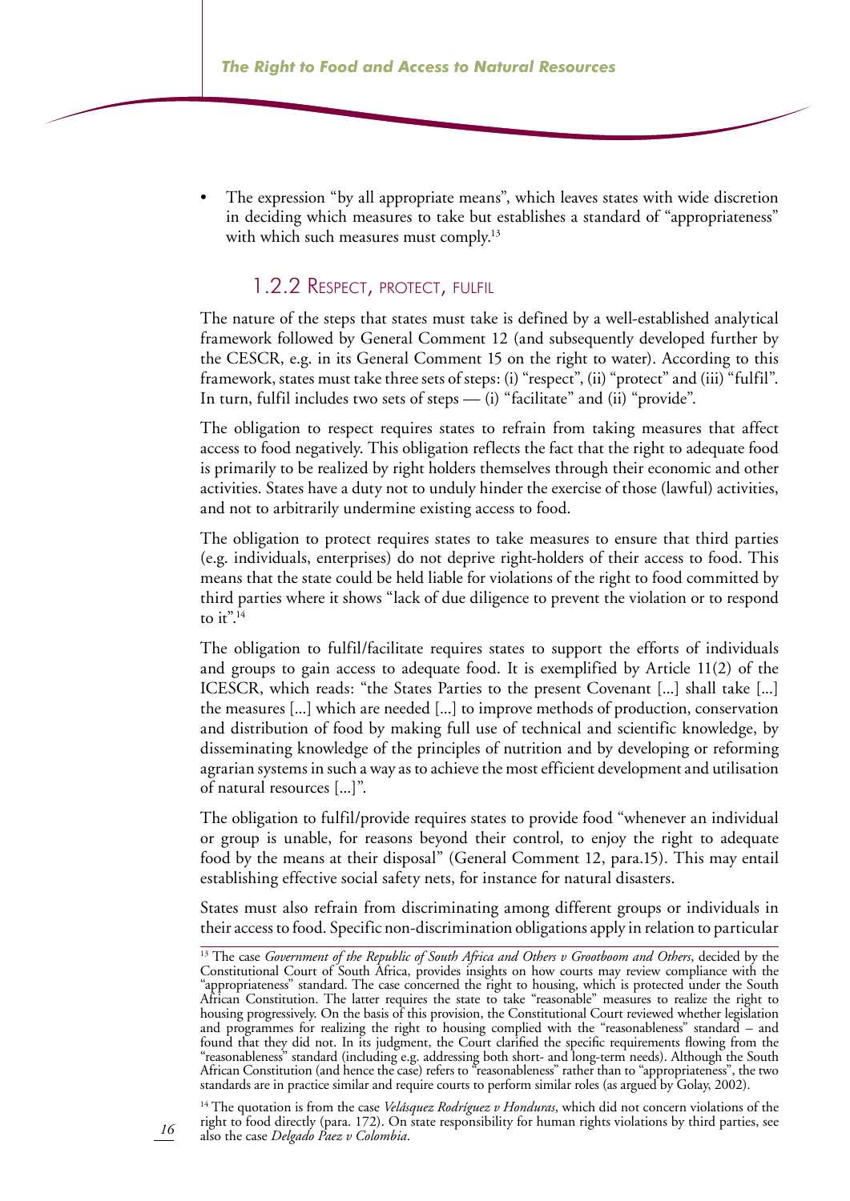- The expression "by all appropriate means", which leaves states with wide discretion in deciding which measures to take but establishes a standard of "appropriateness" with which such measures must comply.[13]

### 1.2.2 Respect, protect, fulfil

The nature of the steps that states must take is defined by a well-established analytical framework followed by General Comment 12 (and subsequently developed further by the CESCR, e.g. in its General Comment 15 on the right to water). According to this framework, states must take three sets of steps: (i) "respect", (ii) "protect" and (iii) "fulfil". In turn, fulfil includes two sets of steps — (i) "facilitate" and (ii) "provide".

The obligation to respect requires states to refrain from taking measures that affect access to food negatively. This obligation reflects the fact that the right to adequate food is primarily to be realized by right holders themselves through their economic and other activities. States have a duty not to unduly hinder the exercise of those (lawful) activities, and not to arbitrarily undermine existing access to food.

The obligation to protect requires states to take measures to ensure that third parties (e.g. individuals, enterprises) do not deprive right-holders of their access to food. This means that the state could be held liable for violations of the right to food committed by third parties where it shows "lack of due diligence to prevent the violation or to respond to it".[14]

The obligation to fulfil/facilitate requires states to support the efforts of individuals and groups to gain access to adequate food. It is exemplified by Article 11(2) of the ICESCR, which reads: "the States Parties to the present Covenant [...] shall take [...] the measures [...] which are needed [...] to improve methods of production, conservation and distribution of food by making full use of technical and scientific knowledge, by disseminating knowledge of the principles of nutrition and by developing or reforming agrarian systems in such a way as to achieve the most efficient development and utilisation of natural resources [...]".

The obligation to fulfil/provide requires states to provide food "whenever an individual or group is unable, for reasons beyond their control, to enjoy the right to adequate food by the means at their disposal" (General Comment 12, para.15). This may entail establishing effective social safety nets, for instance for natural disasters.

States must also refrain from discriminating among different groups or individuals in their access to food. Specific non-discrimination obligations apply in relation to particular

---

[13] The case *Government of the Republic of South Africa and Others v Grootboom and Others*, decided by the Constitutional Court of South Africa, provides insights on how courts may review compliance with the "appropriateness" standard. The case concerned the right to housing, which is protected under the South African Constitution. The latter requires the state to take "reasonable" measures to realize the right to housing progressively. On the basis of this provision, the Constitutional Court reviewed whether legislation and programmes for realizing the right to housing complied with the "reasonableness" standard – and found that they did not. In its judgment, the Court clarified the specific requirements flowing from the "reasonableness" standard (including e.g. addressing both short- and long-term needs). Although the South African Constitution (and hence the case) refers to "reasonableness" rather than to "appropriateness", the two standards are in practice similar and require courts to perform similar roles (as argued by Golay, 2002).

[14] The quotation is from the case *Velásquez Rodríguez v Honduras*, which did not concern violations of the right to food directly (para. 172). On state responsibility for human rights violations by third parties, see also the case *Delgado Paez v Colombia*.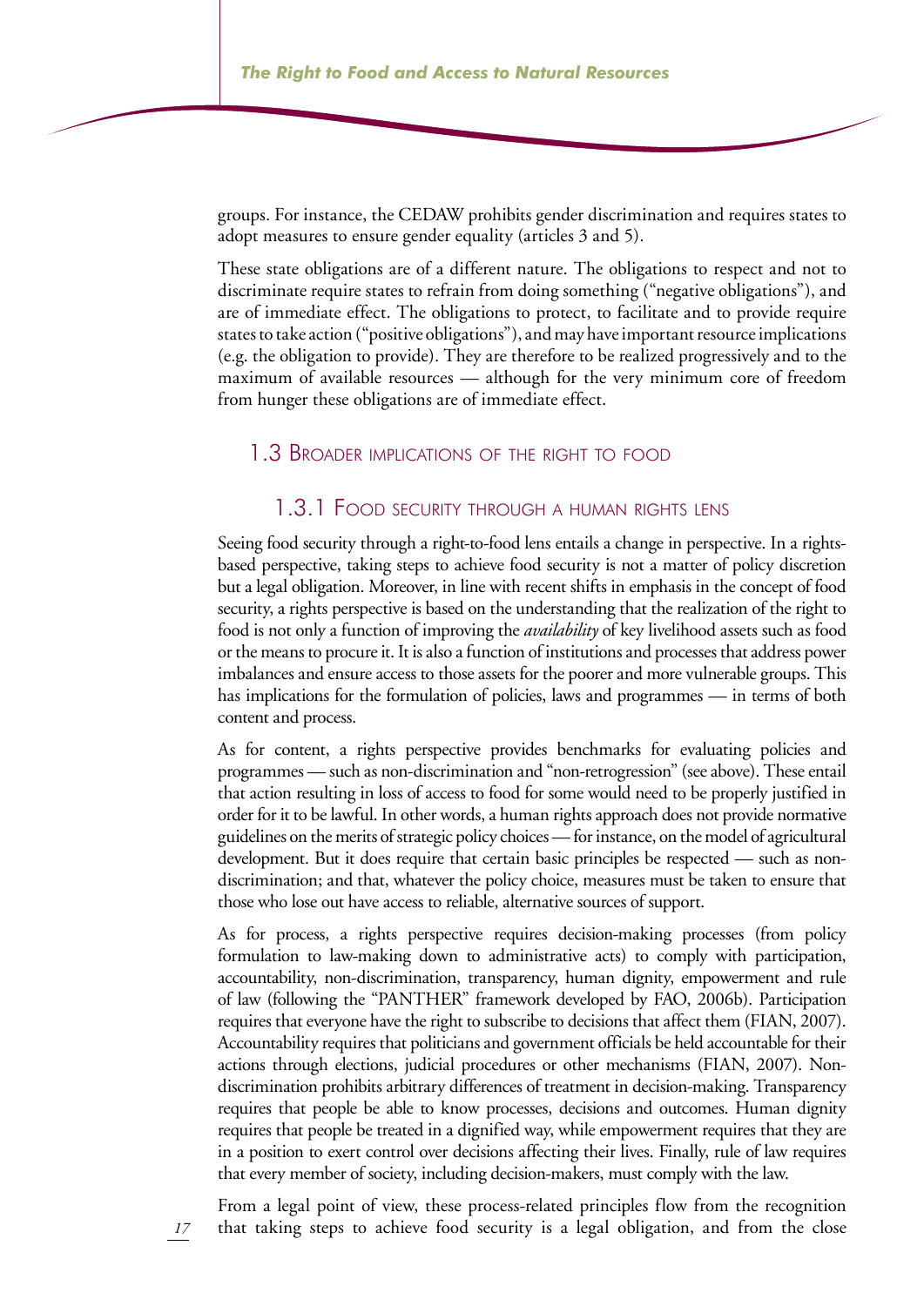groups. For instance, the CEDAW prohibits gender discrimination and requires states to adopt measures to ensure gender equality (articles 3 and 5).

These state obligations are of a different nature. The obligations to respect and not to discriminate require states to refrain from doing something ("negative obligations"), and are of immediate effect. The obligations to protect, to facilitate and to provide require states to take action ("positive obligations"), and may have important resource implications (e.g. the obligation to provide). They are therefore to be realized progressively and to the maximum of available resources — although for the very minimum core of freedom from hunger these obligations are of immediate effect.

## 1.3 Broader implications of the right to food

### 1.3.1 Food security through a human rights lens

Seeing food security through a right-to-food lens entails a change in perspective. In a rights-based perspective, taking steps to achieve food security is not a matter of policy discretion but a legal obligation. Moreover, in line with recent shifts in emphasis in the concept of food security, a rights perspective is based on the understanding that the realization of the right to food is not only a function of improving the *availability* of key livelihood assets such as food or the means to procure it. It is also a function of institutions and processes that address power imbalances and ensure access to those assets for the poorer and more vulnerable groups. This has implications for the formulation of policies, laws and programmes — in terms of both content and process.

As for content, a rights perspective provides benchmarks for evaluating policies and programmes — such as non-discrimination and "non-retrogression" (see above). These entail that action resulting in loss of access to food for some would need to be properly justified in order for it to be lawful. In other words, a human rights approach does not provide normative guidelines on the merits of strategic policy choices — for instance, on the model of agricultural development. But it does require that certain basic principles be respected — such as non-discrimination; and that, whatever the policy choice, measures must be taken to ensure that those who lose out have access to reliable, alternative sources of support.

As for process, a rights perspective requires decision-making processes (from policy formulation to law-making down to administrative acts) to comply with participation, accountability, non-discrimination, transparency, human dignity, empowerment and rule of law (following the "PANTHER" framework developed by FAO, 2006b). Participation requires that everyone have the right to subscribe to decisions that affect them (FIAN, 2007). Accountability requires that politicians and government officials be held accountable for their actions through elections, judicial procedures or other mechanisms (FIAN, 2007). Non-discrimination prohibits arbitrary differences of treatment in decision-making. Transparency requires that people be able to know processes, decisions and outcomes. Human dignity requires that people be treated in a dignified way, while empowerment requires that they are in a position to exert control over decisions affecting their lives. Finally, rule of law requires that every member of society, including decision-makers, must comply with the law.

From a legal point of view, these process-related principles flow from the recognition that taking steps to achieve food security is a legal obligation, and from the close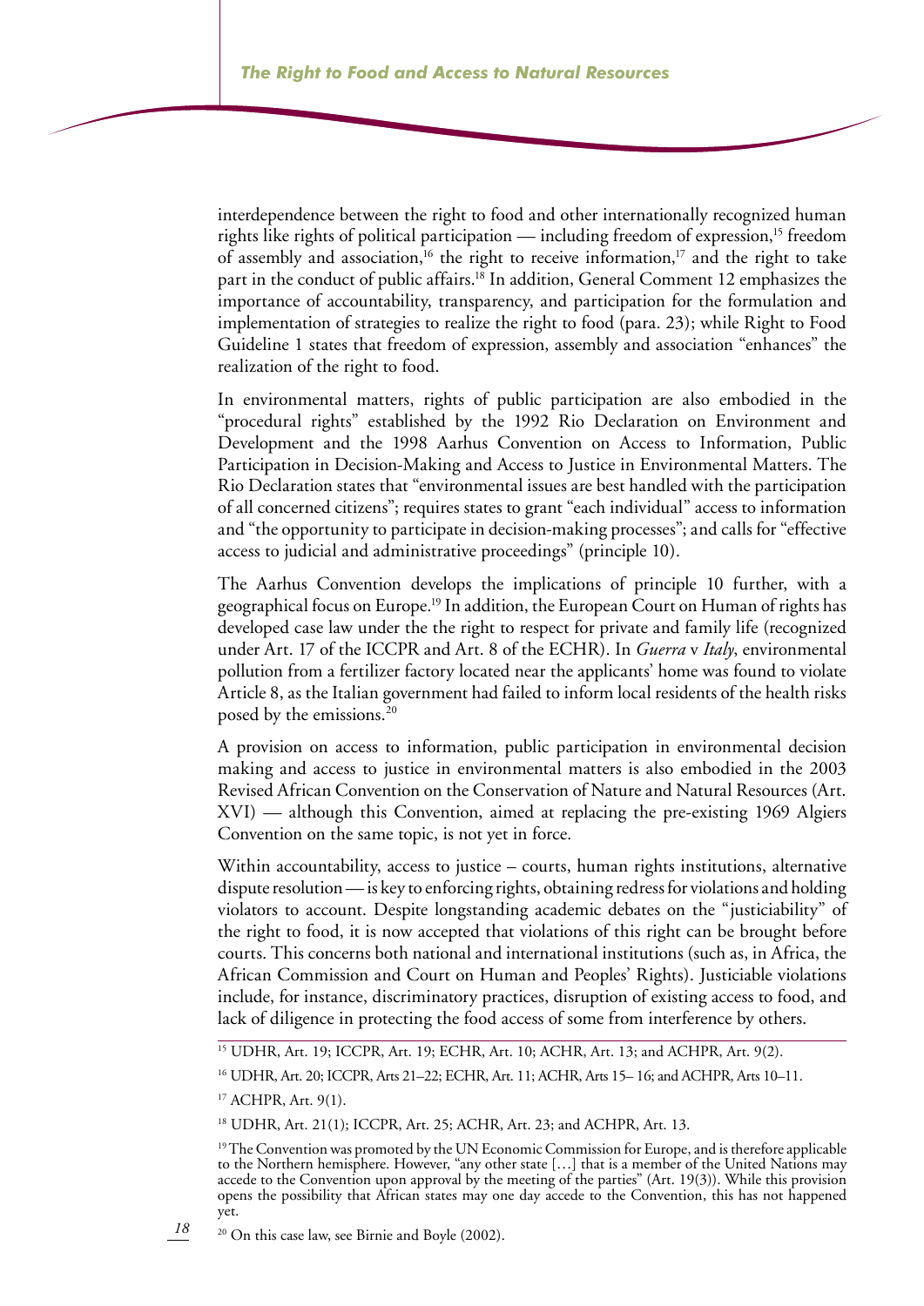interdependence between the right to food and other internationally recognized human rights like rights of political participation — including freedom of expression,[15] freedom of assembly and association,[16] the right to receive information,[17] and the right to take part in the conduct of public affairs.[18] In addition, General Comment 12 emphasizes the importance of accountability, transparency, and participation for the formulation and implementation of strategies to realize the right to food (para. 23); while Right to Food Guideline 1 states that freedom of expression, assembly and association "enhances" the realization of the right to food.

In environmental matters, rights of public participation are also embodied in the "procedural rights" established by the 1992 Rio Declaration on Environment and Development and the 1998 Aarhus Convention on Access to Information, Public Participation in Decision-Making and Access to Justice in Environmental Matters. The Rio Declaration states that "environmental issues are best handled with the participation of all concerned citizens"; requires states to grant "each individual" access to information and "the opportunity to participate in decision-making processes"; and calls for "effective access to judicial and administrative proceedings" (principle 10).

The Aarhus Convention develops the implications of principle 10 further, with a geographical focus on Europe.[19] In addition, the European Court on Human of rights has developed case law under the the right to respect for private and family life (recognized under Art. 17 of the ICCPR and Art. 8 of the ECHR). In *Guerra* v *Italy*, environmental pollution from a fertilizer factory located near the applicants' home was found to violate Article 8, as the Italian government had failed to inform local residents of the health risks posed by the emissions.[20]

A provision on access to information, public participation in environmental decision making and access to justice in environmental matters is also embodied in the 2003 Revised African Convention on the Conservation of Nature and Natural Resources (Art. XVI) — although this Convention, aimed at replacing the pre-existing 1969 Algiers Convention on the same topic, is not yet in force.

Within accountability, access to justice – courts, human rights institutions, alternative dispute resolution — is key to enforcing rights, obtaining redress for violations and holding violators to account. Despite longstanding academic debates on the "justiciability" of the right to food, it is now accepted that violations of this right can be brought before courts. This concerns both national and international institutions (such as, in Africa, the African Commission and Court on Human and Peoples' Rights). Justiciable violations include, for instance, discriminatory practices, disruption of existing access to food, and lack of diligence in protecting the food access of some from interference by others.

---

[15] UDHR, Art. 19; ICCPR, Art. 19; ECHR, Art. 10; ACHR, Art. 13; and ACHPR, Art. 9(2).

[16] UDHR, Art. 20; ICCPR, Arts 21–22; ECHR, Art. 11; ACHR, Arts 15– 16; and ACHPR, Arts 10–11.

[17] ACHPR, Art. 9(1).

[18] UDHR, Art. 21(1); ICCPR, Art. 25; ACHR, Art. 23; and ACHPR, Art. 13.

[19] The Convention was promoted by the UN Economic Commission for Europe, and is therefore applicable to the Northern hemisphere. However, "any other state […] that is a member of the United Nations may accede to the Convention upon approval by the meeting of the parties" (Art. 19(3)). While this provision opens the possibility that African states may one day accede to the Convention, this has not happened yet.

[20] On this case law, see Birnie and Boyle (2002).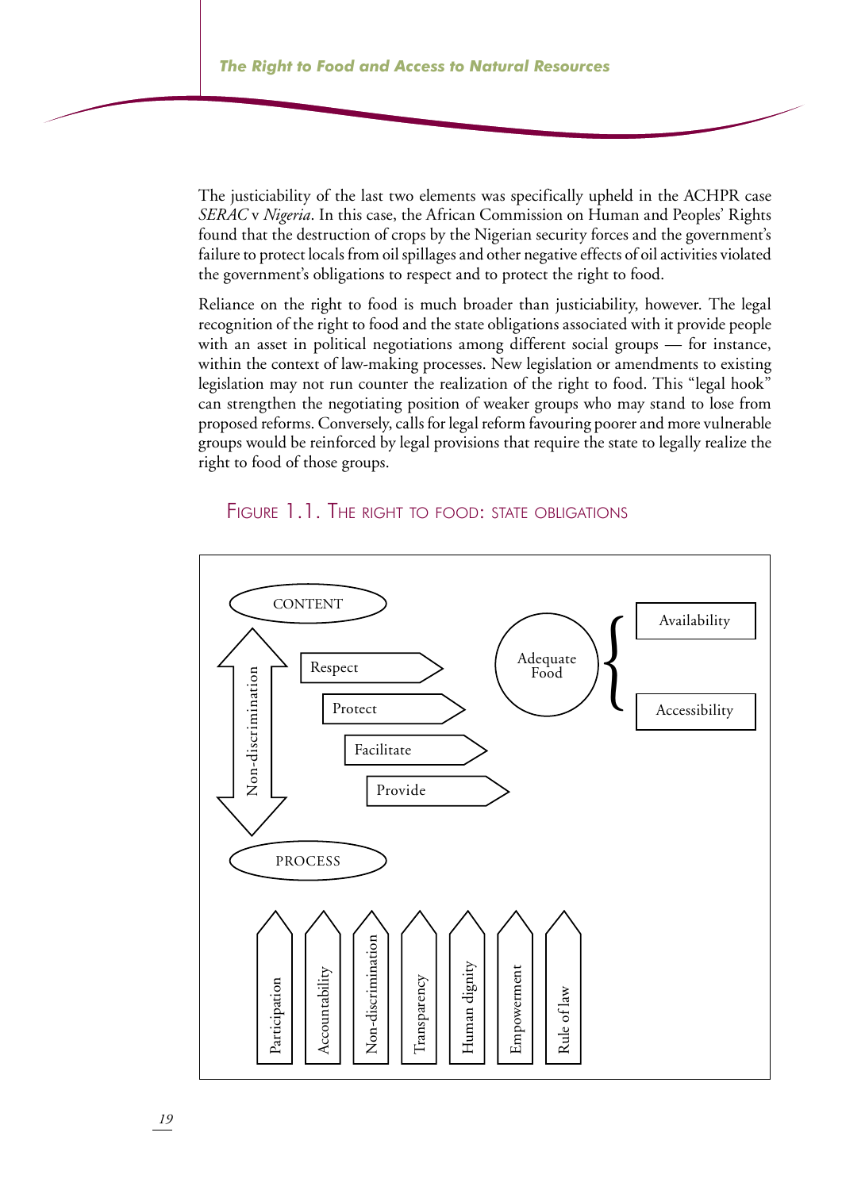The justiciability of the last two elements was specifically upheld in the ACHPR case *SERAC* v *Nigeria*. In this case, the African Commission on Human and Peoples' Rights found that the destruction of crops by the Nigerian security forces and the government's failure to protect locals from oil spillages and other negative effects of oil activities violated the government's obligations to respect and to protect the right to food.

Reliance on the right to food is much broader than justiciability, however. The legal recognition of the right to food and the state obligations associated with it provide people with an asset in political negotiations among different social groups — for instance, within the context of law-making processes. New legislation or amendments to existing legislation may not run counter the realization of the right to food. This "legal hook" can strengthen the negotiating position of weaker groups who may stand to lose from proposed reforms. Conversely, calls for legal reform favouring poorer and more vulnerable groups would be reinforced by legal provisions that require the state to legally realize the right to food of those groups.

FIGURE 1.1. THE RIGHT TO FOOD: STATE OBLIGATIONS

CONTENT

Non-discrimination

Respect

Protect

Facilitate

Provide

Adequate Food

Availability

Accessibility

PROCESS

Participation | Accountability | Non-discrimination | Transparency | Human dignity | Empowerment | Rule of law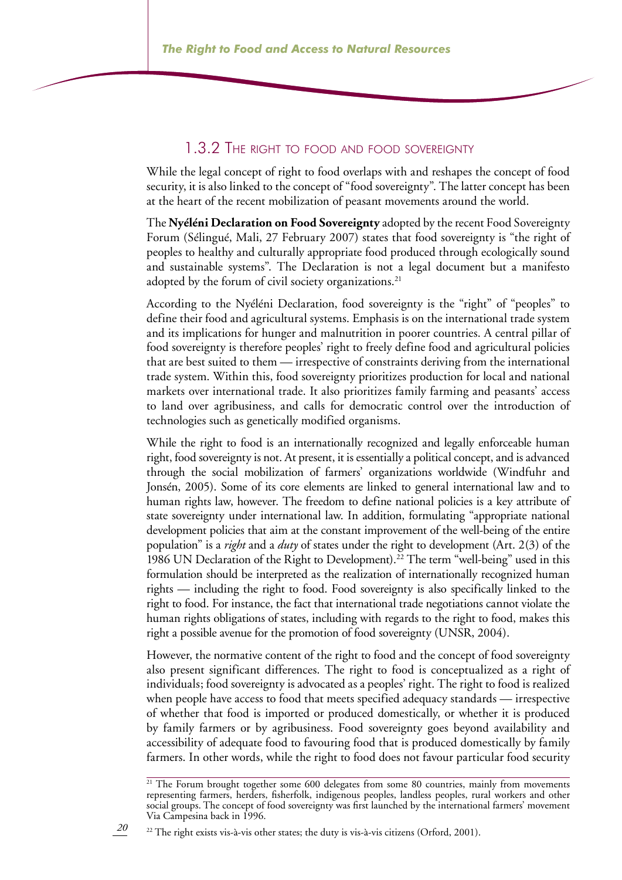### 1.3.2 The right to food and food sovereignty

While the legal concept of right to food overlaps with and reshapes the concept of food security, it is also linked to the concept of "food sovereignty". The latter concept has been at the heart of the recent mobilization of peasant movements around the world.

The **Nyéléni Declaration on Food Sovereignty** adopted by the recent Food Sovereignty Forum (Sélingué, Mali, 27 February 2007) states that food sovereignty is "the right of peoples to healthy and culturally appropriate food produced through ecologically sound and sustainable systems". The Declaration is not a legal document but a manifesto adopted by the forum of civil society organizations.[21]

According to the Nyéléni Declaration, food sovereignty is the "right" of "peoples" to define their food and agricultural systems. Emphasis is on the international trade system and its implications for hunger and malnutrition in poorer countries. A central pillar of food sovereignty is therefore peoples' right to freely define food and agricultural policies that are best suited to them — irrespective of constraints deriving from the international trade system. Within this, food sovereignty prioritizes production for local and national markets over international trade. It also prioritizes family farming and peasants' access to land over agribusiness, and calls for democratic control over the introduction of technologies such as genetically modified organisms.

While the right to food is an internationally recognized and legally enforceable human right, food sovereignty is not. At present, it is essentially a political concept, and is advanced through the social mobilization of farmers' organizations worldwide (Windfuhr and Jonsén, 2005). Some of its core elements are linked to general international law and to human rights law, however. The freedom to define national policies is a key attribute of state sovereignty under international law. In addition, formulating "appropriate national development policies that aim at the constant improvement of the well-being of the entire population" is a *right* and a *duty* of states under the right to development (Art. 2(3) of the 1986 UN Declaration of the Right to Development).[22] The term "well-being" used in this formulation should be interpreted as the realization of internationally recognized human rights — including the right to food. Food sovereignty is also specifically linked to the right to food. For instance, the fact that international trade negotiations cannot violate the human rights obligations of states, including with regards to the right to food, makes this right a possible avenue for the promotion of food sovereignty (UNSR, 2004).

However, the normative content of the right to food and the concept of food sovereignty also present significant differences. The right to food is conceptualized as a right of individuals; food sovereignty is advocated as a peoples' right. The right to food is realized when people have access to food that meets specified adequacy standards — irrespective of whether that food is imported or produced domestically, or whether it is produced by family farmers or by agribusiness. Food sovereignty goes beyond availability and accessibility of adequate food to favouring food that is produced domestically by family farmers. In other words, while the right to food does not favour particular food security

[21] The Forum brought together some 600 delegates from some 80 countries, mainly from movements representing farmers, herders, fisherfolk, indigenous peoples, landless peoples, rural workers and other social groups. The concept of food sovereignty was first launched by the international farmers' movement Via Campesina back in 1996.

[22] The right exists vis-à-vis other states; the duty is vis-à-vis citizens (Orford, 2001).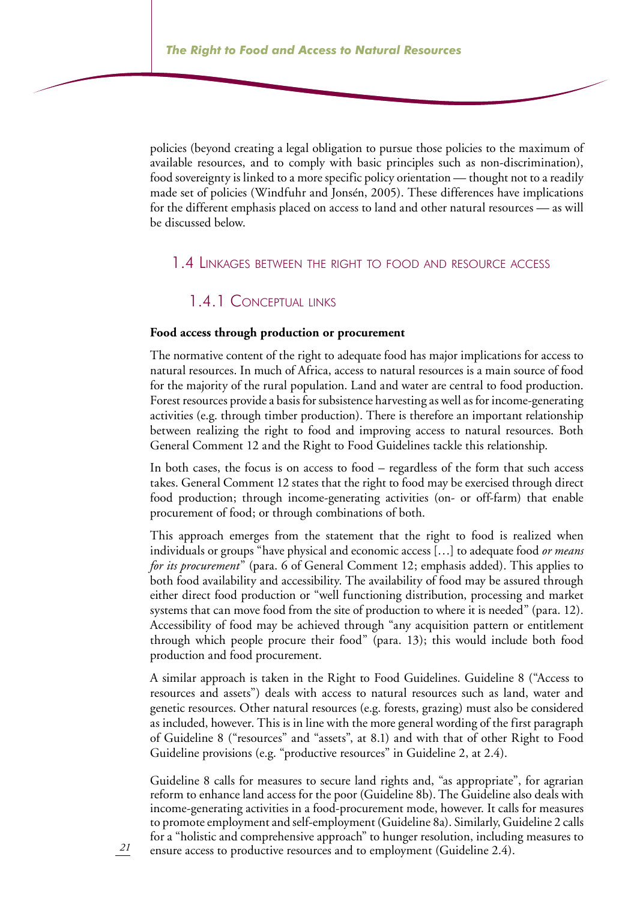policies (beyond creating a legal obligation to pursue those policies to the maximum of available resources, and to comply with basic principles such as non-discrimination), food sovereignty is linked to a more specific policy orientation — thought not to a readily made set of policies (Windfuhr and Jonsén, 2005). These differences have implications for the different emphasis placed on access to land and other natural resources — as will be discussed below.

## 1.4 Linkages between the right to food and resource access

### 1.4.1 Conceptual links

**Food access through production or procurement**

The normative content of the right to adequate food has major implications for access to natural resources. In much of Africa, access to natural resources is a main source of food for the majority of the rural population. Land and water are central to food production. Forest resources provide a basis for subsistence harvesting as well as for income-generating activities (e.g. through timber production). There is therefore an important relationship between realizing the right to food and improving access to natural resources. Both General Comment 12 and the Right to Food Guidelines tackle this relationship.

In both cases, the focus is on access to food – regardless of the form that such access takes. General Comment 12 states that the right to food may be exercised through direct food production; through income-generating activities (on- or off-farm) that enable procurement of food; or through combinations of both.

This approach emerges from the statement that the right to food is realized when individuals or groups "have physical and economic access […] to adequate food *or means for its procurement*" (para. 6 of General Comment 12; emphasis added). This applies to both food availability and accessibility. The availability of food may be assured through either direct food production or "well functioning distribution, processing and market systems that can move food from the site of production to where it is needed" (para. 12). Accessibility of food may be achieved through "any acquisition pattern or entitlement through which people procure their food" (para. 13); this would include both food production and food procurement.

A similar approach is taken in the Right to Food Guidelines. Guideline 8 ("Access to resources and assets") deals with access to natural resources such as land, water and genetic resources. Other natural resources (e.g. forests, grazing) must also be considered as included, however. This is in line with the more general wording of the first paragraph of Guideline 8 ("resources" and "assets", at 8.1) and with that of other Right to Food Guideline provisions (e.g. "productive resources" in Guideline 2, at 2.4).

Guideline 8 calls for measures to secure land rights and, "as appropriate", for agrarian reform to enhance land access for the poor (Guideline 8b). The Guideline also deals with income-generating activities in a food-procurement mode, however. It calls for measures to promote employment and self-employment (Guideline 8a). Similarly, Guideline 2 calls for a "holistic and comprehensive approach" to hunger resolution, including measures to ensure access to productive resources and to employment (Guideline 2.4).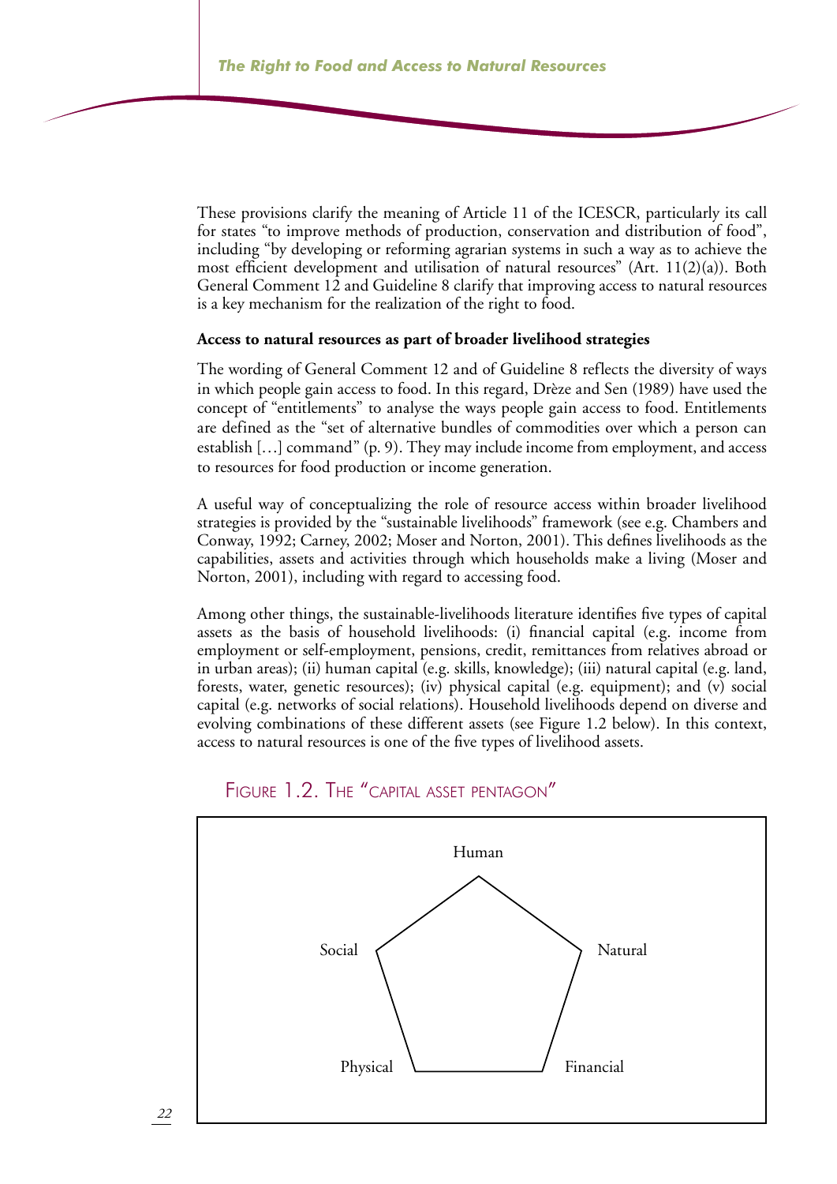These provisions clarify the meaning of Article 11 of the ICESCR, particularly its call for states "to improve methods of production, conservation and distribution of food", including "by developing or reforming agrarian systems in such a way as to achieve the most efficient development and utilisation of natural resources" (Art. 11(2)(a)). Both General Comment 12 and Guideline 8 clarify that improving access to natural resources is a key mechanism for the realization of the right to food.

**Access to natural resources as part of broader livelihood strategies**

The wording of General Comment 12 and of Guideline 8 reflects the diversity of ways in which people gain access to food. In this regard, Drèze and Sen (1989) have used the concept of "entitlements" to analyse the ways people gain access to food. Entitlements are defined as the "set of alternative bundles of commodities over which a person can establish […] command" (p. 9). They may include income from employment, and access to resources for food production or income generation.

A useful way of conceptualizing the role of resource access within broader livelihood strategies is provided by the "sustainable livelihoods" framework (see e.g. Chambers and Conway, 1992; Carney, 2002; Moser and Norton, 2001). This defines livelihoods as the capabilities, assets and activities through which households make a living (Moser and Norton, 2001), including with regard to accessing food.

Among other things, the sustainable-livelihoods literature identifies five types of capital assets as the basis of household livelihoods: (i) financial capital (e.g. income from employment or self-employment, pensions, credit, remittances from relatives abroad or in urban areas); (ii) human capital (e.g. skills, knowledge); (iii) natural capital (e.g. land, forests, water, genetic resources); (iv) physical capital (e.g. equipment); and (v) social capital (e.g. networks of social relations). Household livelihoods depend on diverse and evolving combinations of these different assets (see Figure 1.2 below). In this context, access to natural resources is one of the five types of livelihood assets.

FIGURE 1.2. THE "CAPITAL ASSET PENTAGON"

Human

Social — Natural

Physical — Financial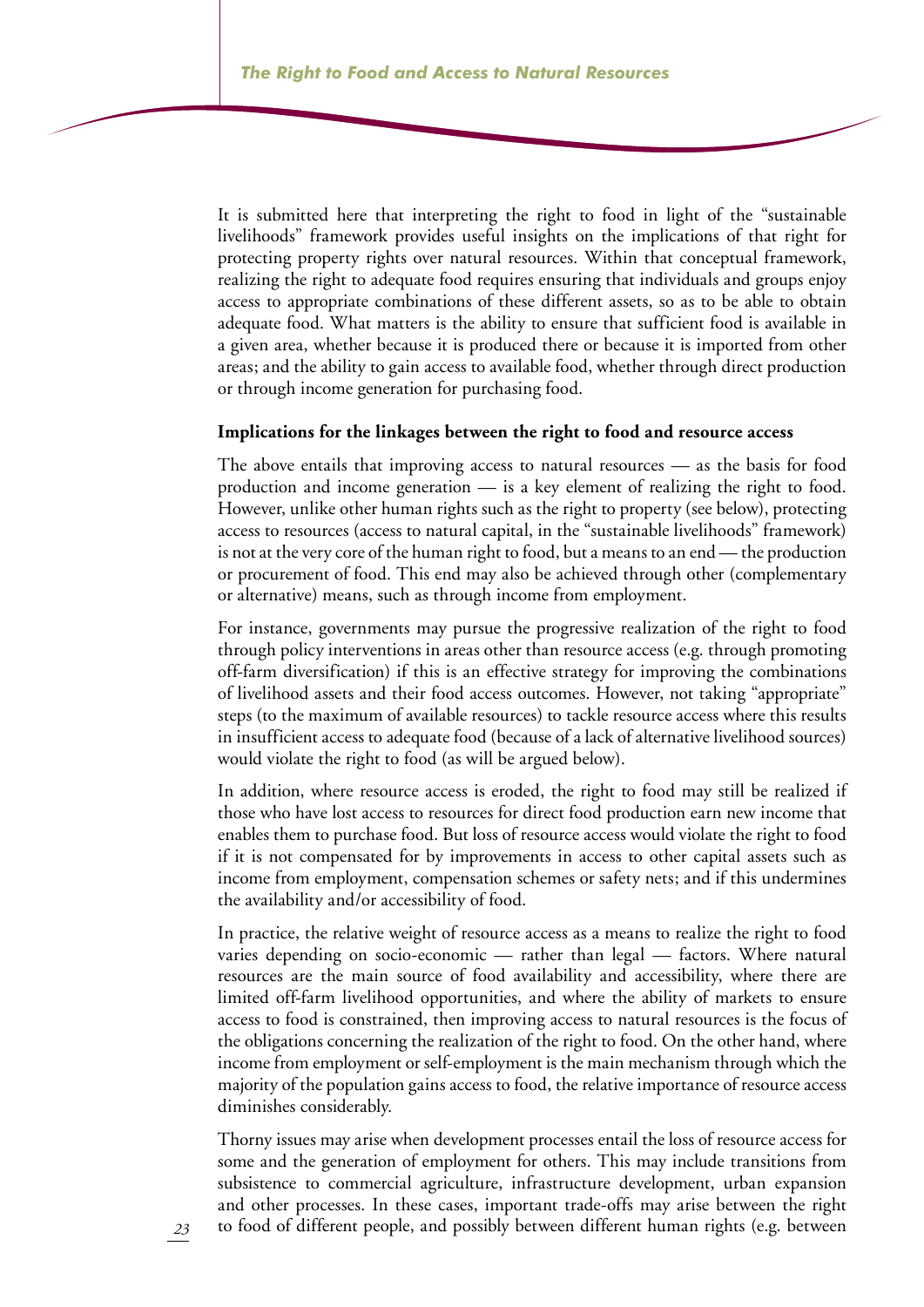It is submitted here that interpreting the right to food in light of the "sustainable livelihoods" framework provides useful insights on the implications of that right for protecting property rights over natural resources. Within that conceptual framework, realizing the right to adequate food requires ensuring that individuals and groups enjoy access to appropriate combinations of these different assets, so as to be able to obtain adequate food. What matters is the ability to ensure that sufficient food is available in a given area, whether because it is produced there or because it is imported from other areas; and the ability to gain access to available food, whether through direct production or through income generation for purchasing food.

**Implications for the linkages between the right to food and resource access**

The above entails that improving access to natural resources — as the basis for food production and income generation — is a key element of realizing the right to food. However, unlike other human rights such as the right to property (see below), protecting access to resources (access to natural capital, in the "sustainable livelihoods" framework) is not at the very core of the human right to food, but a means to an end — the production or procurement of food. This end may also be achieved through other (complementary or alternative) means, such as through income from employment.

For instance, governments may pursue the progressive realization of the right to food through policy interventions in areas other than resource access (e.g. through promoting off-farm diversification) if this is an effective strategy for improving the combinations of livelihood assets and their food access outcomes. However, not taking "appropriate" steps (to the maximum of available resources) to tackle resource access where this results in insufficient access to adequate food (because of a lack of alternative livelihood sources) would violate the right to food (as will be argued below).

In addition, where resource access is eroded, the right to food may still be realized if those who have lost access to resources for direct food production earn new income that enables them to purchase food. But loss of resource access would violate the right to food if it is not compensated for by improvements in access to other capital assets such as income from employment, compensation schemes or safety nets; and if this undermines the availability and/or accessibility of food.

In practice, the relative weight of resource access as a means to realize the right to food varies depending on socio-economic — rather than legal — factors. Where natural resources are the main source of food availability and accessibility, where there are limited off-farm livelihood opportunities, and where the ability of markets to ensure access to food is constrained, then improving access to natural resources is the focus of the obligations concerning the realization of the right to food. On the other hand, where income from employment or self-employment is the main mechanism through which the majority of the population gains access to food, the relative importance of resource access diminishes considerably.

Thorny issues may arise when development processes entail the loss of resource access for some and the generation of employment for others. This may include transitions from subsistence to commercial agriculture, infrastructure development, urban expansion and other processes. In these cases, important trade-offs may arise between the right to food of different people, and possibly between different human rights (e.g. between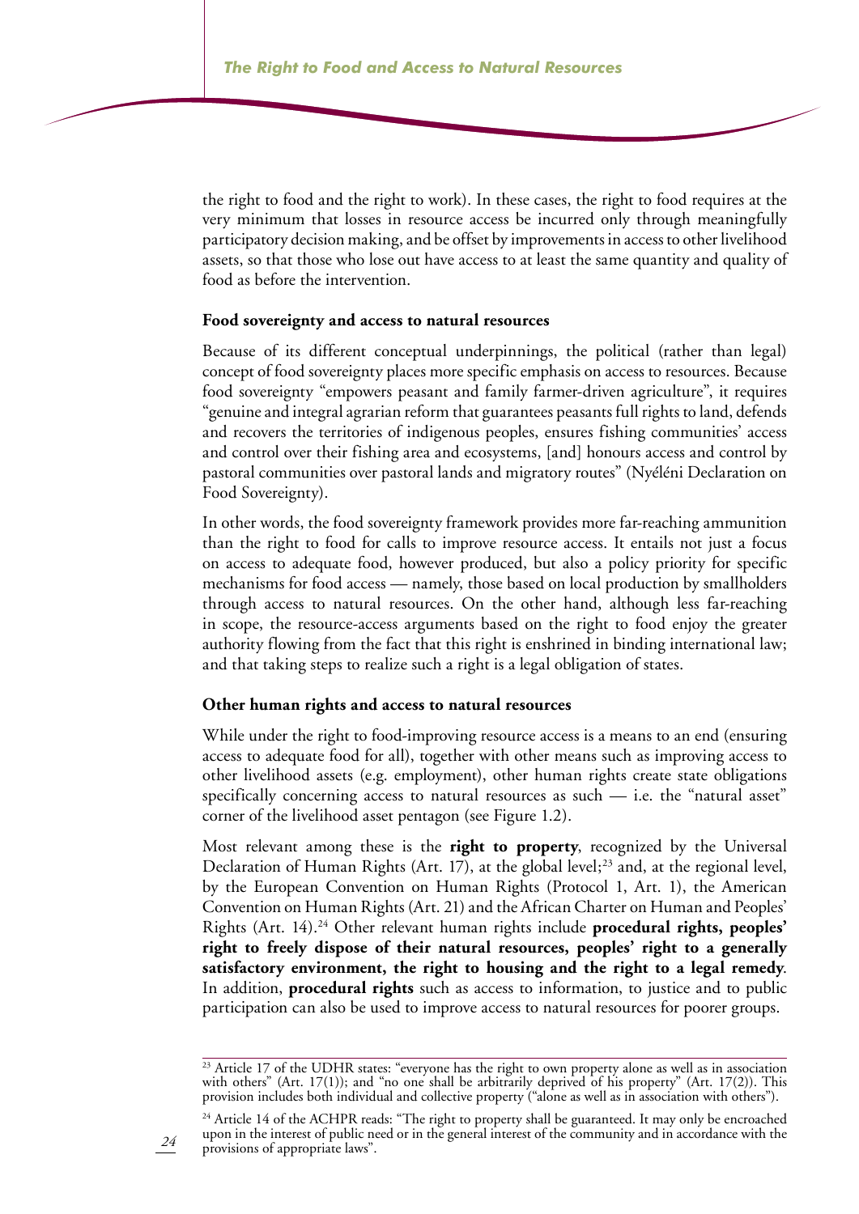the right to food and the right to work). In these cases, the right to food requires at the very minimum that losses in resource access be incurred only through meaningfully participatory decision making, and be offset by improvements in access to other livelihood assets, so that those who lose out have access to at least the same quantity and quality of food as before the intervention.

**Food sovereignty and access to natural resources**

Because of its different conceptual underpinnings, the political (rather than legal) concept of food sovereignty places more specific emphasis on access to resources. Because food sovereignty "empowers peasant and family farmer-driven agriculture", it requires "genuine and integral agrarian reform that guarantees peasants full rights to land, defends and recovers the territories of indigenous peoples, ensures fishing communities' access and control over their fishing area and ecosystems, [and] honours access and control by pastoral communities over pastoral lands and migratory routes" (Nyéléni Declaration on Food Sovereignty).

In other words, the food sovereignty framework provides more far-reaching ammunition than the right to food for calls to improve resource access. It entails not just a focus on access to adequate food, however produced, but also a policy priority for specific mechanisms for food access — namely, those based on local production by smallholders through access to natural resources. On the other hand, although less far-reaching in scope, the resource-access arguments based on the right to food enjoy the greater authority flowing from the fact that this right is enshrined in binding international law; and that taking steps to realize such a right is a legal obligation of states.

**Other human rights and access to natural resources**

While under the right to food-improving resource access is a means to an end (ensuring access to adequate food for all), together with other means such as improving access to other livelihood assets (e.g. employment), other human rights create state obligations specifically concerning access to natural resources as such — i.e. the "natural asset" corner of the livelihood asset pentagon (see Figure 1.2).

Most relevant among these is the **right to property**, recognized by the Universal Declaration of Human Rights (Art. 17), at the global level;[23] and, at the regional level, by the European Convention on Human Rights (Protocol 1, Art. 1), the American Convention on Human Rights (Art. 21) and the African Charter on Human and Peoples' Rights (Art. 14).[24] Other relevant human rights include **procedural rights, peoples' right to freely dispose of their natural resources, peoples' right to a generally satisfactory environment, the right to housing and the right to a legal remedy**. In addition, **procedural rights** such as access to information, to justice and to public participation can also be used to improve access to natural resources for poorer groups.

[23] Article 17 of the UDHR states: "everyone has the right to own property alone as well as in association with others" (Art. 17(1)); and "no one shall be arbitrarily deprived of his property" (Art. 17(2)). This provision includes both individual and collective property ("alone as well as in association with others").

[24] Article 14 of the ACHPR reads: "The right to property shall be guaranteed. It may only be encroached upon in the interest of public need or in the general interest of the community and in accordance with the provisions of appropriate laws".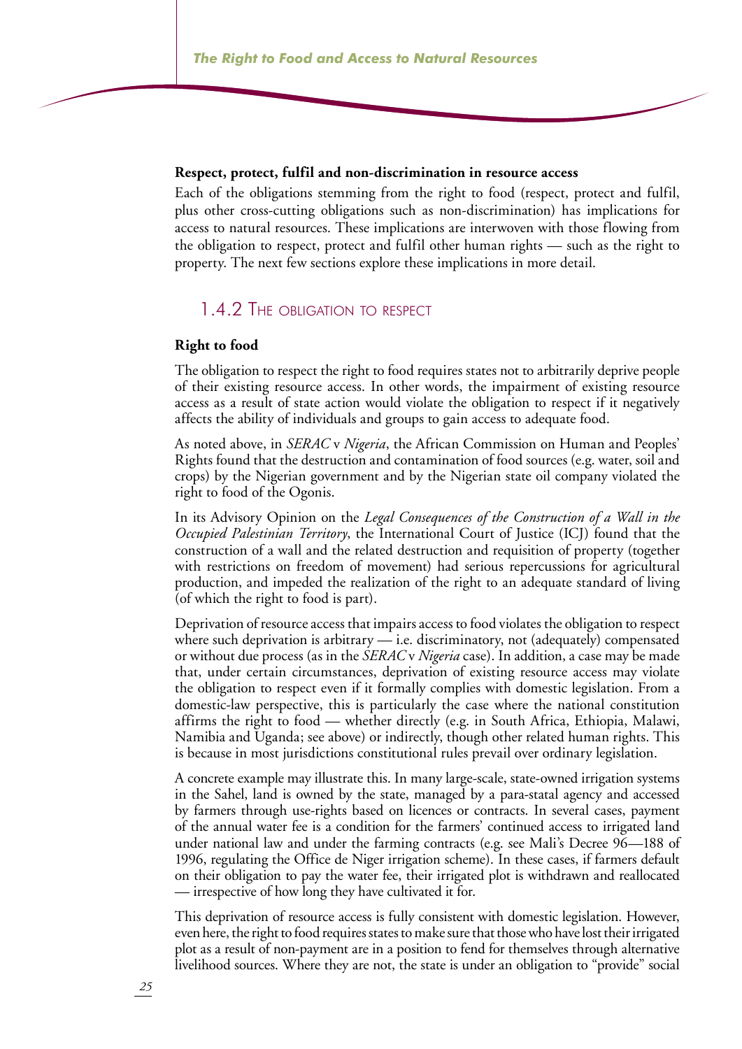**Respect, protect, fulfil and non-discrimination in resource access**

Each of the obligations stemming from the right to food (respect, protect and fulfil, plus other cross-cutting obligations such as non-discrimination) has implications for access to natural resources. These implications are interwoven with those flowing from the obligation to respect, protect and fulfil other human rights — such as the right to property. The next few sections explore these implications in more detail.

### 1.4.2 The obligation to respect

**Right to food**

The obligation to respect the right to food requires states not to arbitrarily deprive people of their existing resource access. In other words, the impairment of existing resource access as a result of state action would violate the obligation to respect if it negatively affects the ability of individuals and groups to gain access to adequate food.

As noted above, in *SERAC* v *Nigeria*, the African Commission on Human and Peoples' Rights found that the destruction and contamination of food sources (e.g. water, soil and crops) by the Nigerian government and by the Nigerian state oil company violated the right to food of the Ogonis.

In its Advisory Opinion on the *Legal Consequences of the Construction of a Wall in the Occupied Palestinian Territory*, the International Court of Justice (ICJ) found that the construction of a wall and the related destruction and requisition of property (together with restrictions on freedom of movement) had serious repercussions for agricultural production, and impeded the realization of the right to an adequate standard of living (of which the right to food is part).

Deprivation of resource access that impairs access to food violates the obligation to respect where such deprivation is arbitrary — i.e. discriminatory, not (adequately) compensated or without due process (as in the *SERAC* v *Nigeria* case). In addition, a case may be made that, under certain circumstances, deprivation of existing resource access may violate the obligation to respect even if it formally complies with domestic legislation. From a domestic-law perspective, this is particularly the case where the national constitution affirms the right to food — whether directly (e.g. in South Africa, Ethiopia, Malawi, Namibia and Uganda; see above) or indirectly, though other related human rights. This is because in most jurisdictions constitutional rules prevail over ordinary legislation.

A concrete example may illustrate this. In many large-scale, state-owned irrigation systems in the Sahel, land is owned by the state, managed by a para-statal agency and accessed by farmers through use-rights based on licences or contracts. In several cases, payment of the annual water fee is a condition for the farmers' continued access to irrigated land under national law and under the farming contracts (e.g. see Mali's Decree 96—188 of 1996, regulating the Office de Niger irrigation scheme). In these cases, if farmers default on their obligation to pay the water fee, their irrigated plot is withdrawn and reallocated — irrespective of how long they have cultivated it for.

This deprivation of resource access is fully consistent with domestic legislation. However, even here, the right to food requires states to make sure that those who have lost their irrigated plot as a result of non-payment are in a position to fend for themselves through alternative livelihood sources. Where they are not, the state is under an obligation to "provide" social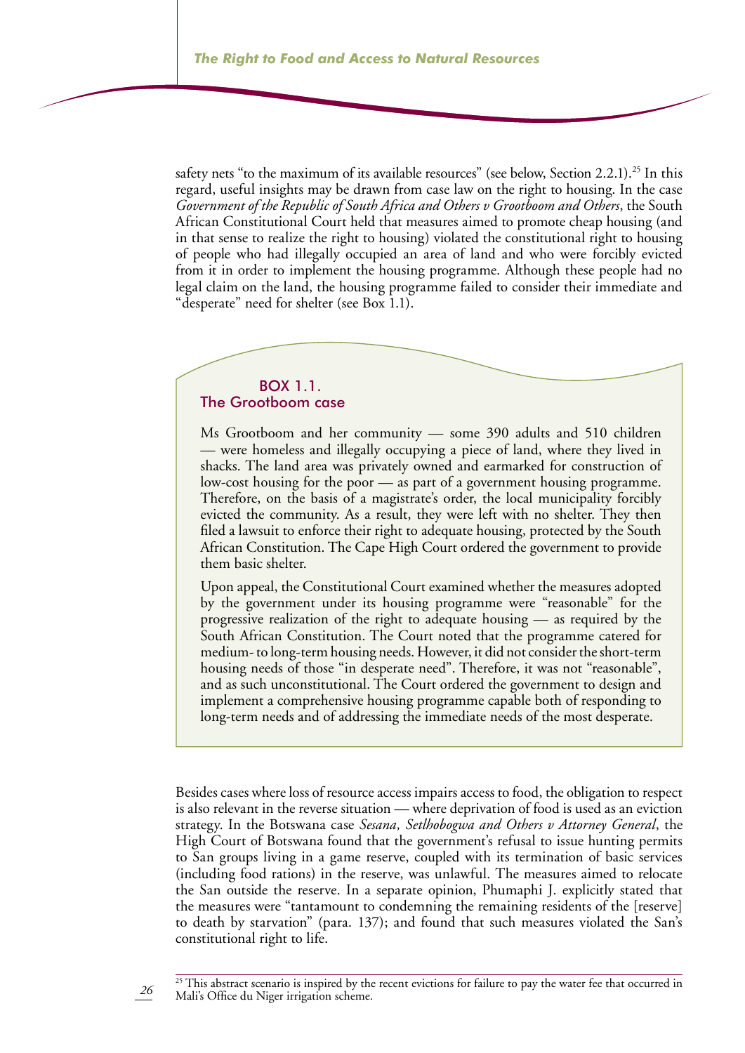safety nets "to the maximum of its available resources" (see below, Section 2.2.1).[25] In this regard, useful insights may be drawn from case law on the right to housing. In the case *Government of the Republic of South Africa and Others v Grootboom and Others*, the South African Constitutional Court held that measures aimed to promote cheap housing (and in that sense to realize the right to housing) violated the constitutional right to housing of people who had illegally occupied an area of land and who were forcibly evicted from it in order to implement the housing programme. Although these people had no legal claim on the land, the housing programme failed to consider their immediate and "desperate" need for shelter (see Box 1.1).

### BOX 1.1. The Grootboom case

Ms Grootboom and her community — some 390 adults and 510 children — were homeless and illegally occupying a piece of land, where they lived in shacks. The land area was privately owned and earmarked for construction of low-cost housing for the poor — as part of a government housing programme. Therefore, on the basis of a magistrate's order, the local municipality forcibly evicted the community. As a result, they were left with no shelter. They then filed a lawsuit to enforce their right to adequate housing, protected by the South African Constitution. The Cape High Court ordered the government to provide them basic shelter.

Upon appeal, the Constitutional Court examined whether the measures adopted by the government under its housing programme were "reasonable" for the progressive realization of the right to adequate housing — as required by the South African Constitution. The Court noted that the programme catered for medium- to long-term housing needs. However, it did not consider the short-term housing needs of those "in desperate need". Therefore, it was not "reasonable", and as such unconstitutional. The Court ordered the government to design and implement a comprehensive housing programme capable both of responding to long-term needs and of addressing the immediate needs of the most desperate.

Besides cases where loss of resource access impairs access to food, the obligation to respect is also relevant in the reverse situation — where deprivation of food is used as an eviction strategy. In the Botswana case *Sesana, Setlhobogwa and Others v Attorney General*, the High Court of Botswana found that the government's refusal to issue hunting permits to San groups living in a game reserve, coupled with its termination of basic services (including food rations) in the reserve, was unlawful. The measures aimed to relocate the San outside the reserve. In a separate opinion, Phumaphi J. explicitly stated that the measures were "tantamount to condemning the remaining residents of the [reserve] to death by starvation" (para. 137); and found that such measures violated the San's constitutional right to life.

[25] This abstract scenario is inspired by the recent evictions for failure to pay the water fee that occurred in Mali's Office du Niger irrigation scheme.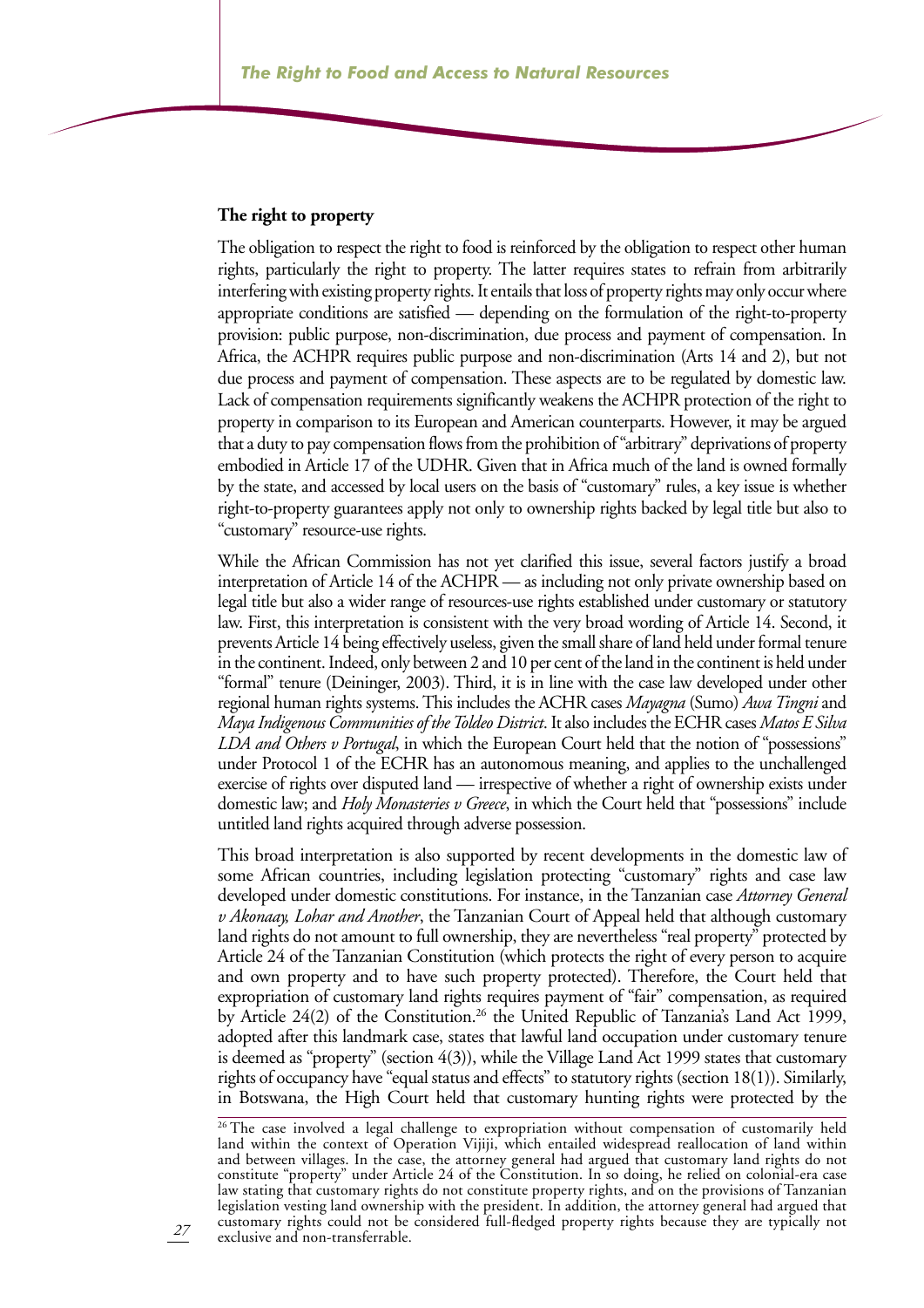**The right to property**

The obligation to respect the right to food is reinforced by the obligation to respect other human rights, particularly the right to property. The latter requires states to refrain from arbitrarily interfering with existing property rights. It entails that loss of property rights may only occur where appropriate conditions are satisfied — depending on the formulation of the right-to-property provision: public purpose, non-discrimination, due process and payment of compensation. In Africa, the ACHPR requires public purpose and non-discrimination (Arts 14 and 2), but not due process and payment of compensation. These aspects are to be regulated by domestic law. Lack of compensation requirements significantly weakens the ACHPR protection of the right to property in comparison to its European and American counterparts. However, it may be argued that a duty to pay compensation flows from the prohibition of "arbitrary" deprivations of property embodied in Article 17 of the UDHR. Given that in Africa much of the land is owned formally by the state, and accessed by local users on the basis of "customary" rules, a key issue is whether right-to-property guarantees apply not only to ownership rights backed by legal title but also to "customary" resource-use rights.

While the African Commission has not yet clarified this issue, several factors justify a broad interpretation of Article 14 of the ACHPR — as including not only private ownership based on legal title but also a wider range of resources-use rights established under customary or statutory law. First, this interpretation is consistent with the very broad wording of Article 14. Second, it prevents Article 14 being effectively useless, given the small share of land held under formal tenure in the continent. Indeed, only between 2 and 10 per cent of the land in the continent is held under "formal" tenure (Deininger, 2003). Third, it is in line with the case law developed under other regional human rights systems. This includes the ACHR cases *Mayagna* (Sumo) *Awa Tingni* and *Maya Indigenous Communities of the Toldeo District*. It also includes the ECHR cases *Matos E Silva LDA and Others v Portugal*, in which the European Court held that the notion of "possessions" under Protocol 1 of the ECHR has an autonomous meaning, and applies to the unchallenged exercise of rights over disputed land — irrespective of whether a right of ownership exists under domestic law; and *Holy Monasteries v Greece*, in which the Court held that "possessions" include untitled land rights acquired through adverse possession.

This broad interpretation is also supported by recent developments in the domestic law of some African countries, including legislation protecting "customary" rights and case law developed under domestic constitutions. For instance, in the Tanzanian case *Attorney General v Akonaay, Lohar and Another*, the Tanzanian Court of Appeal held that although customary land rights do not amount to full ownership, they are nevertheless "real property" protected by Article 24 of the Tanzanian Constitution (which protects the right of every person to acquire and own property and to have such property protected). Therefore, the Court held that expropriation of customary land rights requires payment of "fair" compensation, as required by Article 24(2) of the Constitution.[26] the United Republic of Tanzania's Land Act 1999, adopted after this landmark case, states that lawful land occupation under customary tenure is deemed as "property" (section 4(3)), while the Village Land Act 1999 states that customary rights of occupancy have "equal status and effects" to statutory rights (section 18(1)). Similarly, in Botswana, the High Court held that customary hunting rights were protected by the

[26] The case involved a legal challenge to expropriation without compensation of customarily held land within the context of Operation Vijiji, which entailed widespread reallocation of land within and between villages. In the case, the attorney general had argued that customary land rights do not constitute "property" under Article 24 of the Constitution. In so doing, he relied on colonial-era case law stating that customary rights do not constitute property rights, and on the provisions of Tanzanian legislation vesting land ownership with the president. In addition, the attorney general had argued that customary rights could not be considered full-fledged property rights because they are typically not exclusive and non-transferrable.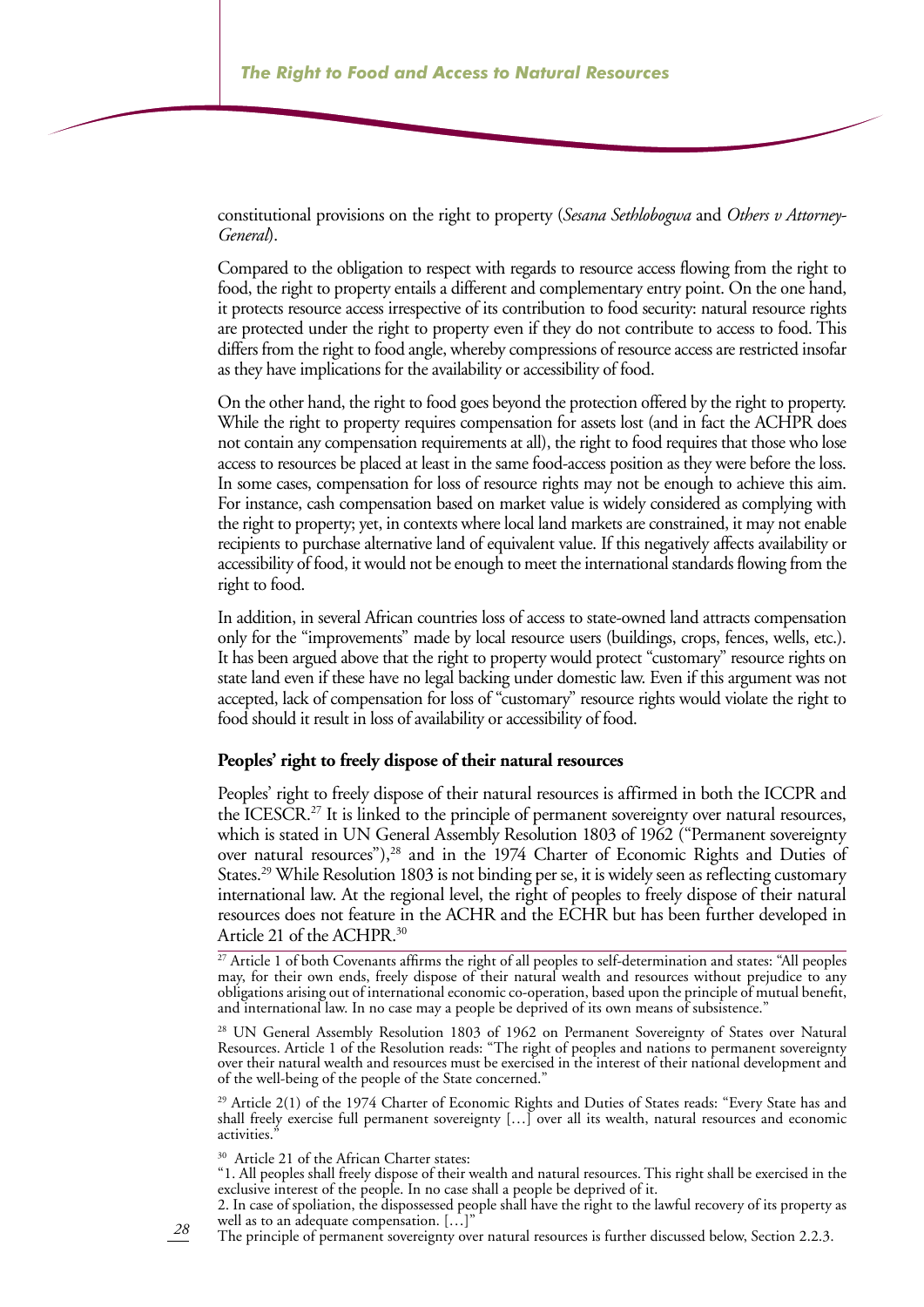constitutional provisions on the right to property (*Sesana Sethlobogwa* and *Others v Attorney-General*).

Compared to the obligation to respect with regards to resource access flowing from the right to food, the right to property entails a different and complementary entry point. On the one hand, it protects resource access irrespective of its contribution to food security: natural resource rights are protected under the right to property even if they do not contribute to access to food. This differs from the right to food angle, whereby compressions of resource access are restricted insofar as they have implications for the availability or accessibility of food.

On the other hand, the right to food goes beyond the protection offered by the right to property. While the right to property requires compensation for assets lost (and in fact the ACHPR does not contain any compensation requirements at all), the right to food requires that those who lose access to resources be placed at least in the same food-access position as they were before the loss. In some cases, compensation for loss of resource rights may not be enough to achieve this aim. For instance, cash compensation based on market value is widely considered as complying with the right to property; yet, in contexts where local land markets are constrained, it may not enable recipients to purchase alternative land of equivalent value. If this negatively affects availability or accessibility of food, it would not be enough to meet the international standards flowing from the right to food.

In addition, in several African countries loss of access to state-owned land attracts compensation only for the "improvements" made by local resource users (buildings, crops, fences, wells, etc.). It has been argued above that the right to property would protect "customary" resource rights on state land even if these have no legal backing under domestic law. Even if this argument was not accepted, lack of compensation for loss of "customary" resource rights would violate the right to food should it result in loss of availability or accessibility of food.

**Peoples' right to freely dispose of their natural resources**

Peoples' right to freely dispose of their natural resources is affirmed in both the ICCPR and the ICESCR.[27] It is linked to the principle of permanent sovereignty over natural resources, which is stated in UN General Assembly Resolution 1803 of 1962 ("Permanent sovereignty over natural resources"),[28] and in the 1974 Charter of Economic Rights and Duties of States.[29] While Resolution 1803 is not binding per se, it is widely seen as reflecting customary international law. At the regional level, the right of peoples to freely dispose of their natural resources does not feature in the ACHR and the ECHR but has been further developed in Article 21 of the ACHPR.[30]

[27] Article 1 of both Covenants affirms the right of all peoples to self-determination and states: "All peoples may, for their own ends, freely dispose of their natural wealth and resources without prejudice to any obligations arising out of international economic co-operation, based upon the principle of mutual benefit, and international law. In no case may a people be deprived of its own means of subsistence."

[28] UN General Assembly Resolution 1803 of 1962 on Permanent Sovereignty of States over Natural Resources. Article 1 of the Resolution reads: "The right of peoples and nations to permanent sovereignty over their natural wealth and resources must be exercised in the interest of their national development and of the well-being of the people of the State concerned."

[29] Article 2(1) of the 1974 Charter of Economic Rights and Duties of States reads: "Every State has and shall freely exercise full permanent sovereignty […] over all its wealth, natural resources and economic activities."

[30] Article 21 of the African Charter states:
"1. All peoples shall freely dispose of their wealth and natural resources. This right shall be exercised in the exclusive interest of the people. In no case shall a people be deprived of it.
2. In case of spoliation, the dispossessed people shall have the right to the lawful recovery of its property as well as to an adequate compensation. […]"
The principle of permanent sovereignty over natural resources is further discussed below, Section 2.2.3.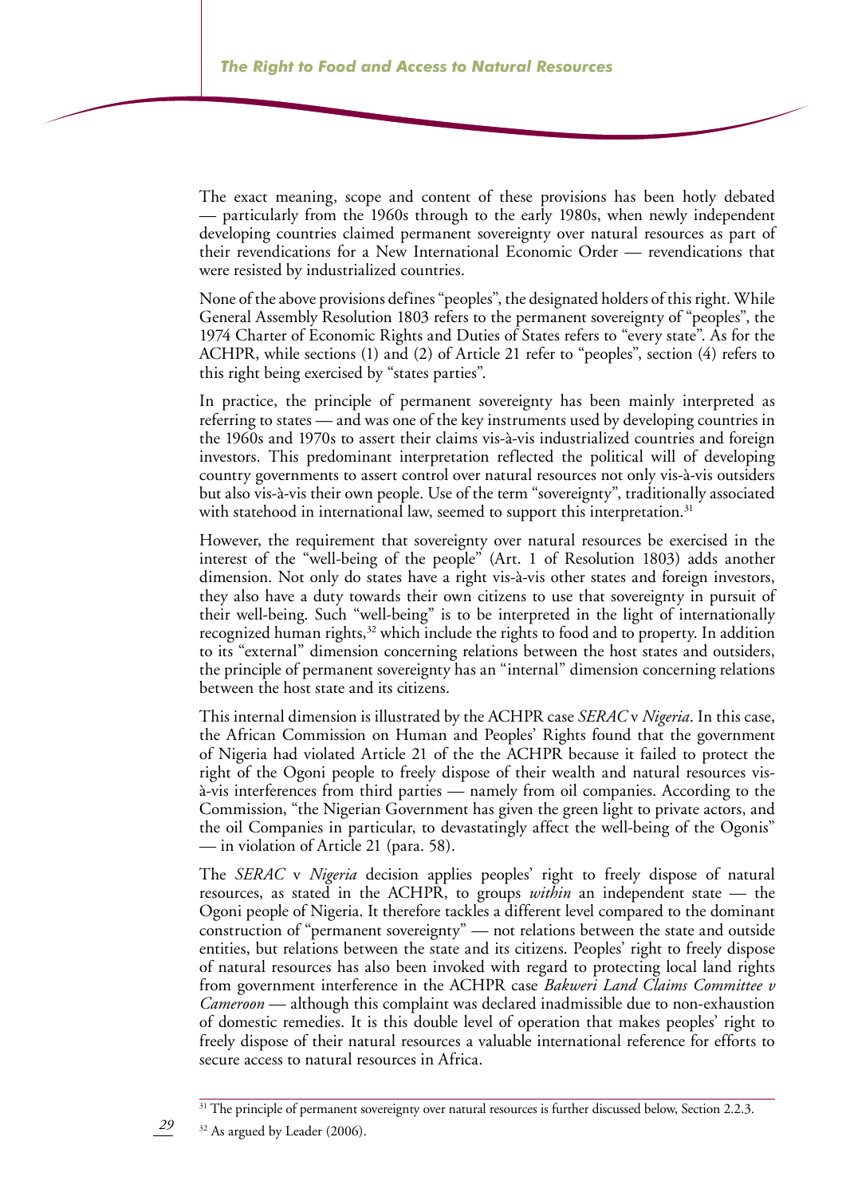The exact meaning, scope and content of these provisions has been hotly debated — particularly from the 1960s through to the early 1980s, when newly independent developing countries claimed permanent sovereignty over natural resources as part of their revendications for a New International Economic Order — revendications that were resisted by industrialized countries.

None of the above provisions defines "peoples", the designated holders of this right. While General Assembly Resolution 1803 refers to the permanent sovereignty of "peoples", the 1974 Charter of Economic Rights and Duties of States refers to "every state". As for the ACHPR, while sections (1) and (2) of Article 21 refer to "peoples", section (4) refers to this right being exercised by "states parties".

In practice, the principle of permanent sovereignty has been mainly interpreted as referring to states — and was one of the key instruments used by developing countries in the 1960s and 1970s to assert their claims vis-à-vis industrialized countries and foreign investors. This predominant interpretation reflected the political will of developing country governments to assert control over natural resources not only vis-à-vis outsiders but also vis-à-vis their own people. Use of the term "sovereignty", traditionally associated with statehood in international law, seemed to support this interpretation.[31]

However, the requirement that sovereignty over natural resources be exercised in the interest of the "well-being of the people" (Art. 1 of Resolution 1803) adds another dimension. Not only do states have a right vis-à-vis other states and foreign investors, they also have a duty towards their own citizens to use that sovereignty in pursuit of their well-being. Such "well-being" is to be interpreted in the light of internationally recognized human rights,[32] which include the rights to food and to property. In addition to its "external" dimension concerning relations between the host states and outsiders, the principle of permanent sovereignty has an "internal" dimension concerning relations between the host state and its citizens.

This internal dimension is illustrated by the ACHPR case *SERAC* v *Nigeria*. In this case, the African Commission on Human and Peoples' Rights found that the government of Nigeria had violated Article 21 of the the ACHPR because it failed to protect the right of the Ogoni people to freely dispose of their wealth and natural resources vis-à-vis interferences from third parties — namely from oil companies. According to the Commission, "the Nigerian Government has given the green light to private actors, and the oil Companies in particular, to devastatingly affect the well-being of the Ogonis" — in violation of Article 21 (para. 58).

The *SERAC* v *Nigeria* decision applies peoples' right to freely dispose of natural resources, as stated in the ACHPR, to groups *within* an independent state — the Ogoni people of Nigeria. It therefore tackles a different level compared to the dominant construction of "permanent sovereignty" — not relations between the state and outside entities, but relations between the state and its citizens. Peoples' right to freely dispose of natural resources has also been invoked with regard to protecting local land rights from government interference in the ACHPR case *Bakweri Land Claims Committee v Cameroon* — although this complaint was declared inadmissible due to non-exhaustion of domestic remedies. It is this double level of operation that makes peoples' right to freely dispose of their natural resources a valuable international reference for efforts to secure access to natural resources in Africa.

---

[31] The principle of permanent sovereignty over natural resources is further discussed below, Section 2.2.3.

[32] As argued by Leader (2006).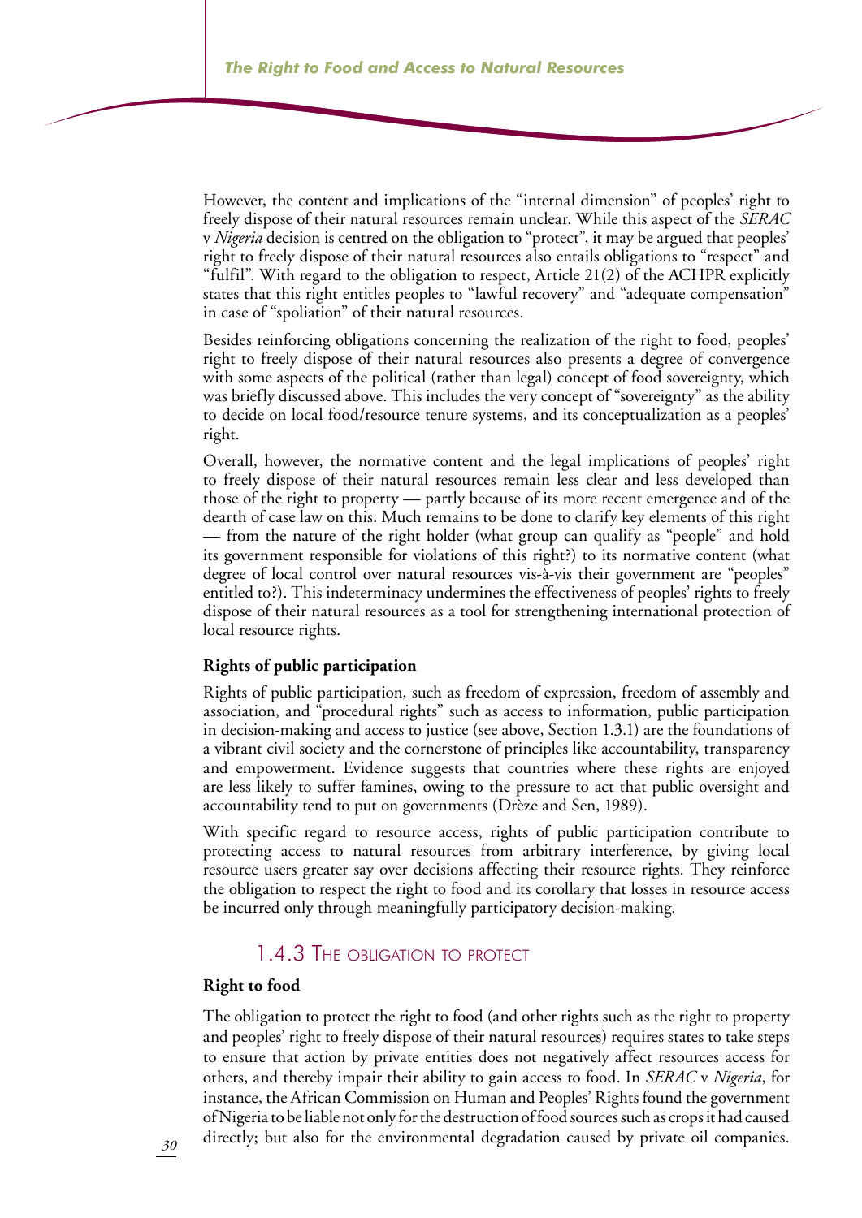However, the content and implications of the "internal dimension" of peoples' right to freely dispose of their natural resources remain unclear. While this aspect of the *SERAC* v *Nigeria* decision is centred on the obligation to "protect", it may be argued that peoples' right to freely dispose of their natural resources also entails obligations to "respect" and "fulfil". With regard to the obligation to respect, Article 21(2) of the ACHPR explicitly states that this right entitles peoples to "lawful recovery" and "adequate compensation" in case of "spoliation" of their natural resources.

Besides reinforcing obligations concerning the realization of the right to food, peoples' right to freely dispose of their natural resources also presents a degree of convergence with some aspects of the political (rather than legal) concept of food sovereignty, which was briefly discussed above. This includes the very concept of "sovereignty" as the ability to decide on local food/resource tenure systems, and its conceptualization as a peoples' right.

Overall, however, the normative content and the legal implications of peoples' right to freely dispose of their natural resources remain less clear and less developed than those of the right to property — partly because of its more recent emergence and of the dearth of case law on this. Much remains to be done to clarify key elements of this right — from the nature of the right holder (what group can qualify as "people" and hold its government responsible for violations of this right?) to its normative content (what degree of local control over natural resources vis-à-vis their government are "peoples" entitled to?). This indeterminacy undermines the effectiveness of peoples' rights to freely dispose of their natural resources as a tool for strengthening international protection of local resource rights.

**Rights of public participation**

Rights of public participation, such as freedom of expression, freedom of assembly and association, and "procedural rights" such as access to information, public participation in decision-making and access to justice (see above, Section 1.3.1) are the foundations of a vibrant civil society and the cornerstone of principles like accountability, transparency and empowerment. Evidence suggests that countries where these rights are enjoyed are less likely to suffer famines, owing to the pressure to act that public oversight and accountability tend to put on governments (Drèze and Sen, 1989).

With specific regard to resource access, rights of public participation contribute to protecting access to natural resources from arbitrary interference, by giving local resource users greater say over decisions affecting their resource rights. They reinforce the obligation to respect the right to food and its corollary that losses in resource access be incurred only through meaningfully participatory decision-making.

### 1.4.3 The obligation to protect

**Right to food**

The obligation to protect the right to food (and other rights such as the right to property and peoples' right to freely dispose of their natural resources) requires states to take steps to ensure that action by private entities does not negatively affect resources access for others, and thereby impair their ability to gain access to food. In *SERAC* v *Nigeria*, for instance, the African Commission on Human and Peoples' Rights found the government of Nigeria to be liable not only for the destruction of food sources such as crops it had caused directly; but also for the environmental degradation caused by private oil companies.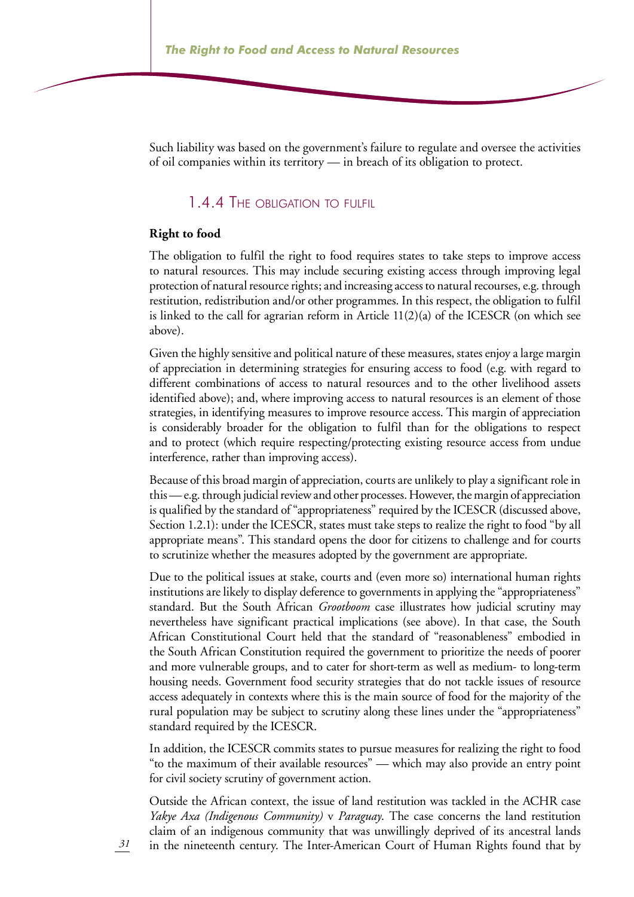Such liability was based on the government's failure to regulate and oversee the activities of oil companies within its territory — in breach of its obligation to protect.

### 1.4.4 The obligation to fulfil

**Right to food**

The obligation to fulfil the right to food requires states to take steps to improve access to natural resources. This may include securing existing access through improving legal protection of natural resource rights; and increasing access to natural recourses, e.g. through restitution, redistribution and/or other programmes. In this respect, the obligation to fulfil is linked to the call for agrarian reform in Article 11(2)(a) of the ICESCR (on which see above).

Given the highly sensitive and political nature of these measures, states enjoy a large margin of appreciation in determining strategies for ensuring access to food (e.g. with regard to different combinations of access to natural resources and to the other livelihood assets identified above); and, where improving access to natural resources is an element of those strategies, in identifying measures to improve resource access. This margin of appreciation is considerably broader for the obligation to fulfil than for the obligations to respect and to protect (which require respecting/protecting existing resource access from undue interference, rather than improving access).

Because of this broad margin of appreciation, courts are unlikely to play a significant role in this — e.g. through judicial review and other processes. However, the margin of appreciation is qualified by the standard of "appropriateness" required by the ICESCR (discussed above, Section 1.2.1): under the ICESCR, states must take steps to realize the right to food "by all appropriate means". This standard opens the door for citizens to challenge and for courts to scrutinize whether the measures adopted by the government are appropriate.

Due to the political issues at stake, courts and (even more so) international human rights institutions are likely to display deference to governments in applying the "appropriateness" standard. But the South African *Grootboom* case illustrates how judicial scrutiny may nevertheless have significant practical implications (see above). In that case, the South African Constitutional Court held that the standard of "reasonableness" embodied in the South African Constitution required the government to prioritize the needs of poorer and more vulnerable groups, and to cater for short-term as well as medium- to long-term housing needs. Government food security strategies that do not tackle issues of resource access adequately in contexts where this is the main source of food for the majority of the rural population may be subject to scrutiny along these lines under the "appropriateness" standard required by the ICESCR.

In addition, the ICESCR commits states to pursue measures for realizing the right to food "to the maximum of their available resources" — which may also provide an entry point for civil society scrutiny of government action.

Outside the African context, the issue of land restitution was tackled in the ACHR case *Yakye Axa (Indigenous Community)* v *Paraguay*. The case concerns the land restitution claim of an indigenous community that was unwillingly deprived of its ancestral lands in the nineteenth century. The Inter-American Court of Human Rights found that by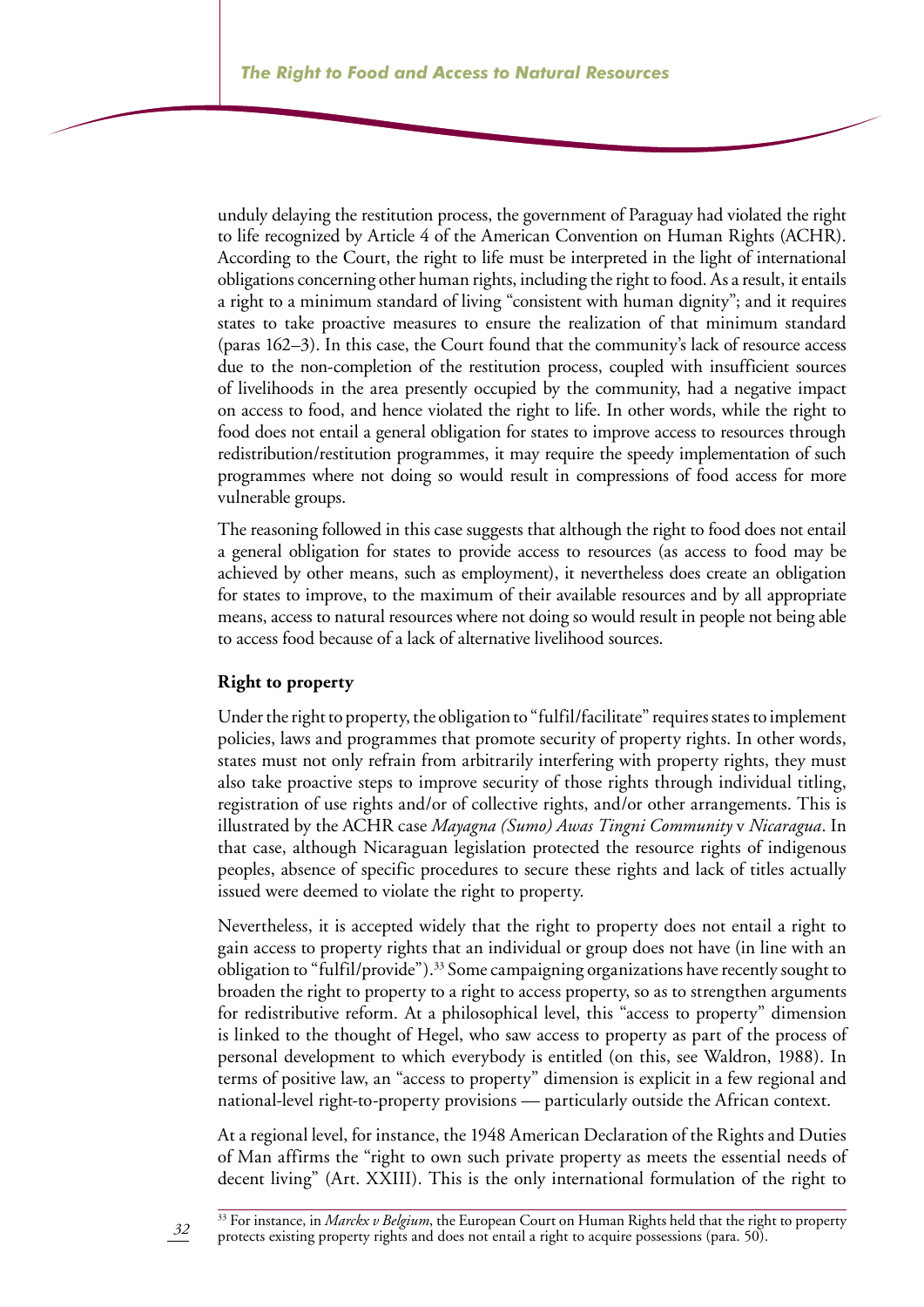unduly delaying the restitution process, the government of Paraguay had violated the right to life recognized by Article 4 of the American Convention on Human Rights (ACHR). According to the Court, the right to life must be interpreted in the light of international obligations concerning other human rights, including the right to food. As a result, it entails a right to a minimum standard of living "consistent with human dignity"; and it requires states to take proactive measures to ensure the realization of that minimum standard (paras 162–3). In this case, the Court found that the community's lack of resource access due to the non-completion of the restitution process, coupled with insufficient sources of livelihoods in the area presently occupied by the community, had a negative impact on access to food, and hence violated the right to life. In other words, while the right to food does not entail a general obligation for states to improve access to resources through redistribution/restitution programmes, it may require the speedy implementation of such programmes where not doing so would result in compressions of food access for more vulnerable groups.

The reasoning followed in this case suggests that although the right to food does not entail a general obligation for states to provide access to resources (as access to food may be achieved by other means, such as employment), it nevertheless does create an obligation for states to improve, to the maximum of their available resources and by all appropriate means, access to natural resources where not doing so would result in people not being able to access food because of a lack of alternative livelihood sources.

**Right to property**

Under the right to property, the obligation to "fulfil/facilitate" requires states to implement policies, laws and programmes that promote security of property rights. In other words, states must not only refrain from arbitrarily interfering with property rights, they must also take proactive steps to improve security of those rights through individual titling, registration of use rights and/or of collective rights, and/or other arrangements. This is illustrated by the ACHR case *Mayagna (Sumo) Awas Tingni Community* v *Nicaragua*. In that case, although Nicaraguan legislation protected the resource rights of indigenous peoples, absence of specific procedures to secure these rights and lack of titles actually issued were deemed to violate the right to property.

Nevertheless, it is accepted widely that the right to property does not entail a right to gain access to property rights that an individual or group does not have (in line with an obligation to "fulfil/provide").[33] Some campaigning organizations have recently sought to broaden the right to property to a right to access property, so as to strengthen arguments for redistributive reform. At a philosophical level, this "access to property" dimension is linked to the thought of Hegel, who saw access to property as part of the process of personal development to which everybody is entitled (on this, see Waldron, 1988). In terms of positive law, an "access to property" dimension is explicit in a few regional and national-level right-to-property provisions — particularly outside the African context.

At a regional level, for instance, the 1948 American Declaration of the Rights and Duties of Man affirms the "right to own such private property as meets the essential needs of decent living" (Art. XXIII). This is the only international formulation of the right to

[33] For instance, in *Marckx v Belgium*, the European Court on Human Rights held that the right to property protects existing property rights and does not entail a right to acquire possessions (para. 50).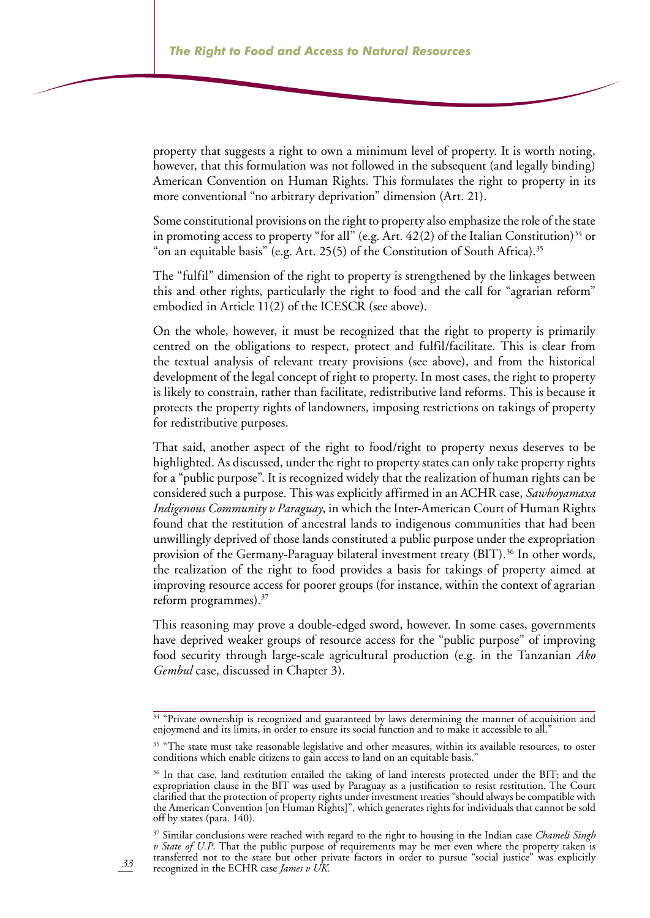property that suggests a right to own a minimum level of property. It is worth noting, however, that this formulation was not followed in the subsequent (and legally binding) American Convention on Human Rights. This formulates the right to property in its more conventional "no arbitrary deprivation" dimension (Art. 21).

Some constitutional provisions on the right to property also emphasize the role of the state in promoting access to property "for all" (e.g. Art. 42(2) of the Italian Constitution)[34] or "on an equitable basis" (e.g. Art. 25(5) of the Constitution of South Africa).[35]

The "fulfil" dimension of the right to property is strengthened by the linkages between this and other rights, particularly the right to food and the call for "agrarian reform" embodied in Article 11(2) of the ICESCR (see above).

On the whole, however, it must be recognized that the right to property is primarily centred on the obligations to respect, protect and fulfil/facilitate. This is clear from the textual analysis of relevant treaty provisions (see above), and from the historical development of the legal concept of right to property. In most cases, the right to property is likely to constrain, rather than facilitate, redistributive land reforms. This is because it protects the property rights of landowners, imposing restrictions on takings of property for redistributive purposes.

That said, another aspect of the right to food/right to property nexus deserves to be highlighted. As discussed, under the right to property states can only take property rights for a "public purpose". It is recognized widely that the realization of human rights can be considered such a purpose. This was explicitly affirmed in an ACHR case, *Sawhoyamaxa Indigenous Community v Paraguay*, in which the Inter-American Court of Human Rights found that the restitution of ancestral lands to indigenous communities that had been unwillingly deprived of those lands constituted a public purpose under the expropriation provision of the Germany-Paraguay bilateral investment treaty (BIT).[36] In other words, the realization of the right to food provides a basis for takings of property aimed at improving resource access for poorer groups (for instance, within the context of agrarian reform programmes).[37]

This reasoning may prove a double-edged sword, however. In some cases, governments have deprived weaker groups of resource access for the "public purpose" of improving food security through large-scale agricultural production (e.g. in the Tanzanian *Ako Gembul* case, discussed in Chapter 3).

---

[34] "Private ownership is recognized and guaranteed by laws determining the manner of acquisition and enjoymend and its limits, in order to ensure its social function and to make it accessible to all."

[35] "The state must take reasonable legislative and other measures, within its available resources, to oster conditions which enable citizens to gain access to land on an equitable basis."

[36] In that case, land restitution entailed the taking of land interests protected under the BIT; and the expropriation clause in the BIT was used by Paraguay as a justification to resist restitution. The Court clarified that the protection of property rights under investment treaties "should always be compatible with the American Convention [on Human Rights]", which generates rights for individuals that cannot be sold off by states (para. 140).

[37] Similar conclusions were reached with regard to the right to housing in the Indian case *Chameli Singh v State of U.P*. That the public purpose of requirements may be met even where the property taken is transferred not to the state but other private factors in order to pursue "social justice" was explicitly recognized in the ECHR case *James v UK.*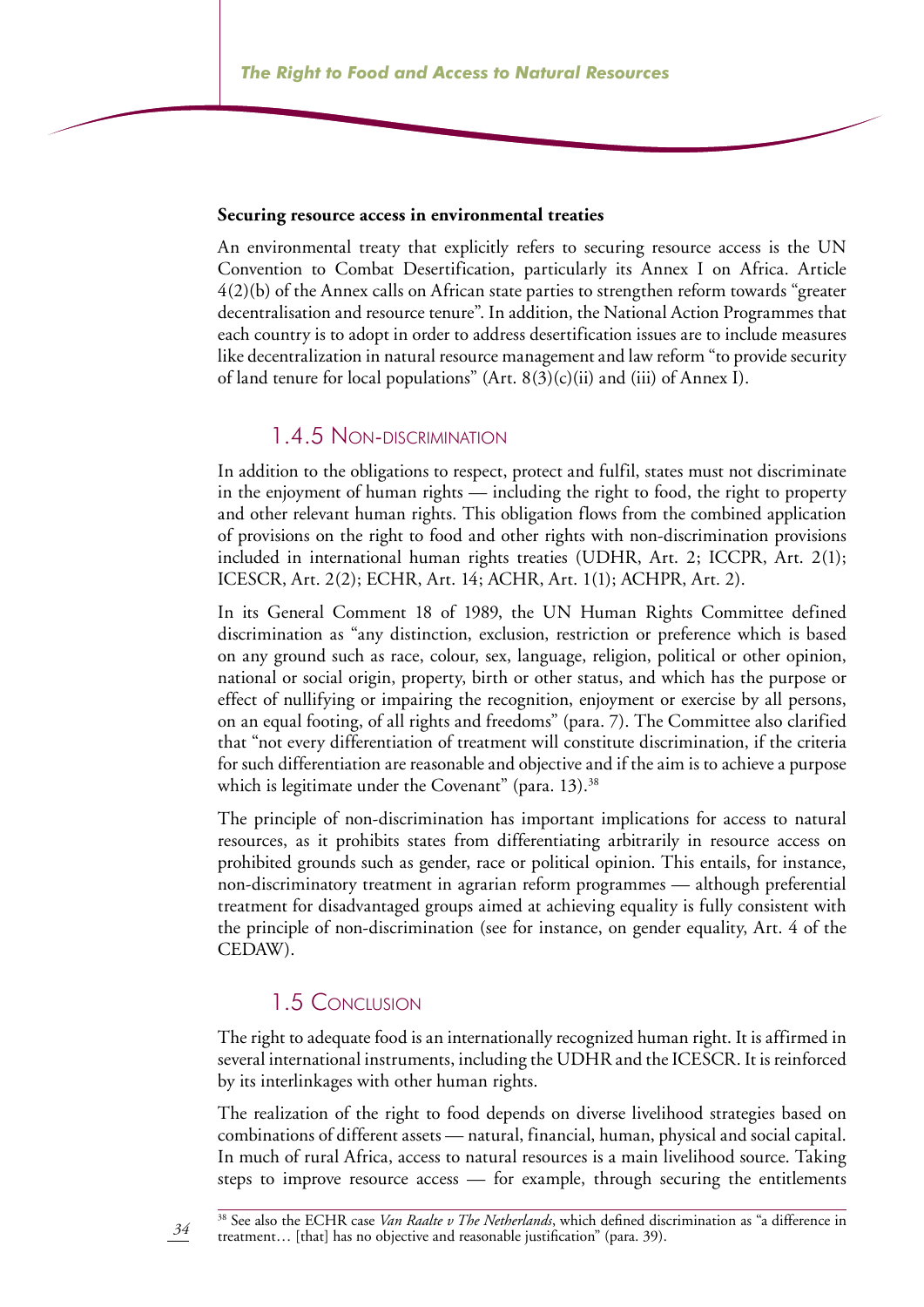**Securing resource access in environmental treaties**

An environmental treaty that explicitly refers to securing resource access is the UN Convention to Combat Desertification, particularly its Annex I on Africa. Article 4(2)(b) of the Annex calls on African state parties to strengthen reform towards "greater decentralisation and resource tenure". In addition, the National Action Programmes that each country is to adopt in order to address desertification issues are to include measures like decentralization in natural resource management and law reform "to provide security of land tenure for local populations" (Art. 8(3)(c)(ii) and (iii) of Annex I).

## 1.4.5 Non-discrimination

In addition to the obligations to respect, protect and fulfil, states must not discriminate in the enjoyment of human rights — including the right to food, the right to property and other relevant human rights. This obligation flows from the combined application of provisions on the right to food and other rights with non-discrimination provisions included in international human rights treaties (UDHR, Art. 2; ICCPR, Art. 2(1); ICESCR, Art. 2(2); ECHR, Art. 14; ACHR, Art. 1(1); ACHPR, Art. 2).

In its General Comment 18 of 1989, the UN Human Rights Committee defined discrimination as "any distinction, exclusion, restriction or preference which is based on any ground such as race, colour, sex, language, religion, political or other opinion, national or social origin, property, birth or other status, and which has the purpose or effect of nullifying or impairing the recognition, enjoyment or exercise by all persons, on an equal footing, of all rights and freedoms" (para. 7). The Committee also clarified that "not every differentiation of treatment will constitute discrimination, if the criteria for such differentiation are reasonable and objective and if the aim is to achieve a purpose which is legitimate under the Covenant" (para. 13).[38]

The principle of non-discrimination has important implications for access to natural resources, as it prohibits states from differentiating arbitrarily in resource access on prohibited grounds such as gender, race or political opinion. This entails, for instance, non-discriminatory treatment in agrarian reform programmes — although preferential treatment for disadvantaged groups aimed at achieving equality is fully consistent with the principle of non-discrimination (see for instance, on gender equality, Art. 4 of the CEDAW).

## 1.5 Conclusion

The right to adequate food is an internationally recognized human right. It is affirmed in several international instruments, including the UDHR and the ICESCR. It is reinforced by its interlinkages with other human rights.

The realization of the right to food depends on diverse livelihood strategies based on combinations of different assets — natural, financial, human, physical and social capital. In much of rural Africa, access to natural resources is a main livelihood source. Taking steps to improve resource access — for example, through securing the entitlements

---

[38] See also the ECHR case *Van Raalte v The Netherlands*, which defined discrimination as "a difference in treatment… [that] has no objective and reasonable justification" (para. 39).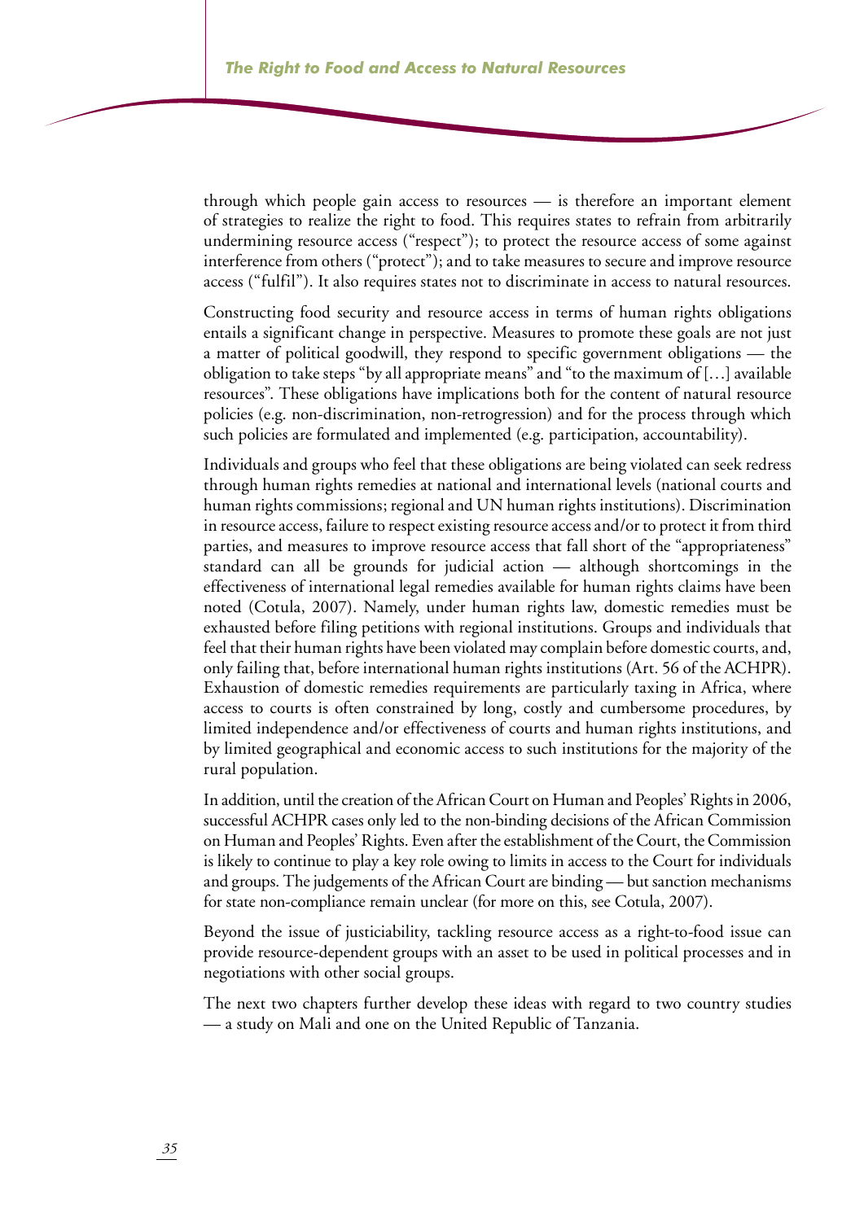through which people gain access to resources — is therefore an important element of strategies to realize the right to food. This requires states to refrain from arbitrarily undermining resource access ("respect"); to protect the resource access of some against interference from others ("protect"); and to take measures to secure and improve resource access ("fulfil"). It also requires states not to discriminate in access to natural resources.

Constructing food security and resource access in terms of human rights obligations entails a significant change in perspective. Measures to promote these goals are not just a matter of political goodwill, they respond to specific government obligations — the obligation to take steps "by all appropriate means" and "to the maximum of […] available resources". These obligations have implications both for the content of natural resource policies (e.g. non-discrimination, non-retrogression) and for the process through which such policies are formulated and implemented (e.g. participation, accountability).

Individuals and groups who feel that these obligations are being violated can seek redress through human rights remedies at national and international levels (national courts and human rights commissions; regional and UN human rights institutions). Discrimination in resource access, failure to respect existing resource access and/or to protect it from third parties, and measures to improve resource access that fall short of the "appropriateness" standard can all be grounds for judicial action — although shortcomings in the effectiveness of international legal remedies available for human rights claims have been noted (Cotula, 2007). Namely, under human rights law, domestic remedies must be exhausted before filing petitions with regional institutions. Groups and individuals that feel that their human rights have been violated may complain before domestic courts, and, only failing that, before international human rights institutions (Art. 56 of the ACHPR). Exhaustion of domestic remedies requirements are particularly taxing in Africa, where access to courts is often constrained by long, costly and cumbersome procedures, by limited independence and/or effectiveness of courts and human rights institutions, and by limited geographical and economic access to such institutions for the majority of the rural population.

In addition, until the creation of the African Court on Human and Peoples' Rights in 2006, successful ACHPR cases only led to the non-binding decisions of the African Commission on Human and Peoples' Rights. Even after the establishment of the Court, the Commission is likely to continue to play a key role owing to limits in access to the Court for individuals and groups. The judgements of the African Court are binding — but sanction mechanisms for state non-compliance remain unclear (for more on this, see Cotula, 2007).

Beyond the issue of justiciability, tackling resource access as a right-to-food issue can provide resource-dependent groups with an asset to be used in political processes and in negotiations with other social groups.

The next two chapters further develop these ideas with regard to two country studies — a study on Mali and one on the United Republic of Tanzania.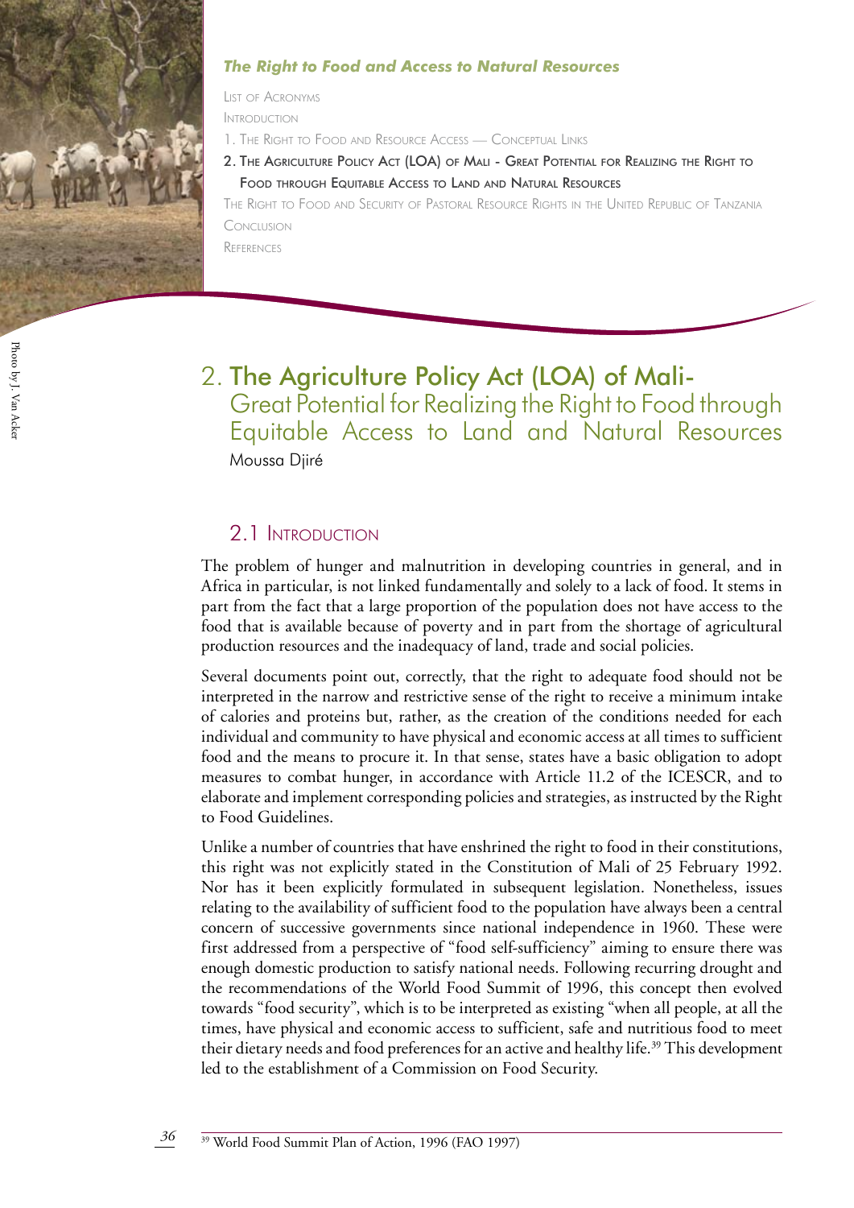## 2. The Agriculture Policy Act (LOA) of Mali- Great Potential for Realizing the Right to Food through Equitable Access to Land and Natural Resources

Moussa Djiré

### 2.1 Introduction

The problem of hunger and malnutrition in developing countries in general, and in Africa in particular, is not linked fundamentally and solely to a lack of food. It stems in part from the fact that a large proportion of the population does not have access to the food that is available because of poverty and in part from the shortage of agricultural production resources and the inadequacy of land, trade and social policies.

Several documents point out, correctly, that the right to adequate food should not be interpreted in the narrow and restrictive sense of the right to receive a minimum intake of calories and proteins but, rather, as the creation of the conditions needed for each individual and community to have physical and economic access at all times to sufficient food and the means to procure it. In that sense, states have a basic obligation to adopt measures to combat hunger, in accordance with Article 11.2 of the ICESCR, and to elaborate and implement corresponding policies and strategies, as instructed by the Right to Food Guidelines.

Unlike a number of countries that have enshrined the right to food in their constitutions, this right was not explicitly stated in the Constitution of Mali of 25 February 1992. Nor has it been explicitly formulated in subsequent legislation. Nonetheless, issues relating to the availability of sufficient food to the population have always been a central concern of successive governments since national independence in 1960. These were first addressed from a perspective of "food self-sufficiency" aiming to ensure there was enough domestic production to satisfy national needs. Following recurring drought and the recommendations of the World Food Summit of 1996, this concept then evolved towards "food security", which is to be interpreted as existing "when all people, at all the times, have physical and economic access to sufficient, safe and nutritious food to meet their dietary needs and food preferences for an active and healthy life.[39] This development led to the establishment of a Commission on Food Security.

[39] World Food Summit Plan of Action, 1996 (FAO 1997)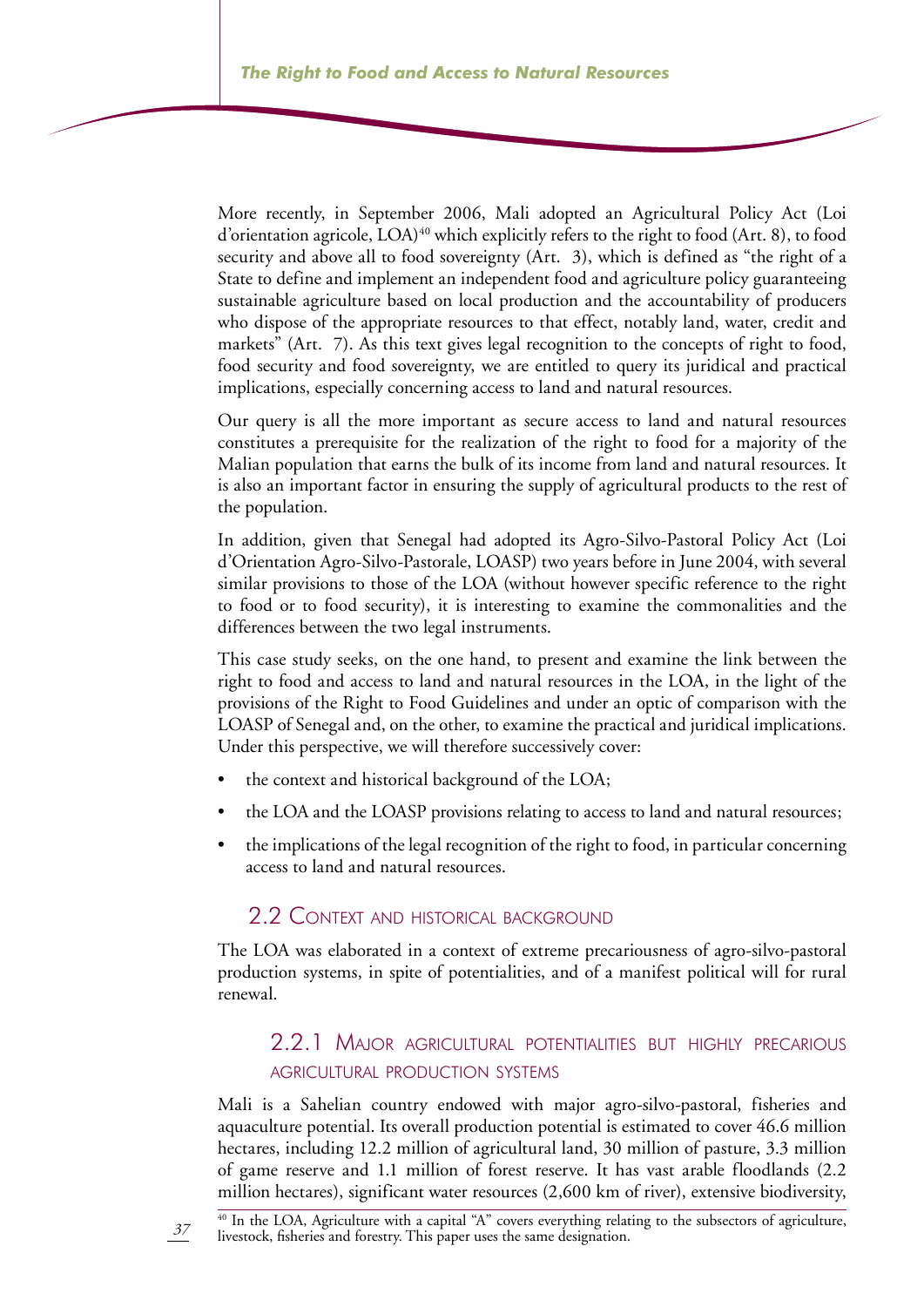More recently, in September 2006, Mali adopted an Agricultural Policy Act (Loi d'orientation agricole, LOA)[40] which explicitly refers to the right to food (Art. 8), to food security and above all to food sovereignty (Art. 3), which is defined as "the right of a State to define and implement an independent food and agriculture policy guaranteeing sustainable agriculture based on local production and the accountability of producers who dispose of the appropriate resources to that effect, notably land, water, credit and markets" (Art. 7). As this text gives legal recognition to the concepts of right to food, food security and food sovereignty, we are entitled to query its juridical and practical implications, especially concerning access to land and natural resources.

Our query is all the more important as secure access to land and natural resources constitutes a prerequisite for the realization of the right to food for a majority of the Malian population that earns the bulk of its income from land and natural resources. It is also an important factor in ensuring the supply of agricultural products to the rest of the population.

In addition, given that Senegal had adopted its Agro-Silvo-Pastoral Policy Act (Loi d'Orientation Agro-Silvo-Pastorale, LOASP) two years before in June 2004, with several similar provisions to those of the LOA (without however specific reference to the right to food or to food security), it is interesting to examine the commonalities and the differences between the two legal instruments.

This case study seeks, on the one hand, to present and examine the link between the right to food and access to land and natural resources in the LOA, in the light of the provisions of the Right to Food Guidelines and under an optic of comparison with the LOASP of Senegal and, on the other, to examine the practical and juridical implications. Under this perspective, we will therefore successively cover:

- the context and historical background of the LOA;
- the LOA and the LOASP provisions relating to access to land and natural resources;
- the implications of the legal recognition of the right to food, in particular concerning access to land and natural resources.

## 2.2 Context and historical background

The LOA was elaborated in a context of extreme precariousness of agro-silvo-pastoral production systems, in spite of potentialities, and of a manifest political will for rural renewal.

### 2.2.1 Major agricultural potentialities but highly precarious agricultural production systems

Mali is a Sahelian country endowed with major agro-silvo-pastoral, fisheries and aquaculture potential. Its overall production potential is estimated to cover 46.6 million hectares, including 12.2 million of agricultural land, 30 million of pasture, 3.3 million of game reserve and 1.1 million of forest reserve. It has vast arable floodlands (2.2 million hectares), significant water resources (2,600 km of river), extensive biodiversity,

[40] In the LOA, Agriculture with a capital "A" covers everything relating to the subsectors of agriculture, livestock, fisheries and forestry. This paper uses the same designation.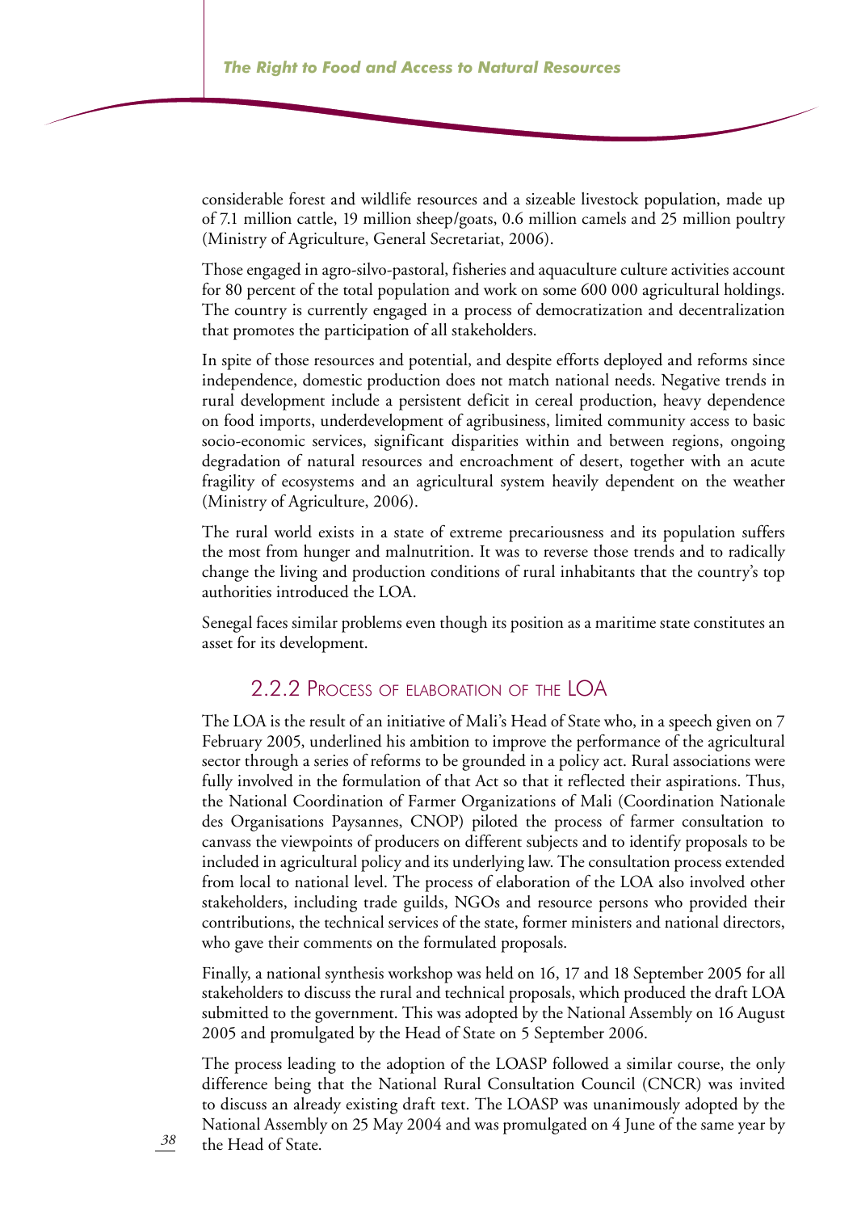considerable forest and wildlife resources and a sizeable livestock population, made up of 7.1 million cattle, 19 million sheep/goats, 0.6 million camels and 25 million poultry (Ministry of Agriculture, General Secretariat, 2006).

Those engaged in agro-silvo-pastoral, fisheries and aquaculture culture activities account for 80 percent of the total population and work on some 600 000 agricultural holdings. The country is currently engaged in a process of democratization and decentralization that promotes the participation of all stakeholders.

In spite of those resources and potential, and despite efforts deployed and reforms since independence, domestic production does not match national needs. Negative trends in rural development include a persistent deficit in cereal production, heavy dependence on food imports, underdevelopment of agribusiness, limited community access to basic socio-economic services, significant disparities within and between regions, ongoing degradation of natural resources and encroachment of desert, together with an acute fragility of ecosystems and an agricultural system heavily dependent on the weather (Ministry of Agriculture, 2006).

The rural world exists in a state of extreme precariousness and its population suffers the most from hunger and malnutrition. It was to reverse those trends and to radically change the living and production conditions of rural inhabitants that the country's top authorities introduced the LOA.

Senegal faces similar problems even though its position as a maritime state constitutes an asset for its development.

### 2.2.2 Process of elaboration of the LOA

The LOA is the result of an initiative of Mali's Head of State who, in a speech given on 7 February 2005, underlined his ambition to improve the performance of the agricultural sector through a series of reforms to be grounded in a policy act. Rural associations were fully involved in the formulation of that Act so that it reflected their aspirations. Thus, the National Coordination of Farmer Organizations of Mali (Coordination Nationale des Organisations Paysannes, CNOP) piloted the process of farmer consultation to canvass the viewpoints of producers on different subjects and to identify proposals to be included in agricultural policy and its underlying law. The consultation process extended from local to national level. The process of elaboration of the LOA also involved other stakeholders, including trade guilds, NGOs and resource persons who provided their contributions, the technical services of the state, former ministers and national directors, who gave their comments on the formulated proposals.

Finally, a national synthesis workshop was held on 16, 17 and 18 September 2005 for all stakeholders to discuss the rural and technical proposals, which produced the draft LOA submitted to the government. This was adopted by the National Assembly on 16 August 2005 and promulgated by the Head of State on 5 September 2006.

The process leading to the adoption of the LOASP followed a similar course, the only difference being that the National Rural Consultation Council (CNCR) was invited to discuss an already existing draft text. The LOASP was unanimously adopted by the National Assembly on 25 May 2004 and was promulgated on 4 June of the same year by the Head of State.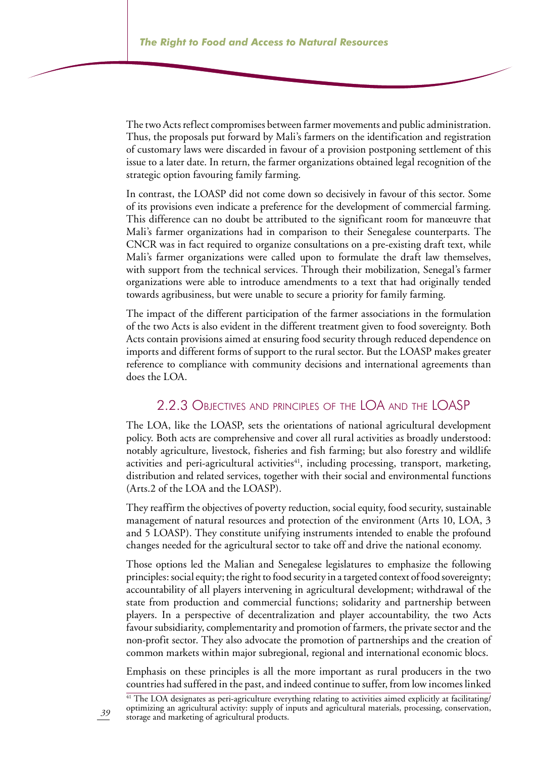The two Acts reflect compromises between farmer movements and public administration. Thus, the proposals put forward by Mali's farmers on the identification and registration of customary laws were discarded in favour of a provision postponing settlement of this issue to a later date. In return, the farmer organizations obtained legal recognition of the strategic option favouring family farming.

In contrast, the LOASP did not come down so decisively in favour of this sector. Some of its provisions even indicate a preference for the development of commercial farming. This difference can no doubt be attributed to the significant room for manœuvre that Mali's farmer organizations had in comparison to their Senegalese counterparts. The CNCR was in fact required to organize consultations on a pre-existing draft text, while Mali's farmer organizations were called upon to formulate the draft law themselves, with support from the technical services. Through their mobilization, Senegal's farmer organizations were able to introduce amendments to a text that had originally tended towards agribusiness, but were unable to secure a priority for family farming.

The impact of the different participation of the farmer associations in the formulation of the two Acts is also evident in the different treatment given to food sovereignty. Both Acts contain provisions aimed at ensuring food security through reduced dependence on imports and different forms of support to the rural sector. But the LOASP makes greater reference to compliance with community decisions and international agreements than does the LOA.

### 2.2.3 Objectives and principles of the LOA and the LOASP

The LOA, like the LOASP, sets the orientations of national agricultural development policy. Both acts are comprehensive and cover all rural activities as broadly understood: notably agriculture, livestock, fisheries and fish farming; but also forestry and wildlife activities and peri-agricultural activities[41], including processing, transport, marketing, distribution and related services, together with their social and environmental functions (Arts.2 of the LOA and the LOASP).

They reaffirm the objectives of poverty reduction, social equity, food security, sustainable management of natural resources and protection of the environment (Arts 10, LOA, 3 and 5 LOASP). They constitute unifying instruments intended to enable the profound changes needed for the agricultural sector to take off and drive the national economy.

Those options led the Malian and Senegalese legislatures to emphasize the following principles: social equity; the right to food security in a targeted context of food sovereignty; accountability of all players intervening in agricultural development; withdrawal of the state from production and commercial functions; solidarity and partnership between players. In a perspective of decentralization and player accountability, the two Acts favour subsidiarity, complementarity and promotion of farmers, the private sector and the non-profit sector. They also advocate the promotion of partnerships and the creation of common markets within major subregional, regional and international economic blocs.

Emphasis on these principles is all the more important as rural producers in the two countries had suffered in the past, and indeed continue to suffer, from low incomes linked

[41] The LOA designates as peri-agriculture everything relating to activities aimed explicitly at facilitating/optimizing an agricultural activity: supply of inputs and agricultural materials, processing, conservation, storage and marketing of agricultural products.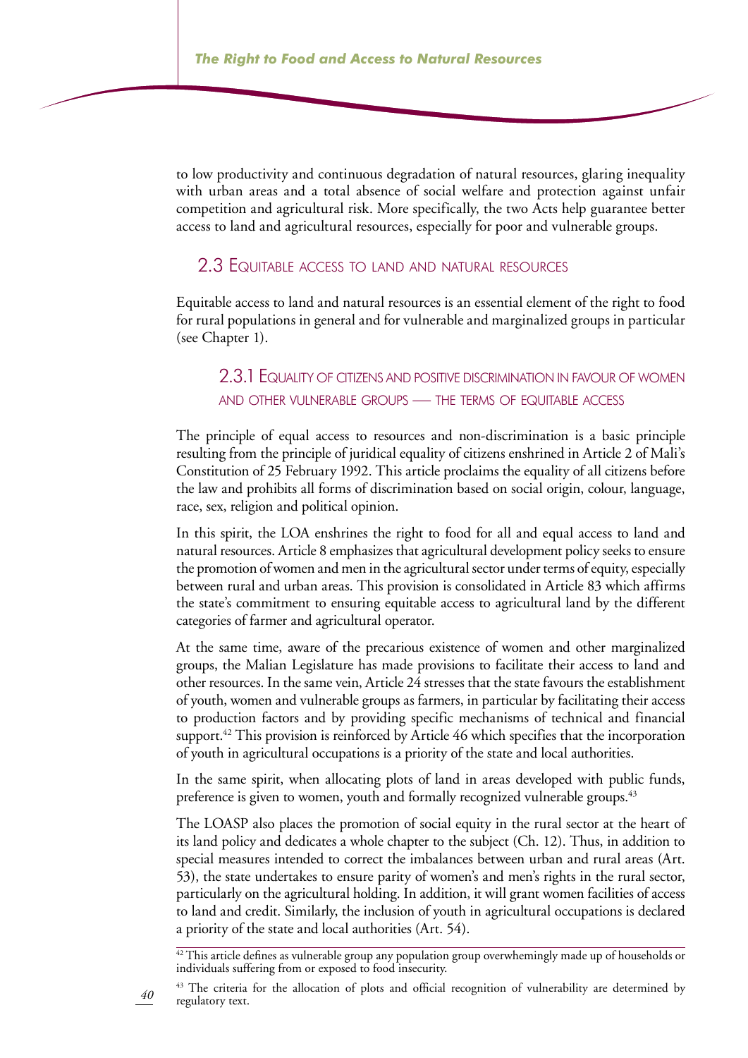to low productivity and continuous degradation of natural resources, glaring inequality with urban areas and a total absence of social welfare and protection against unfair competition and agricultural risk. More specifically, the two Acts help guarantee better access to land and agricultural resources, especially for poor and vulnerable groups.

## 2.3 Equitable access to land and natural resources

Equitable access to land and natural resources is an essential element of the right to food for rural populations in general and for vulnerable and marginalized groups in particular (see Chapter 1).

### 2.3.1 Equality of citizens and positive discrimination in favour of women and other vulnerable groups — the terms of equitable access

The principle of equal access to resources and non-discrimination is a basic principle resulting from the principle of juridical equality of citizens enshrined in Article 2 of Mali's Constitution of 25 February 1992. This article proclaims the equality of all citizens before the law and prohibits all forms of discrimination based on social origin, colour, language, race, sex, religion and political opinion.

In this spirit, the LOA enshrines the right to food for all and equal access to land and natural resources. Article 8 emphasizes that agricultural development policy seeks to ensure the promotion of women and men in the agricultural sector under terms of equity, especially between rural and urban areas. This provision is consolidated in Article 83 which affirms the state's commitment to ensuring equitable access to agricultural land by the different categories of farmer and agricultural operator.

At the same time, aware of the precarious existence of women and other marginalized groups, the Malian Legislature has made provisions to facilitate their access to land and other resources. In the same vein, Article 24 stresses that the state favours the establishment of youth, women and vulnerable groups as farmers, in particular by facilitating their access to production factors and by providing specific mechanisms of technical and financial support.[42] This provision is reinforced by Article 46 which specifies that the incorporation of youth in agricultural occupations is a priority of the state and local authorities.

In the same spirit, when allocating plots of land in areas developed with public funds, preference is given to women, youth and formally recognized vulnerable groups.[43]

The LOASP also places the promotion of social equity in the rural sector at the heart of its land policy and dedicates a whole chapter to the subject (Ch. 12). Thus, in addition to special measures intended to correct the imbalances between urban and rural areas (Art. 53), the state undertakes to ensure parity of women's and men's rights in the rural sector, particularly on the agricultural holding. In addition, it will grant women facilities of access to land and credit. Similarly, the inclusion of youth in agricultural occupations is declared a priority of the state and local authorities (Art. 54).

---

[42] This article defines as vulnerable group any population group overwhemingly made up of households or individuals suffering from or exposed to food insecurity.

[43] The criteria for the allocation of plots and official recognition of vulnerability are determined by regulatory text.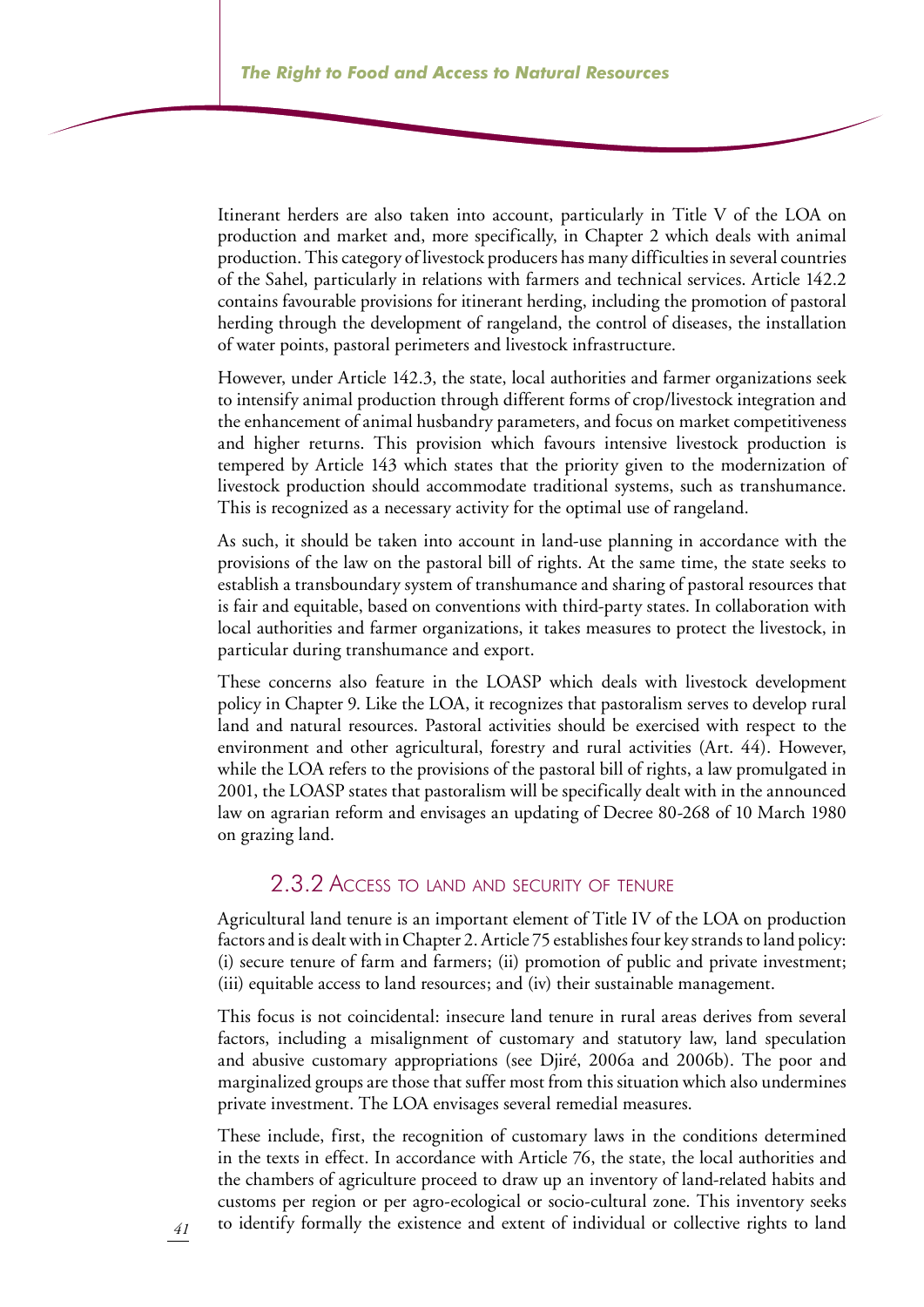Itinerant herders are also taken into account, particularly in Title V of the LOA on production and market and, more specifically, in Chapter 2 which deals with animal production. This category of livestock producers has many difficulties in several countries of the Sahel, particularly in relations with farmers and technical services. Article 142.2 contains favourable provisions for itinerant herding, including the promotion of pastoral herding through the development of rangeland, the control of diseases, the installation of water points, pastoral perimeters and livestock infrastructure.

However, under Article 142.3, the state, local authorities and farmer organizations seek to intensify animal production through different forms of crop/livestock integration and the enhancement of animal husbandry parameters, and focus on market competitiveness and higher returns. This provision which favours intensive livestock production is tempered by Article 143 which states that the priority given to the modernization of livestock production should accommodate traditional systems, such as transhumance. This is recognized as a necessary activity for the optimal use of rangeland.

As such, it should be taken into account in land-use planning in accordance with the provisions of the law on the pastoral bill of rights. At the same time, the state seeks to establish a transboundary system of transhumance and sharing of pastoral resources that is fair and equitable, based on conventions with third-party states. In collaboration with local authorities and farmer organizations, it takes measures to protect the livestock, in particular during transhumance and export.

These concerns also feature in the LOASP which deals with livestock development policy in Chapter 9. Like the LOA, it recognizes that pastoralism serves to develop rural land and natural resources. Pastoral activities should be exercised with respect to the environment and other agricultural, forestry and rural activities (Art. 44). However, while the LOA refers to the provisions of the pastoral bill of rights, a law promulgated in 2001, the LOASP states that pastoralism will be specifically dealt with in the announced law on agrarian reform and envisages an updating of Decree 80-268 of 10 March 1980 on grazing land.

### 2.3.2 Access to land and security of tenure

Agricultural land tenure is an important element of Title IV of the LOA on production factors and is dealt with in Chapter 2. Article 75 establishes four key strands to land policy: (i) secure tenure of farm and farmers; (ii) promotion of public and private investment; (iii) equitable access to land resources; and (iv) their sustainable management.

This focus is not coincidental: insecure land tenure in rural areas derives from several factors, including a misalignment of customary and statutory law, land speculation and abusive customary appropriations (see Djiré, 2006a and 2006b). The poor and marginalized groups are those that suffer most from this situation which also undermines private investment. The LOA envisages several remedial measures.

These include, first, the recognition of customary laws in the conditions determined in the texts in effect. In accordance with Article 76, the state, the local authorities and the chambers of agriculture proceed to draw up an inventory of land-related habits and customs per region or per agro-ecological or socio-cultural zone. This inventory seeks to identify formally the existence and extent of individual or collective rights to land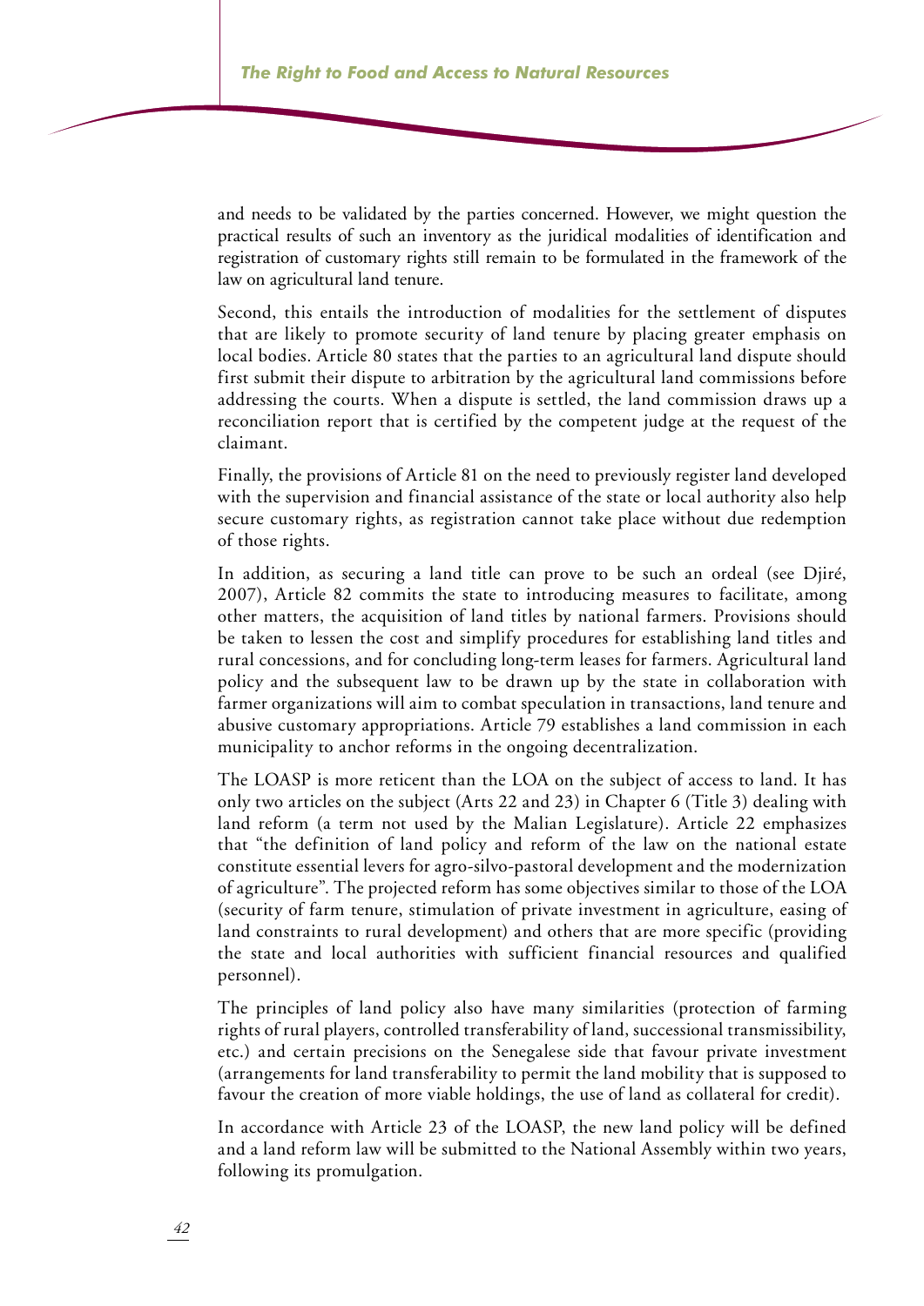and needs to be validated by the parties concerned. However, we might question the practical results of such an inventory as the juridical modalities of identification and registration of customary rights still remain to be formulated in the framework of the law on agricultural land tenure.

Second, this entails the introduction of modalities for the settlement of disputes that are likely to promote security of land tenure by placing greater emphasis on local bodies. Article 80 states that the parties to an agricultural land dispute should first submit their dispute to arbitration by the agricultural land commissions before addressing the courts. When a dispute is settled, the land commission draws up a reconciliation report that is certified by the competent judge at the request of the claimant.

Finally, the provisions of Article 81 on the need to previously register land developed with the supervision and financial assistance of the state or local authority also help secure customary rights, as registration cannot take place without due redemption of those rights.

In addition, as securing a land title can prove to be such an ordeal (see Djiré, 2007), Article 82 commits the state to introducing measures to facilitate, among other matters, the acquisition of land titles by national farmers. Provisions should be taken to lessen the cost and simplify procedures for establishing land titles and rural concessions, and for concluding long-term leases for farmers. Agricultural land policy and the subsequent law to be drawn up by the state in collaboration with farmer organizations will aim to combat speculation in transactions, land tenure and abusive customary appropriations. Article 79 establishes a land commission in each municipality to anchor reforms in the ongoing decentralization.

The LOASP is more reticent than the LOA on the subject of access to land. It has only two articles on the subject (Arts 22 and 23) in Chapter 6 (Title 3) dealing with land reform (a term not used by the Malian Legislature). Article 22 emphasizes that "the definition of land policy and reform of the law on the national estate constitute essential levers for agro-silvo-pastoral development and the modernization of agriculture". The projected reform has some objectives similar to those of the LOA (security of farm tenure, stimulation of private investment in agriculture, easing of land constraints to rural development) and others that are more specific (providing the state and local authorities with sufficient financial resources and qualified personnel).

The principles of land policy also have many similarities (protection of farming rights of rural players, controlled transferability of land, successional transmissibility, etc.) and certain precisions on the Senegalese side that favour private investment (arrangements for land transferability to permit the land mobility that is supposed to favour the creation of more viable holdings, the use of land as collateral for credit).

In accordance with Article 23 of the LOASP, the new land policy will be defined and a land reform law will be submitted to the National Assembly within two years, following its promulgation.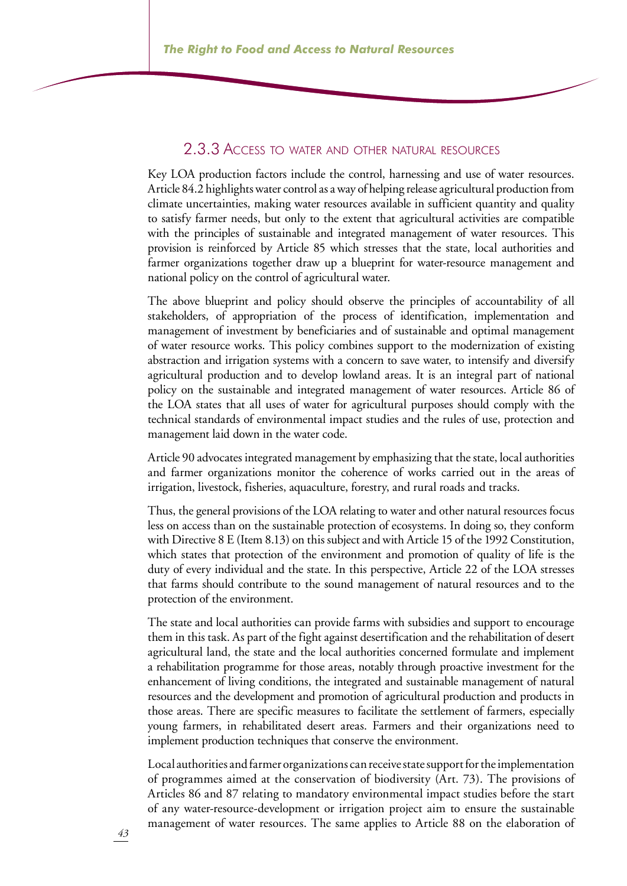### 2.3.3 Access to water and other natural resources

Key LOA production factors include the control, harnessing and use of water resources. Article 84.2 highlights water control as a way of helping release agricultural production from climate uncertainties, making water resources available in sufficient quantity and quality to satisfy farmer needs, but only to the extent that agricultural activities are compatible with the principles of sustainable and integrated management of water resources. This provision is reinforced by Article 85 which stresses that the state, local authorities and farmer organizations together draw up a blueprint for water-resource management and national policy on the control of agricultural water.

The above blueprint and policy should observe the principles of accountability of all stakeholders, of appropriation of the process of identification, implementation and management of investment by beneficiaries and of sustainable and optimal management of water resource works. This policy combines support to the modernization of existing abstraction and irrigation systems with a concern to save water, to intensify and diversify agricultural production and to develop lowland areas. It is an integral part of national policy on the sustainable and integrated management of water resources. Article 86 of the LOA states that all uses of water for agricultural purposes should comply with the technical standards of environmental impact studies and the rules of use, protection and management laid down in the water code.

Article 90 advocates integrated management by emphasizing that the state, local authorities and farmer organizations monitor the coherence of works carried out in the areas of irrigation, livestock, fisheries, aquaculture, forestry, and rural roads and tracks.

Thus, the general provisions of the LOA relating to water and other natural resources focus less on access than on the sustainable protection of ecosystems. In doing so, they conform with Directive 8 E (Item 8.13) on this subject and with Article 15 of the 1992 Constitution, which states that protection of the environment and promotion of quality of life is the duty of every individual and the state. In this perspective, Article 22 of the LOA stresses that farms should contribute to the sound management of natural resources and to the protection of the environment.

The state and local authorities can provide farms with subsidies and support to encourage them in this task. As part of the fight against desertification and the rehabilitation of desert agricultural land, the state and the local authorities concerned formulate and implement a rehabilitation programme for those areas, notably through proactive investment for the enhancement of living conditions, the integrated and sustainable management of natural resources and the development and promotion of agricultural production and products in those areas. There are specific measures to facilitate the settlement of farmers, especially young farmers, in rehabilitated desert areas. Farmers and their organizations need to implement production techniques that conserve the environment.

Local authorities and farmer organizations can receive state support for the implementation of programmes aimed at the conservation of biodiversity (Art. 73). The provisions of Articles 86 and 87 relating to mandatory environmental impact studies before the start of any water-resource-development or irrigation project aim to ensure the sustainable management of water resources. The same applies to Article 88 on the elaboration of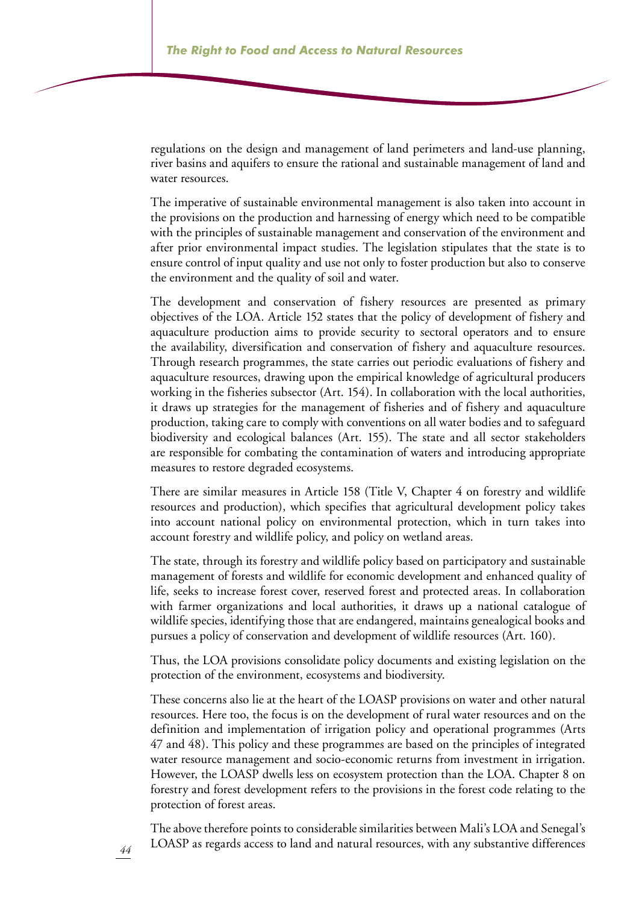regulations on the design and management of land perimeters and land-use planning, river basins and aquifers to ensure the rational and sustainable management of land and water resources.

The imperative of sustainable environmental management is also taken into account in the provisions on the production and harnessing of energy which need to be compatible with the principles of sustainable management and conservation of the environment and after prior environmental impact studies. The legislation stipulates that the state is to ensure control of input quality and use not only to foster production but also to conserve the environment and the quality of soil and water.

The development and conservation of fishery resources are presented as primary objectives of the LOA. Article 152 states that the policy of development of fishery and aquaculture production aims to provide security to sectoral operators and to ensure the availability, diversification and conservation of fishery and aquaculture resources. Through research programmes, the state carries out periodic evaluations of fishery and aquaculture resources, drawing upon the empirical knowledge of agricultural producers working in the fisheries subsector (Art. 154). In collaboration with the local authorities, it draws up strategies for the management of fisheries and of fishery and aquaculture production, taking care to comply with conventions on all water bodies and to safeguard biodiversity and ecological balances (Art. 155). The state and all sector stakeholders are responsible for combating the contamination of waters and introducing appropriate measures to restore degraded ecosystems.

There are similar measures in Article 158 (Title V, Chapter 4 on forestry and wildlife resources and production), which specifies that agricultural development policy takes into account national policy on environmental protection, which in turn takes into account forestry and wildlife policy, and policy on wetland areas.

The state, through its forestry and wildlife policy based on participatory and sustainable management of forests and wildlife for economic development and enhanced quality of life, seeks to increase forest cover, reserved forest and protected areas. In collaboration with farmer organizations and local authorities, it draws up a national catalogue of wildlife species, identifying those that are endangered, maintains genealogical books and pursues a policy of conservation and development of wildlife resources (Art. 160).

Thus, the LOA provisions consolidate policy documents and existing legislation on the protection of the environment, ecosystems and biodiversity.

These concerns also lie at the heart of the LOASP provisions on water and other natural resources. Here too, the focus is on the development of rural water resources and on the definition and implementation of irrigation policy and operational programmes (Arts 47 and 48). This policy and these programmes are based on the principles of integrated water resource management and socio-economic returns from investment in irrigation. However, the LOASP dwells less on ecosystem protection than the LOA. Chapter 8 on forestry and forest development refers to the provisions in the forest code relating to the protection of forest areas.

The above therefore points to considerable similarities between Mali's LOA and Senegal's LOASP as regards access to land and natural resources, with any substantive differences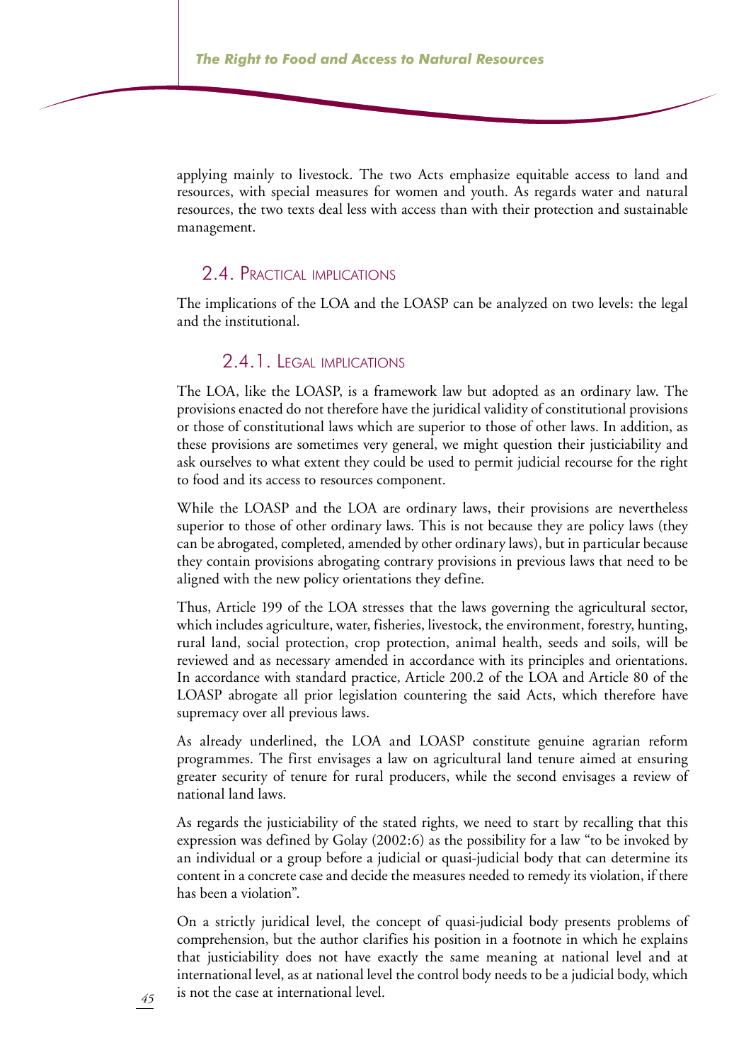applying mainly to livestock. The two Acts emphasize equitable access to land and resources, with special measures for women and youth. As regards water and natural resources, the two texts deal less with access than with their protection and sustainable management.

## 2.4. Practical implications

The implications of the LOA and the LOASP can be analyzed on two levels: the legal and the institutional.

### 2.4.1. Legal implications

The LOA, like the LOASP, is a framework law but adopted as an ordinary law. The provisions enacted do not therefore have the juridical validity of constitutional provisions or those of constitutional laws which are superior to those of other laws. In addition, as these provisions are sometimes very general, we might question their justiciability and ask ourselves to what extent they could be used to permit judicial recourse for the right to food and its access to resources component.

While the LOASP and the LOA are ordinary laws, their provisions are nevertheless superior to those of other ordinary laws. This is not because they are policy laws (they can be abrogated, completed, amended by other ordinary laws), but in particular because they contain provisions abrogating contrary provisions in previous laws that need to be aligned with the new policy orientations they define.

Thus, Article 199 of the LOA stresses that the laws governing the agricultural sector, which includes agriculture, water, fisheries, livestock, the environment, forestry, hunting, rural land, social protection, crop protection, animal health, seeds and soils, will be reviewed and as necessary amended in accordance with its principles and orientations. In accordance with standard practice, Article 200.2 of the LOA and Article 80 of the LOASP abrogate all prior legislation countering the said Acts, which therefore have supremacy over all previous laws.

As already underlined, the LOA and LOASP constitute genuine agrarian reform programmes. The first envisages a law on agricultural land tenure aimed at ensuring greater security of tenure for rural producers, while the second envisages a review of national land laws.

As regards the justiciability of the stated rights, we need to start by recalling that this expression was defined by Golay (2002:6) as the possibility for a law "to be invoked by an individual or a group before a judicial or quasi-judicial body that can determine its content in a concrete case and decide the measures needed to remedy its violation, if there has been a violation".

On a strictly juridical level, the concept of quasi-judicial body presents problems of comprehension, but the author clarifies his position in a footnote in which he explains that justiciability does not have exactly the same meaning at national level and at international level, as at national level the control body needs to be a judicial body, which is not the case at international level.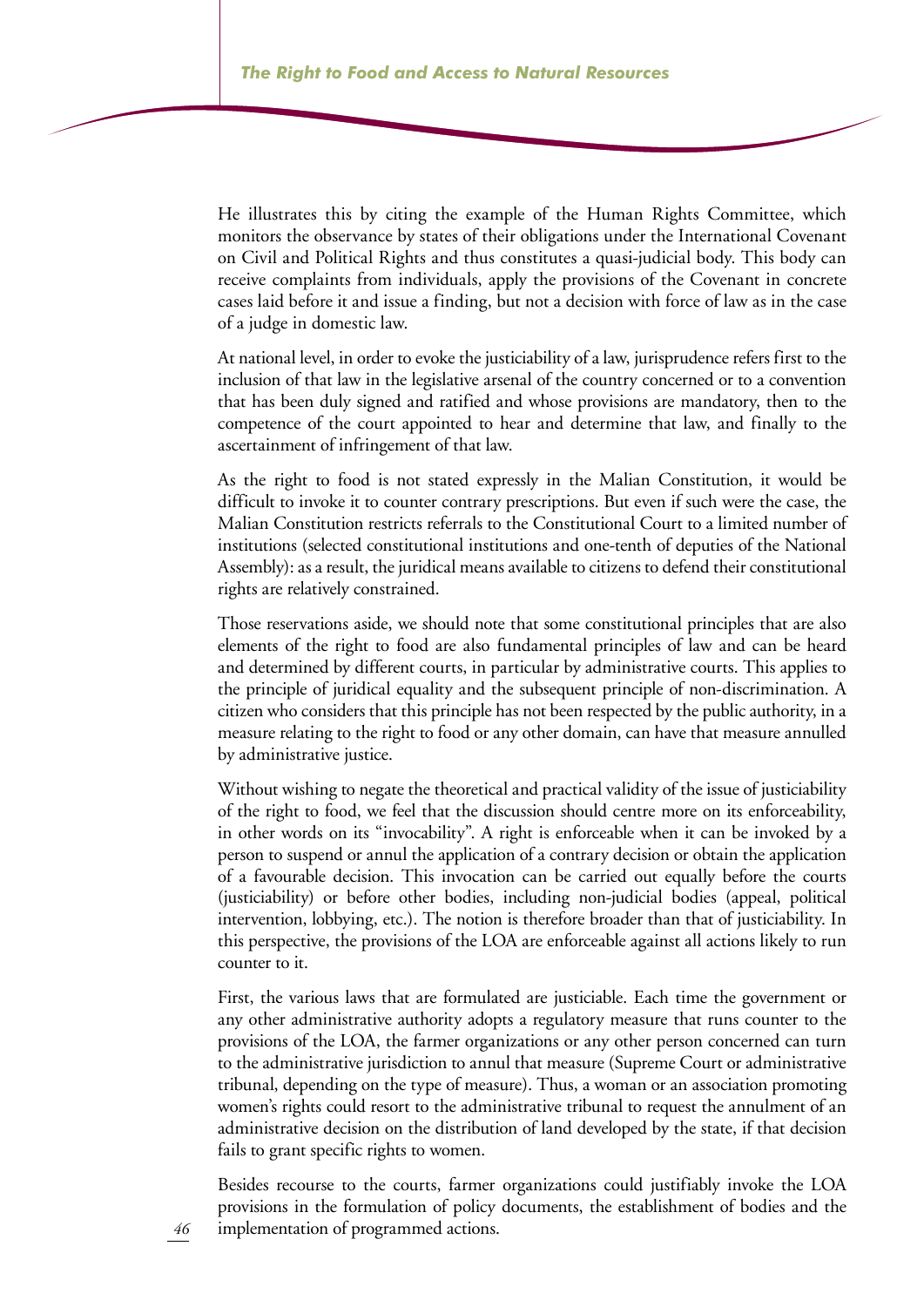He illustrates this by citing the example of the Human Rights Committee, which monitors the observance by states of their obligations under the International Covenant on Civil and Political Rights and thus constitutes a quasi-judicial body. This body can receive complaints from individuals, apply the provisions of the Covenant in concrete cases laid before it and issue a finding, but not a decision with force of law as in the case of a judge in domestic law.

At national level, in order to evoke the justiciability of a law, jurisprudence refers first to the inclusion of that law in the legislative arsenal of the country concerned or to a convention that has been duly signed and ratified and whose provisions are mandatory, then to the competence of the court appointed to hear and determine that law, and finally to the ascertainment of infringement of that law.

As the right to food is not stated expressly in the Malian Constitution, it would be difficult to invoke it to counter contrary prescriptions. But even if such were the case, the Malian Constitution restricts referrals to the Constitutional Court to a limited number of institutions (selected constitutional institutions and one-tenth of deputies of the National Assembly): as a result, the juridical means available to citizens to defend their constitutional rights are relatively constrained.

Those reservations aside, we should note that some constitutional principles that are also elements of the right to food are also fundamental principles of law and can be heard and determined by different courts, in particular by administrative courts. This applies to the principle of juridical equality and the subsequent principle of non-discrimination. A citizen who considers that this principle has not been respected by the public authority, in a measure relating to the right to food or any other domain, can have that measure annulled by administrative justice.

Without wishing to negate the theoretical and practical validity of the issue of justiciability of the right to food, we feel that the discussion should centre more on its enforceability, in other words on its "invocability". A right is enforceable when it can be invoked by a person to suspend or annul the application of a contrary decision or obtain the application of a favourable decision. This invocation can be carried out equally before the courts (justiciability) or before other bodies, including non-judicial bodies (appeal, political intervention, lobbying, etc.). The notion is therefore broader than that of justiciability. In this perspective, the provisions of the LOA are enforceable against all actions likely to run counter to it.

First, the various laws that are formulated are justiciable. Each time the government or any other administrative authority adopts a regulatory measure that runs counter to the provisions of the LOA, the farmer organizations or any other person concerned can turn to the administrative jurisdiction to annul that measure (Supreme Court or administrative tribunal, depending on the type of measure). Thus, a woman or an association promoting women's rights could resort to the administrative tribunal to request the annulment of an administrative decision on the distribution of land developed by the state, if that decision fails to grant specific rights to women.

Besides recourse to the courts, farmer organizations could justifiably invoke the LOA provisions in the formulation of policy documents, the establishment of bodies and the implementation of programmed actions.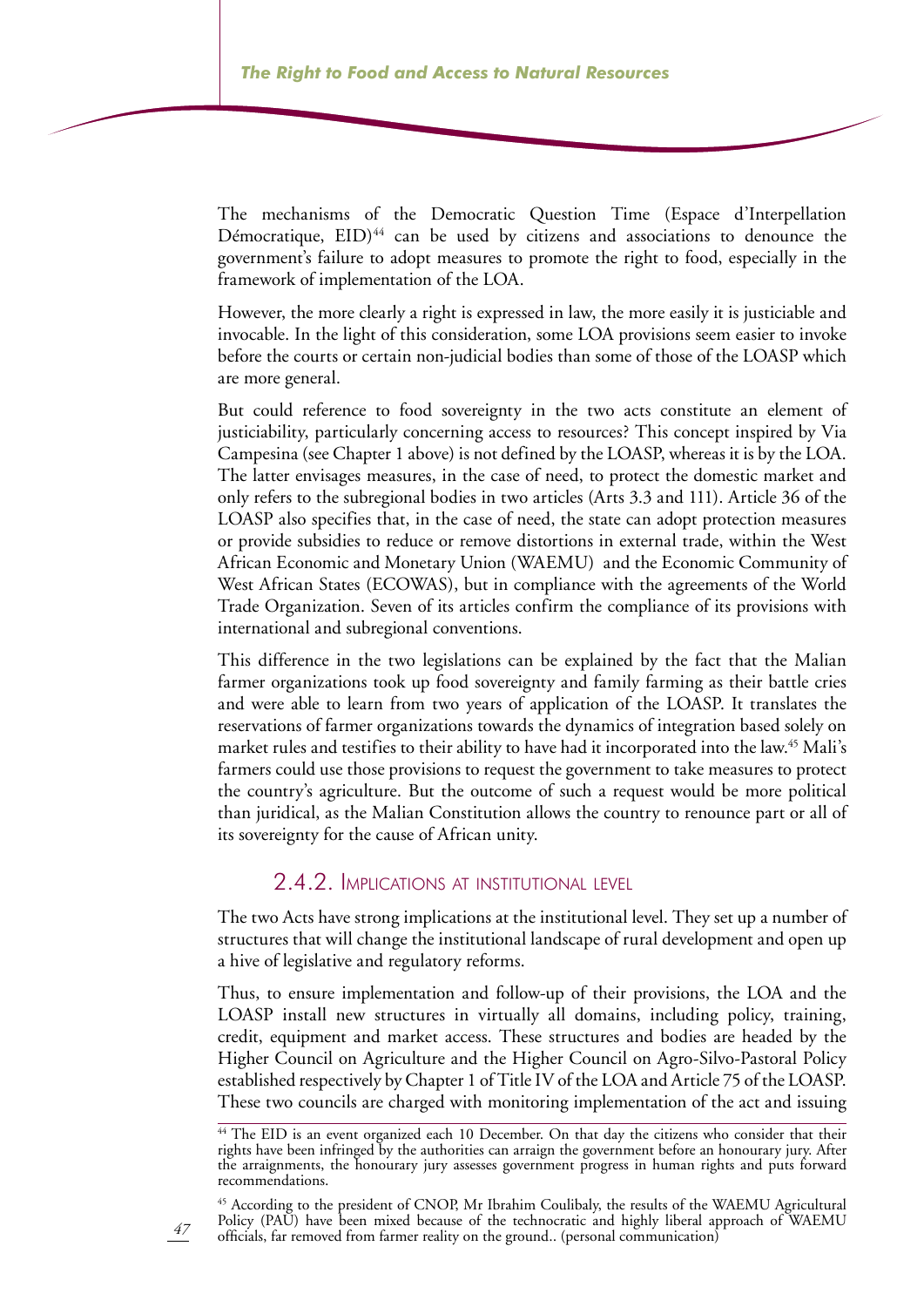The mechanisms of the Democratic Question Time (Espace d'Interpellation Démocratique, EID)[44] can be used by citizens and associations to denounce the government's failure to adopt measures to promote the right to food, especially in the framework of implementation of the LOA.

However, the more clearly a right is expressed in law, the more easily it is justiciable and invocable. In the light of this consideration, some LOA provisions seem easier to invoke before the courts or certain non-judicial bodies than some of those of the LOASP which are more general.

But could reference to food sovereignty in the two acts constitute an element of justiciability, particularly concerning access to resources? This concept inspired by Via Campesina (see Chapter 1 above) is not defined by the LOASP, whereas it is by the LOA. The latter envisages measures, in the case of need, to protect the domestic market and only refers to the subregional bodies in two articles (Arts 3.3 and 111). Article 36 of the LOASP also specifies that, in the case of need, the state can adopt protection measures or provide subsidies to reduce or remove distortions in external trade, within the West African Economic and Monetary Union (WAEMU) and the Economic Community of West African States (ECOWAS), but in compliance with the agreements of the World Trade Organization. Seven of its articles confirm the compliance of its provisions with international and subregional conventions.

This difference in the two legislations can be explained by the fact that the Malian farmer organizations took up food sovereignty and family farming as their battle cries and were able to learn from two years of application of the LOASP. It translates the reservations of farmer organizations towards the dynamics of integration based solely on market rules and testifies to their ability to have had it incorporated into the law.[45] Mali's farmers could use those provisions to request the government to take measures to protect the country's agriculture. But the outcome of such a request would be more political than juridical, as the Malian Constitution allows the country to renounce part or all of its sovereignty for the cause of African unity.

### 2.4.2. Implications at institutional level

The two Acts have strong implications at the institutional level. They set up a number of structures that will change the institutional landscape of rural development and open up a hive of legislative and regulatory reforms.

Thus, to ensure implementation and follow-up of their provisions, the LOA and the LOASP install new structures in virtually all domains, including policy, training, credit, equipment and market access. These structures and bodies are headed by the Higher Council on Agriculture and the Higher Council on Agro-Silvo-Pastoral Policy established respectively by Chapter 1 of Title IV of the LOA and Article 75 of the LOASP. These two councils are charged with monitoring implementation of the act and issuing

---

[44] The EID is an event organized each 10 December. On that day the citizens who consider that their rights have been infringed by the authorities can arraign the government before an honourary jury. After the arraignments, the honourary jury assesses government progress in human rights and puts forward recommendations.

[45] According to the president of CNOP, Mr Ibrahim Coulibaly, the results of the WAEMU Agricultural Policy (PAU) have been mixed because of the technocratic and highly liberal approach of WAEMU officials, far removed from farmer reality on the ground.. (personal communication)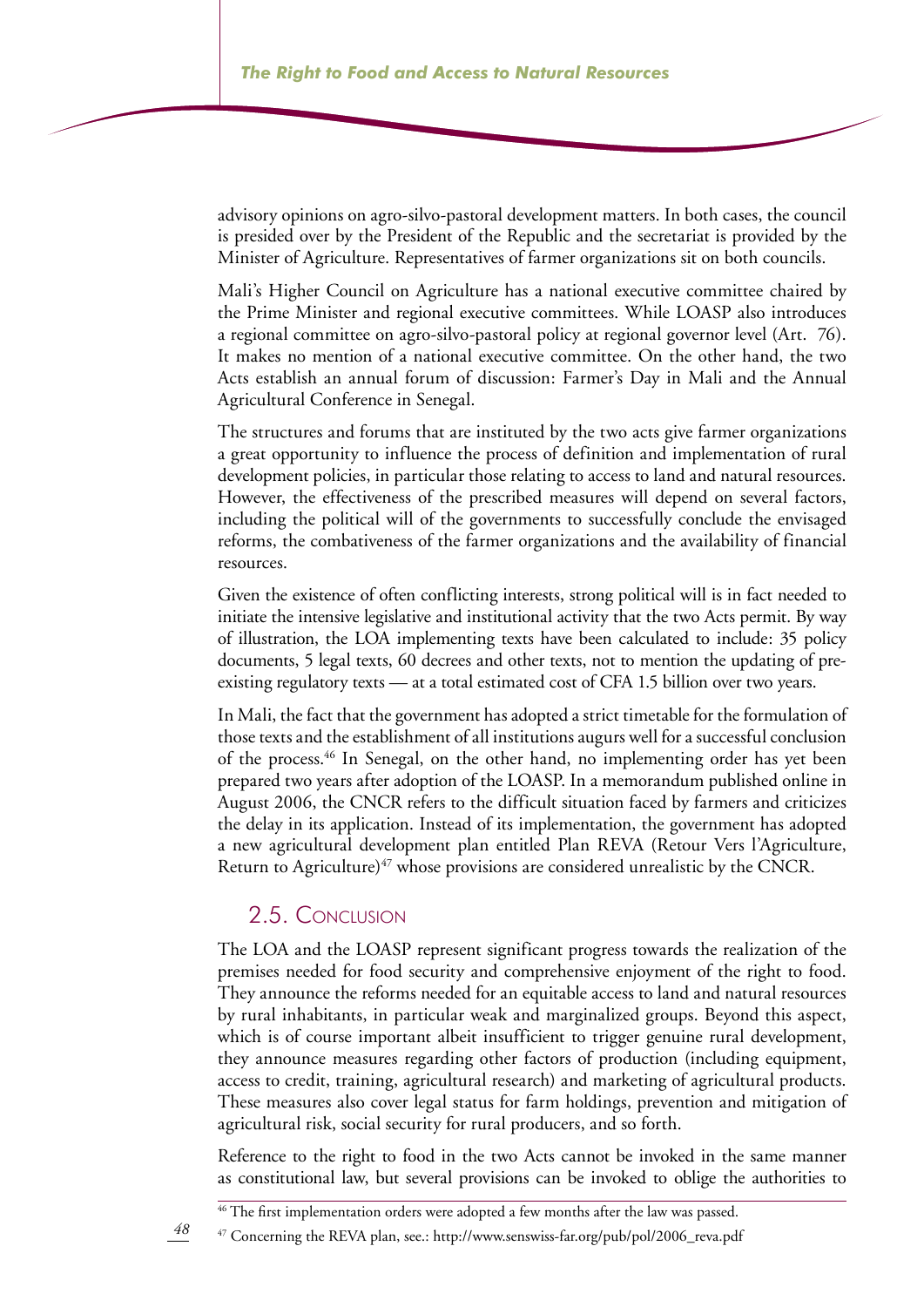advisory opinions on agro-silvo-pastoral development matters. In both cases, the council is presided over by the President of the Republic and the secretariat is provided by the Minister of Agriculture. Representatives of farmer organizations sit on both councils.

Mali's Higher Council on Agriculture has a national executive committee chaired by the Prime Minister and regional executive committees. While LOASP also introduces a regional committee on agro-silvo-pastoral policy at regional governor level (Art. 76). It makes no mention of a national executive committee. On the other hand, the two Acts establish an annual forum of discussion: Farmer's Day in Mali and the Annual Agricultural Conference in Senegal.

The structures and forums that are instituted by the two acts give farmer organizations a great opportunity to influence the process of definition and implementation of rural development policies, in particular those relating to access to land and natural resources. However, the effectiveness of the prescribed measures will depend on several factors, including the political will of the governments to successfully conclude the envisaged reforms, the combativeness of the farmer organizations and the availability of financial resources.

Given the existence of often conflicting interests, strong political will is in fact needed to initiate the intensive legislative and institutional activity that the two Acts permit. By way of illustration, the LOA implementing texts have been calculated to include: 35 policy documents, 5 legal texts, 60 decrees and other texts, not to mention the updating of pre-existing regulatory texts — at a total estimated cost of CFA 1.5 billion over two years.

In Mali, the fact that the government has adopted a strict timetable for the formulation of those texts and the establishment of all institutions augurs well for a successful conclusion of the process.[46] In Senegal, on the other hand, no implementing order has yet been prepared two years after adoption of the LOASP. In a memorandum published online in August 2006, the CNCR refers to the difficult situation faced by farmers and criticizes the delay in its application. Instead of its implementation, the government has adopted a new agricultural development plan entitled Plan REVA (Retour Vers l'Agriculture, Return to Agriculture)[47] whose provisions are considered unrealistic by the CNCR.

## 2.5. Conclusion

The LOA and the LOASP represent significant progress towards the realization of the premises needed for food security and comprehensive enjoyment of the right to food. They announce the reforms needed for an equitable access to land and natural resources by rural inhabitants, in particular weak and marginalized groups. Beyond this aspect, which is of course important albeit insufficient to trigger genuine rural development, they announce measures regarding other factors of production (including equipment, access to credit, training, agricultural research) and marketing of agricultural products. These measures also cover legal status for farm holdings, prevention and mitigation of agricultural risk, social security for rural producers, and so forth.

Reference to the right to food in the two Acts cannot be invoked in the same manner as constitutional law, but several provisions can be invoked to oblige the authorities to

---

[46] The first implementation orders were adopted a few months after the law was passed.

[47] Concerning the REVA plan, see.: http://www.senswiss-far.org/pub/pol/2006_reva.pdf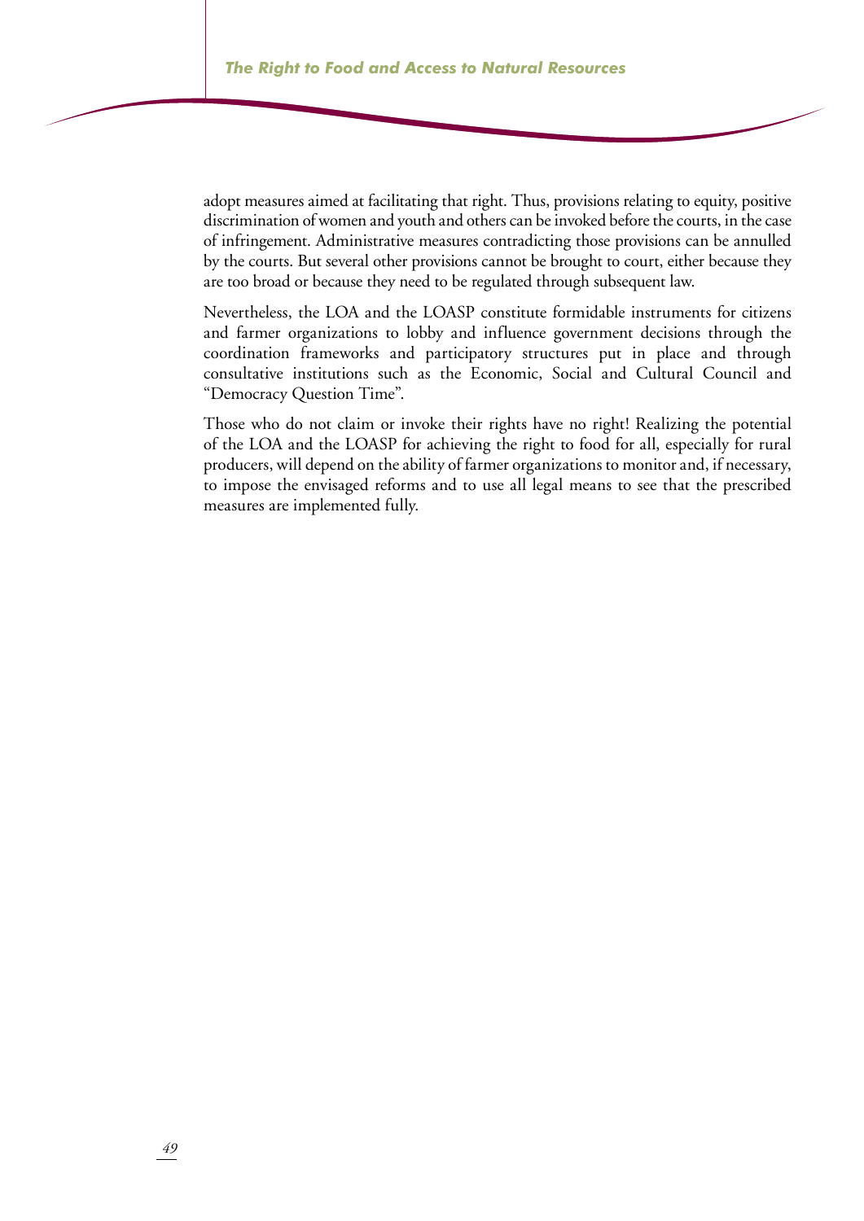adopt measures aimed at facilitating that right. Thus, provisions relating to equity, positive discrimination of women and youth and others can be invoked before the courts, in the case of infringement. Administrative measures contradicting those provisions can be annulled by the courts. But several other provisions cannot be brought to court, either because they are too broad or because they need to be regulated through subsequent law.

Nevertheless, the LOA and the LOASP constitute formidable instruments for citizens and farmer organizations to lobby and influence government decisions through the coordination frameworks and participatory structures put in place and through consultative institutions such as the Economic, Social and Cultural Council and "Democracy Question Time".

Those who do not claim or invoke their rights have no right! Realizing the potential of the LOA and the LOASP for achieving the right to food for all, especially for rural producers, will depend on the ability of farmer organizations to monitor and, if necessary, to impose the envisaged reforms and to use all legal means to see that the prescribed measures are implemented fully.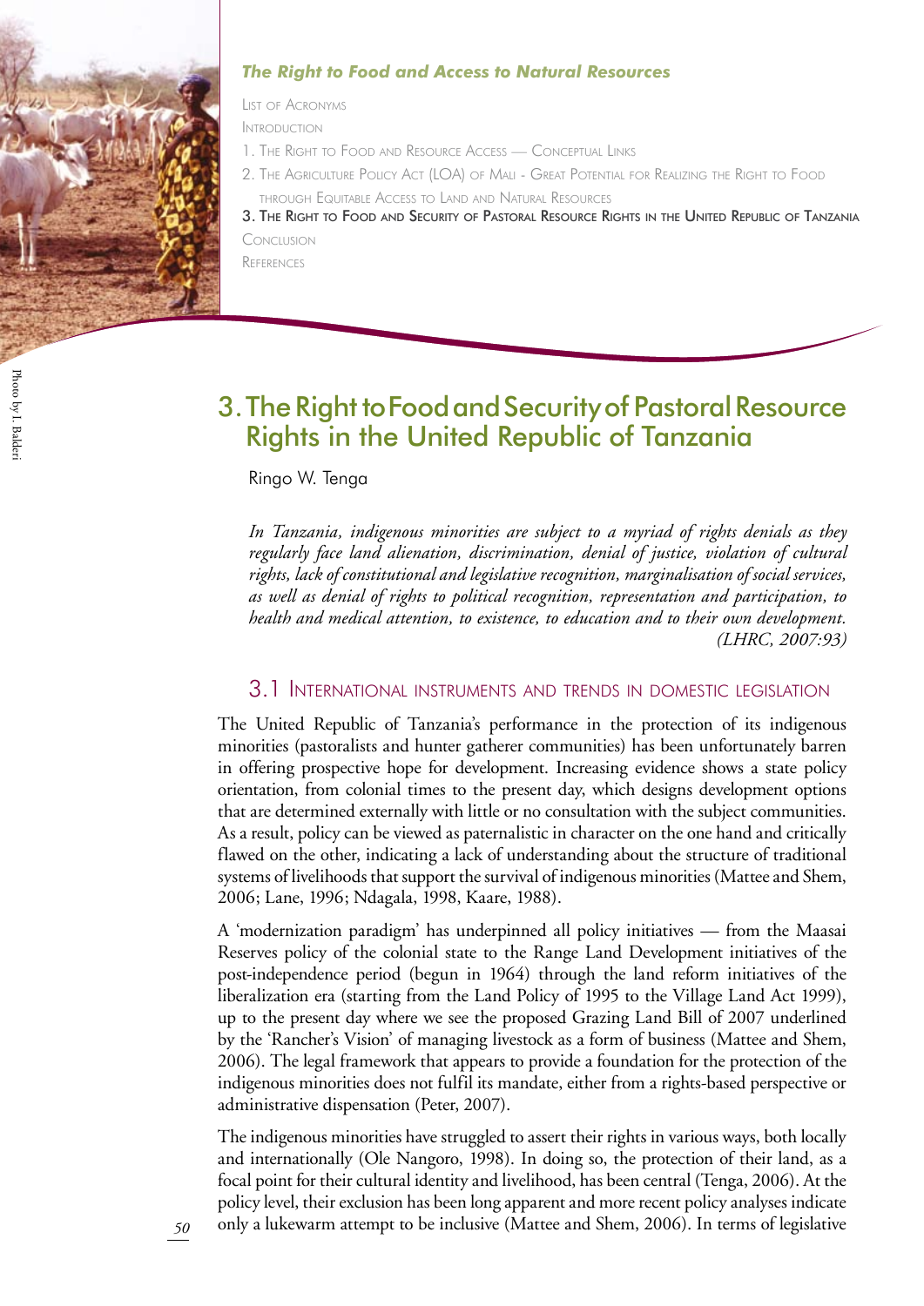# 3. The Right to Food and Security of Pastoral Resource Rights in the United Republic of Tanzania

Ringo W. Tenga

*In Tanzania, indigenous minorities are subject to a myriad of rights denials as they regularly face land alienation, discrimination, denial of justice, violation of cultural rights, lack of constitutional and legislative recognition, marginalisation of social services, as well as denial of rights to political recognition, representation and participation, to health and medical attention, to existence, to education and to their own development. (LHRC, 2007:93)*

## 3.1 International instruments and trends in domestic legislation

The United Republic of Tanzania's performance in the protection of its indigenous minorities (pastoralists and hunter gatherer communities) has been unfortunately barren in offering prospective hope for development. Increasing evidence shows a state policy orientation, from colonial times to the present day, which designs development options that are determined externally with little or no consultation with the subject communities. As a result, policy can be viewed as paternalistic in character on the one hand and critically flawed on the other, indicating a lack of understanding about the structure of traditional systems of livelihoods that support the survival of indigenous minorities (Mattee and Shem, 2006; Lane, 1996; Ndagala, 1998, Kaare, 1988).

A 'modernization paradigm' has underpinned all policy initiatives — from the Maasai Reserves policy of the colonial state to the Range Land Development initiatives of the post-independence period (begun in 1964) through the land reform initiatives of the liberalization era (starting from the Land Policy of 1995 to the Village Land Act 1999), up to the present day where we see the proposed Grazing Land Bill of 2007 underlined by the 'Rancher's Vision' of managing livestock as a form of business (Mattee and Shem, 2006). The legal framework that appears to provide a foundation for the protection of the indigenous minorities does not fulfil its mandate, either from a rights-based perspective or administrative dispensation (Peter, 2007).

The indigenous minorities have struggled to assert their rights in various ways, both locally and internationally (Ole Nangoro, 1998). In doing so, the protection of their land, as a focal point for their cultural identity and livelihood, has been central (Tenga, 2006). At the policy level, their exclusion has been long apparent and more recent policy analyses indicate only a lukewarm attempt to be inclusive (Mattee and Shem, 2006). In terms of legislative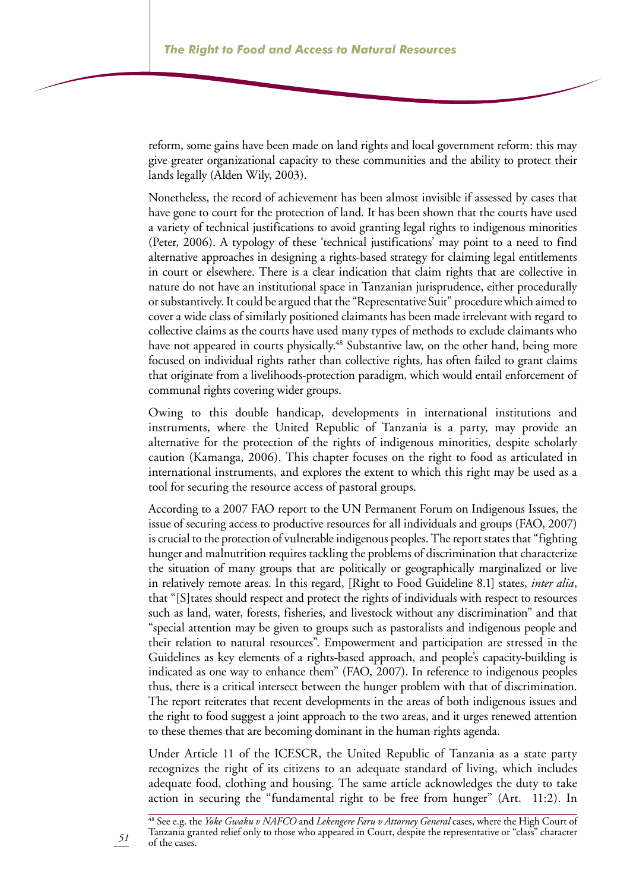reform, some gains have been made on land rights and local government reform: this may give greater organizational capacity to these communities and the ability to protect their lands legally (Alden Wily, 2003).

Nonetheless, the record of achievement has been almost invisible if assessed by cases that have gone to court for the protection of land. It has been shown that the courts have used a variety of technical justifications to avoid granting legal rights to indigenous minorities (Peter, 2006). A typology of these 'technical justifications' may point to a need to find alternative approaches in designing a rights-based strategy for claiming legal entitlements in court or elsewhere. There is a clear indication that claim rights that are collective in nature do not have an institutional space in Tanzanian jurisprudence, either procedurally or substantively. It could be argued that the "Representative Suit" procedure which aimed to cover a wide class of similarly positioned claimants has been made irrelevant with regard to collective claims as the courts have used many types of methods to exclude claimants who have not appeared in courts physically.[48] Substantive law, on the other hand, being more focused on individual rights rather than collective rights, has often failed to grant claims that originate from a livelihoods-protection paradigm, which would entail enforcement of communal rights covering wider groups.

Owing to this double handicap, developments in international institutions and instruments, where the United Republic of Tanzania is a party, may provide an alternative for the protection of the rights of indigenous minorities, despite scholarly caution (Kamanga, 2006). This chapter focuses on the right to food as articulated in international instruments, and explores the extent to which this right may be used as a tool for securing the resource access of pastoral groups.

According to a 2007 FAO report to the UN Permanent Forum on Indigenous Issues, the issue of securing access to productive resources for all individuals and groups (FAO, 2007) is crucial to the protection of vulnerable indigenous peoples. The report states that "fighting hunger and malnutrition requires tackling the problems of discrimination that characterize the situation of many groups that are politically or geographically marginalized or live in relatively remote areas. In this regard, [Right to Food Guideline 8.1] states, *inter alia*, that "[S]tates should respect and protect the rights of individuals with respect to resources such as land, water, forests, fisheries, and livestock without any discrimination" and that "special attention may be given to groups such as pastoralists and indigenous people and their relation to natural resources". Empowerment and participation are stressed in the Guidelines as key elements of a rights-based approach, and people's capacity-building is indicated as one way to enhance them" (FAO, 2007). In reference to indigenous peoples thus, there is a critical intersect between the hunger problem with that of discrimination. The report reiterates that recent developments in the areas of both indigenous issues and the right to food suggest a joint approach to the two areas, and it urges renewed attention to these themes that are becoming dominant in the human rights agenda.

Under Article 11 of the ICESCR, the United Republic of Tanzania as a state party recognizes the right of its citizens to an adequate standard of living, which includes adequate food, clothing and housing. The same article acknowledges the duty to take action in securing the "fundamental right to be free from hunger" (Art. 11:2). In

---

[48] See e.g. the *Yoke Gwaku v NAFCO* and *Lekengere Faru v Attorney General* cases, where the High Court of Tanzania granted relief only to those who appeared in Court, despite the representative or "class" character of the cases.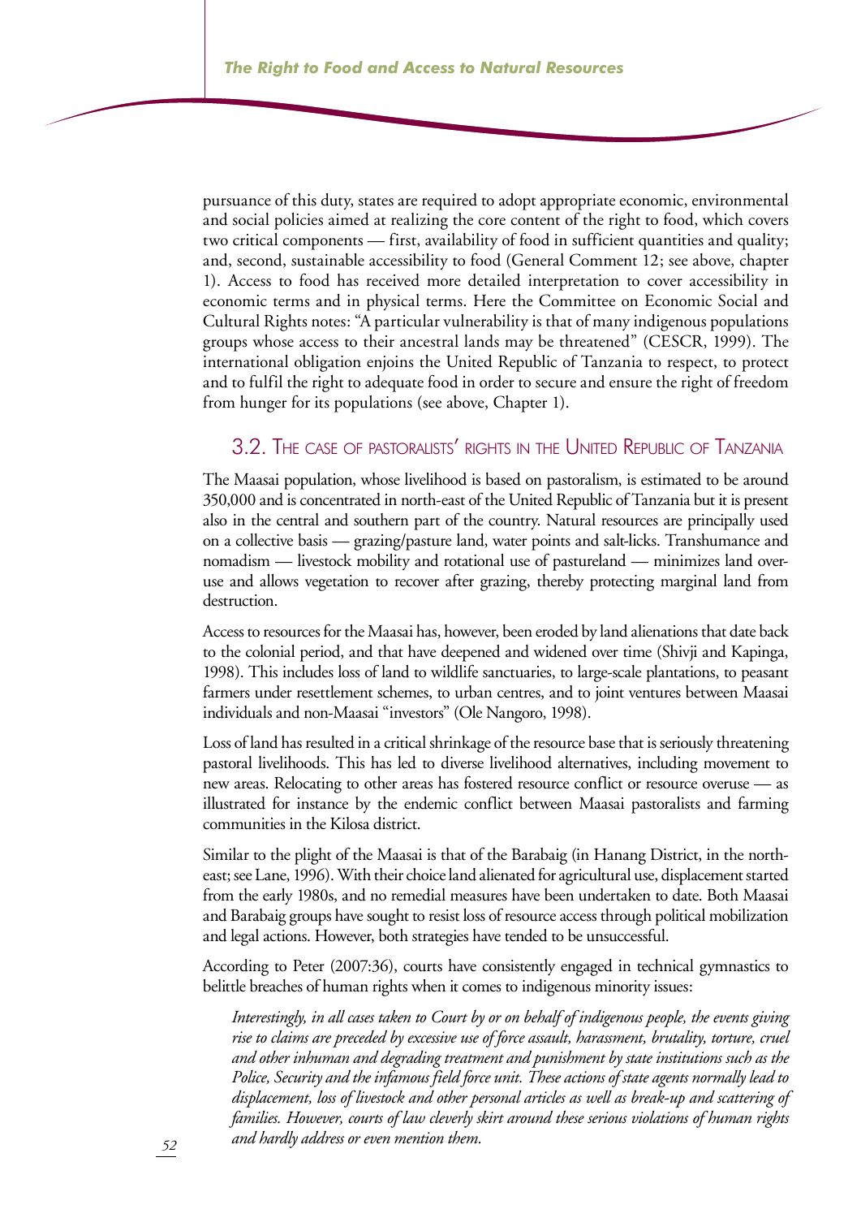pursuance of this duty, states are required to adopt appropriate economic, environmental and social policies aimed at realizing the core content of the right to food, which covers two critical components — first, availability of food in sufficient quantities and quality; and, second, sustainable accessibility to food (General Comment 12; see above, chapter 1). Access to food has received more detailed interpretation to cover accessibility in economic terms and in physical terms. Here the Committee on Economic Social and Cultural Rights notes: "A particular vulnerability is that of many indigenous populations groups whose access to their ancestral lands may be threatened" (CESCR, 1999). The international obligation enjoins the United Republic of Tanzania to respect, to protect and to fulfil the right to adequate food in order to secure and ensure the right of freedom from hunger for its populations (see above, Chapter 1).

## 3.2. The case of pastoralists' rights in the United Republic of Tanzania

The Maasai population, whose livelihood is based on pastoralism, is estimated to be around 350,000 and is concentrated in north-east of the United Republic of Tanzania but it is present also in the central and southern part of the country. Natural resources are principally used on a collective basis — grazing/pasture land, water points and salt-licks. Transhumance and nomadism — livestock mobility and rotational use of pastureland — minimizes land over-use and allows vegetation to recover after grazing, thereby protecting marginal land from destruction.

Access to resources for the Maasai has, however, been eroded by land alienations that date back to the colonial period, and that have deepened and widened over time (Shivji and Kapinga, 1998). This includes loss of land to wildlife sanctuaries, to large-scale plantations, to peasant farmers under resettlement schemes, to urban centres, and to joint ventures between Maasai individuals and non-Maasai "investors" (Ole Nangoro, 1998).

Loss of land has resulted in a critical shrinkage of the resource base that is seriously threatening pastoral livelihoods. This has led to diverse livelihood alternatives, including movement to new areas. Relocating to other areas has fostered resource conflict or resource overuse — as illustrated for instance by the endemic conflict between Maasai pastoralists and farming communities in the Kilosa district.

Similar to the plight of the Maasai is that of the Barabaig (in Hanang District, in the north-east; see Lane, 1996). With their choice land alienated for agricultural use, displacement started from the early 1980s, and no remedial measures have been undertaken to date. Both Maasai and Barabaig groups have sought to resist loss of resource access through political mobilization and legal actions. However, both strategies have tended to be unsuccessful.

According to Peter (2007:36), courts have consistently engaged in technical gymnastics to belittle breaches of human rights when it comes to indigenous minority issues:

> *Interestingly, in all cases taken to Court by or on behalf of indigenous people, the events giving rise to claims are preceded by excessive use of force assault, harassment, brutality, torture, cruel and other inhuman and degrading treatment and punishment by state institutions such as the Police, Security and the infamous field force unit. These actions of state agents normally lead to displacement, loss of livestock and other personal articles as well as break-up and scattering of families. However, courts of law cleverly skirt around these serious violations of human rights and hardly address or even mention them.*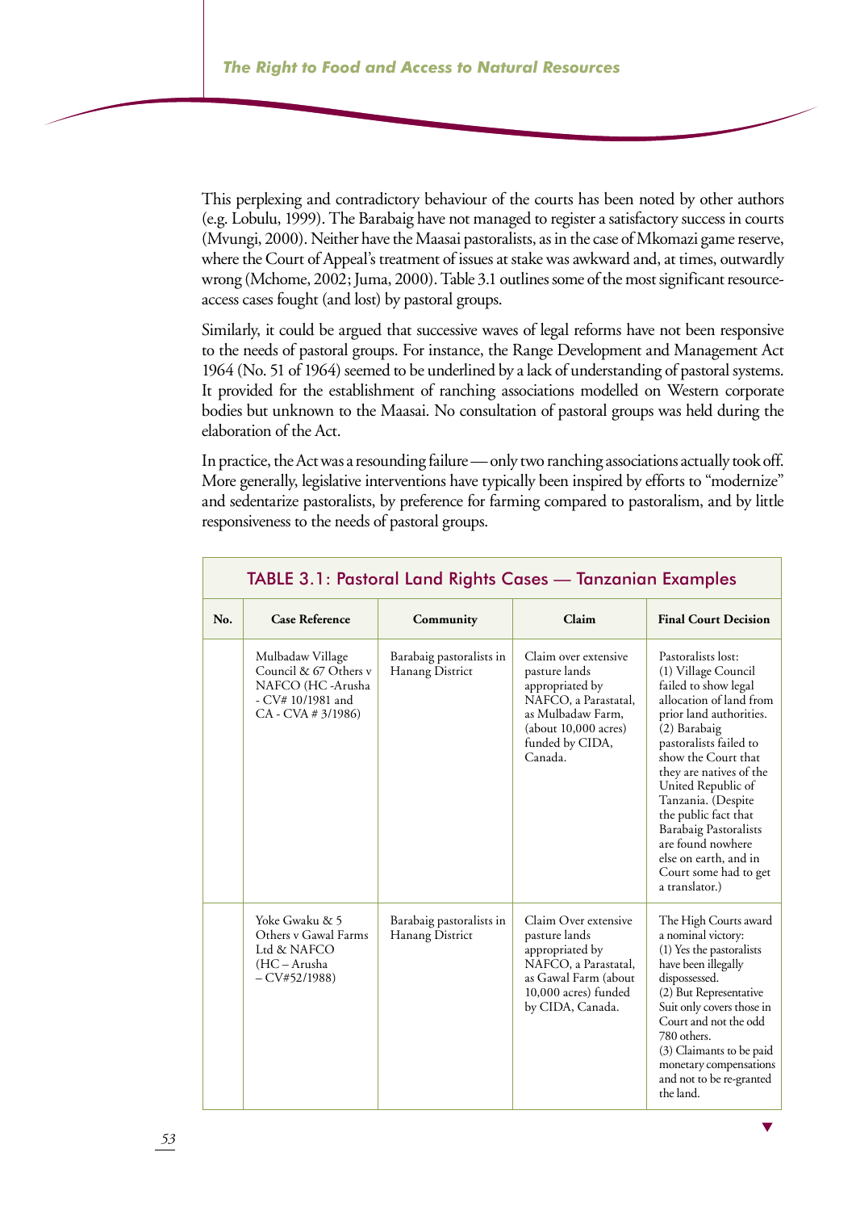This perplexing and contradictory behaviour of the courts has been noted by other authors (e.g. Lobulu, 1999). The Barabaig have not managed to register a satisfactory success in courts (Mvungi, 2000). Neither have the Maasai pastoralists, as in the case of Mkomazi game reserve, where the Court of Appeal's treatment of issues at stake was awkward and, at times, outwardly wrong (Mchome, 2002; Juma, 2000). Table 3.1 outlines some of the most significant resource-access cases fought (and lost) by pastoral groups.

Similarly, it could be argued that successive waves of legal reforms have not been responsive to the needs of pastoral groups. For instance, the Range Development and Management Act 1964 (No. 51 of 1964) seemed to be underlined by a lack of understanding of pastoral systems. It provided for the establishment of ranching associations modelled on Western corporate bodies but unknown to the Maasai. No consultation of pastoral groups was held during the elaboration of the Act.

In practice, the Act was a resounding failure — only two ranching associations actually took off. More generally, legislative interventions have typically been inspired by efforts to "modernize" and sedentarize pastoralists, by preference for farming compared to pastoralism, and by little responsiveness to the needs of pastoral groups.

**TABLE 3.1: Pastoral Land Rights Cases — Tanzanian Examples**

| No. | Case Reference | Community | Claim | Final Court Decision |
|---|---|---|---|---|
| | Mulbadaw Village Council & 67 Others v NAFCO (HC -Arusha - CV# 10/1981 and CA - CVA # 3/1986) | Barabaig pastoralists in Hanang District | Claim over extensive pasture lands appropriated by NAFCO, a Parastatal, as Mulbadaw Farm, (about 10,000 acres) funded by CIDA, Canada. | Pastoralists lost: (1) Village Council failed to show legal allocation of land from prior land authorities. (2) Barabaig pastoralists failed to show the Court that they are natives of the United Republic of Tanzania. (Despite the public fact that Barabaig Pastoralists are found nowhere else on earth, and in Court some had to get a translator.) |
| | Yoke Gwaku & 5 Others v Gawal Farms Ltd & NAFCO (HC – Arusha – CV#52/1988) | Barabaig pastoralists in Hanang District | Claim Over extensive pasture lands appropriated by NAFCO, a Parastatal, as Gawal Farm (about 10,000 acres) funded by CIDA, Canada. | The High Courts award a nominal victory: (1) Yes the pastoralists have been illegally dispossessed. (2) But Representative Suit only covers those in Court and not the odd 780 others. (3) Claimants to be paid monetary compensations and not to be re-granted the land. |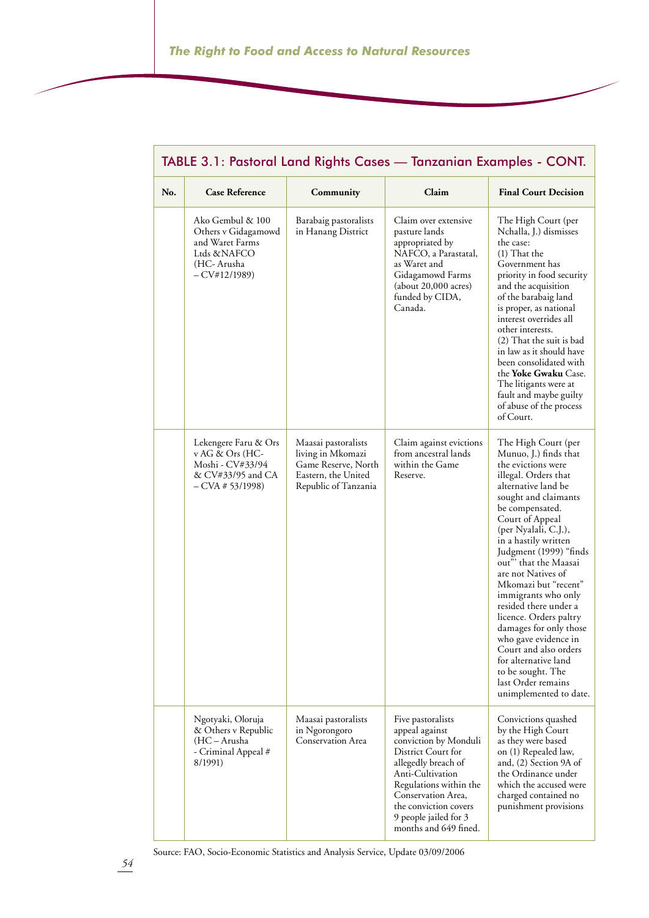## TABLE 3.1: Pastoral Land Rights Cases — Tanzanian Examples - CONT.

| No. | Case Reference | Community | Claim | Final Court Decision |
|---|---|---|---|---|
| | Ako Gembul & 100 Others v Gidagamowd and Waret Farms Ltds &NAFCO (HC- Arusha – CV#12/1989) | Barabaig pastoralists in Hanang District | Claim over extensive pasture lands appropriated by NAFCO, a Parastatal, as Waret and Gidagamowd Farms (about 20,000 acres) funded by CIDA, Canada. | The High Court (per Nchalla, J.) dismisses the case: (1) That the Government has priority in food security and the acquisition of the barabaig land is proper, as national interest overrides all other interests. (2) That the suit is bad in law as it should have been consolidated with the **Yoke Gwaku** Case. The litigants were at fault and maybe guilty of abuse of the process of Court. |
| | Lekengere Faru & Ors v AG & Ors (HC-Moshi - CV#33/94 & CV#33/95 and CA – CVA # 53/1998) | Maasai pastoralists living in Mkomazi Game Reserve, North Eastern, the United Republic of Tanzania | Claim against evictions from ancestral lands within the Game Reserve. | The High Court (per Munuo, J.) finds that the evictions were illegal. Orders that alternative land be sought and claimants be compensated. Court of Appeal (per Nyalali, C.J.), in a hastily written Judgment (1999) "finds out"' that the Maasai are not Natives of Mkomazi but "recent" immigrants who only resided there under a licence. Orders paltry damages for only those who gave evidence in Court and also orders for alternative land to be sought. The last Order remains unimplemented to date. |
| | Ngotyaki, Oloruja & Others v Republic (HC – Arusha - Criminal Appeal # 8/1991) | Maasai pastoralists in Ngorongoro Conservation Area | Five pastoralists appeal against conviction by Monduli District Court for allegedly breach of Anti-Cultivation Regulations within the Conservation Area, the conviction covers 9 people jailed for 3 months and 649 fined. | Convictions quashed by the High Court as they were based on (1) Repealed law, and, (2) Section 9A of the Ordinance under which the accused were charged contained no punishment provisions |

Source: FAO, Socio-Economic Statistics and Analysis Service, Update 03/09/2006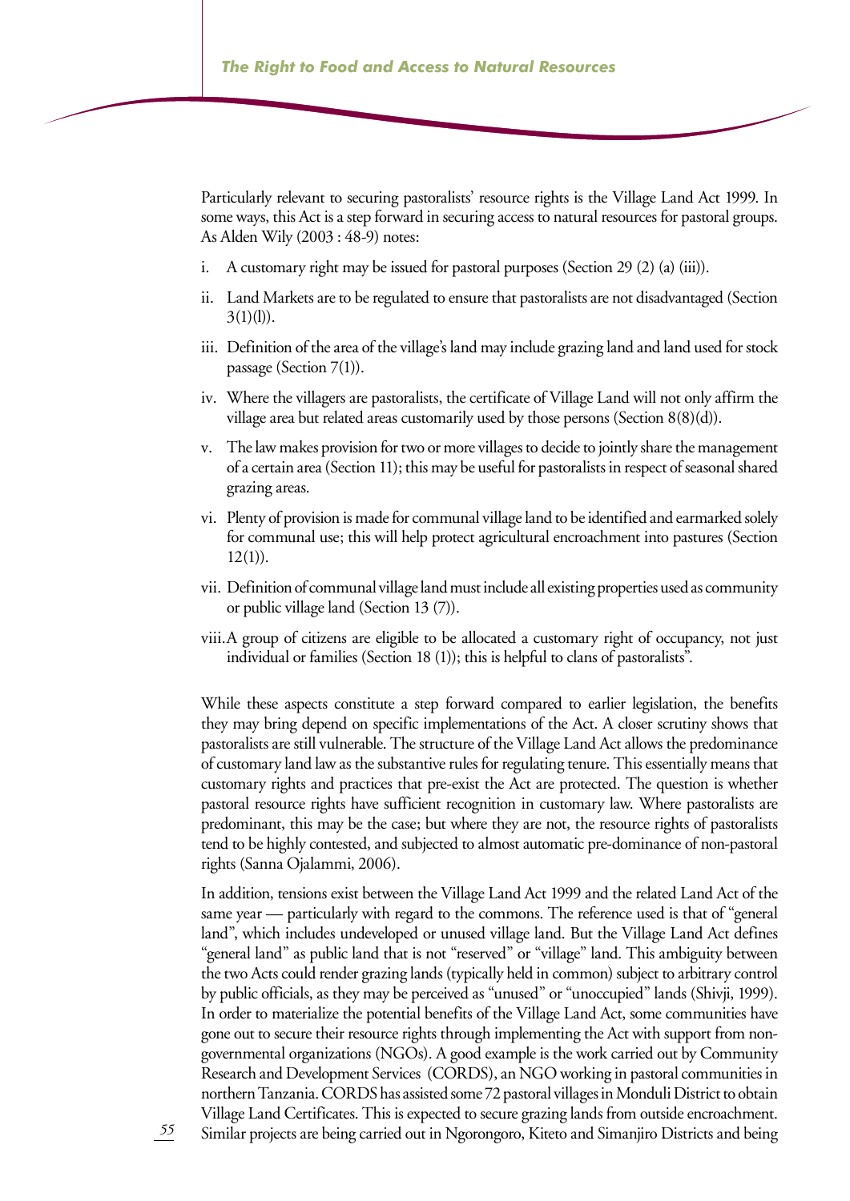Particularly relevant to securing pastoralists' resource rights is the Village Land Act 1999. In some ways, this Act is a step forward in securing access to natural resources for pastoral groups. As Alden Wily (2003 : 48-9) notes:

i. A customary right may be issued for pastoral purposes (Section 29 (2) (a) (iii)).

ii. Land Markets are to be regulated to ensure that pastoralists are not disadvantaged (Section 3(1)(l)).

iii. Definition of the area of the village's land may include grazing land and land used for stock passage (Section 7(1)).

iv. Where the villagers are pastoralists, the certificate of Village Land will not only affirm the village area but related areas customarily used by those persons (Section 8(8)(d)).

v. The law makes provision for two or more villages to decide to jointly share the management of a certain area (Section 11); this may be useful for pastoralists in respect of seasonal shared grazing areas.

vi. Plenty of provision is made for communal village land to be identified and earmarked solely for communal use; this will help protect agricultural encroachment into pastures (Section 12(1)).

vii. Definition of communal village land must include all existing properties used as community or public village land (Section 13 (7)).

viii. A group of citizens are eligible to be allocated a customary right of occupancy, not just individual or families (Section 18 (1)); this is helpful to clans of pastoralists".

While these aspects constitute a step forward compared to earlier legislation, the benefits they may bring depend on specific implementations of the Act. A closer scrutiny shows that pastoralists are still vulnerable. The structure of the Village Land Act allows the predominance of customary land law as the substantive rules for regulating tenure. This essentially means that customary rights and practices that pre-exist the Act are protected. The question is whether pastoral resource rights have sufficient recognition in customary law. Where pastoralists are predominant, this may be the case; but where they are not, the resource rights of pastoralists tend to be highly contested, and subjected to almost automatic pre-dominance of non-pastoral rights (Sanna Ojalammi, 2006).

In addition, tensions exist between the Village Land Act 1999 and the related Land Act of the same year — particularly with regard to the commons. The reference used is that of "general land", which includes undeveloped or unused village land. But the Village Land Act defines "general land" as public land that is not "reserved" or "village" land. This ambiguity between the two Acts could render grazing lands (typically held in common) subject to arbitrary control by public officials, as they may be perceived as "unused" or "unoccupied" lands (Shivji, 1999). In order to materialize the potential benefits of the Village Land Act, some communities have gone out to secure their resource rights through implementing the Act with support from non-governmental organizations (NGOs). A good example is the work carried out by Community Research and Development Services (CORDS), an NGO working in pastoral communities in northern Tanzania. CORDS has assisted some 72 pastoral villages in Monduli District to obtain Village Land Certificates. This is expected to secure grazing lands from outside encroachment. Similar projects are being carried out in Ngorongoro, Kiteto and Simanjiro Districts and being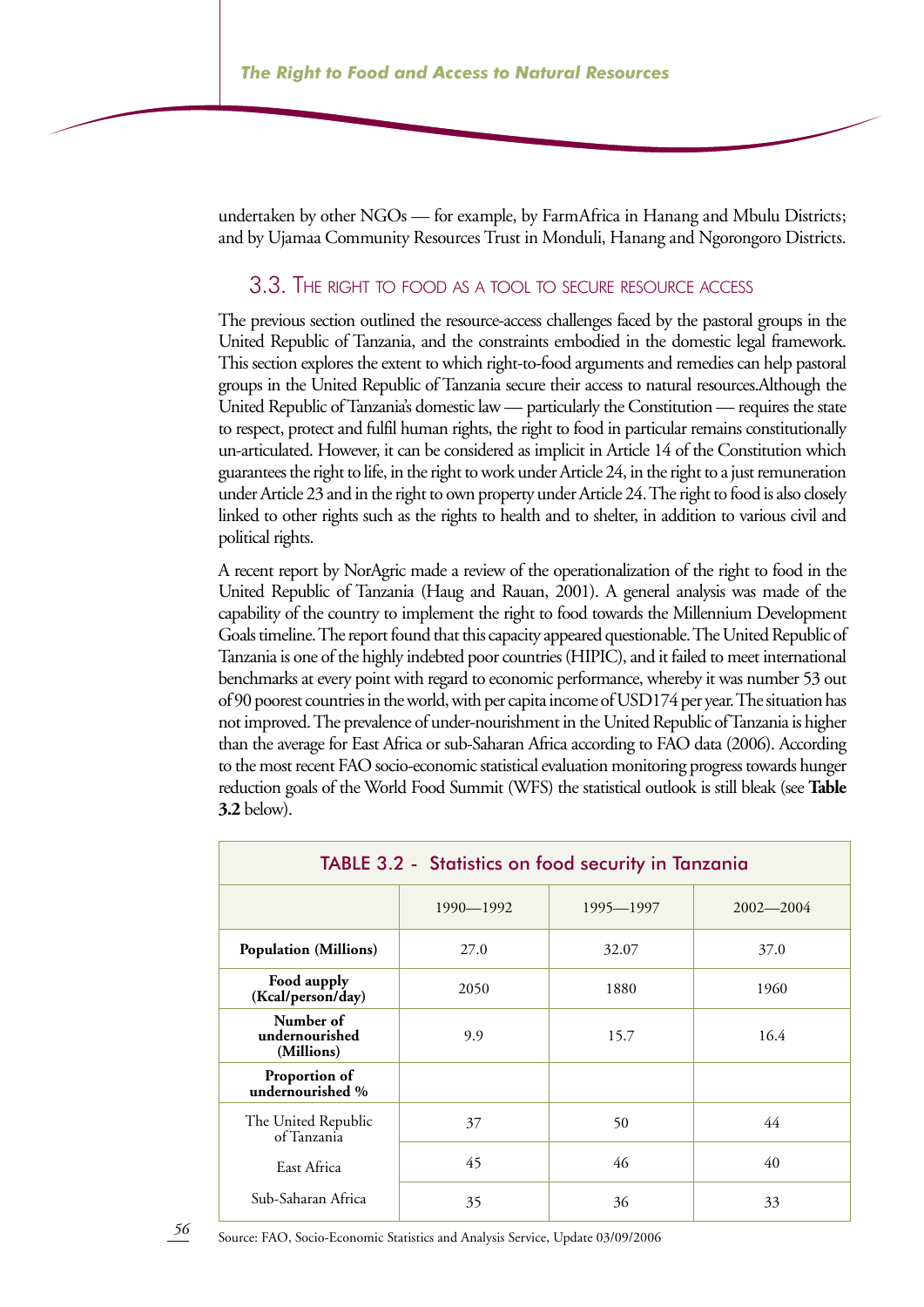undertaken by other NGOs — for example, by FarmAfrica in Hanang and Mbulu Districts; and by Ujamaa Community Resources Trust in Monduli, Hanang and Ngorongoro Districts.

## 3.3. The right to food as a tool to secure resource access

The previous section outlined the resource-access challenges faced by the pastoral groups in the United Republic of Tanzania, and the constraints embodied in the domestic legal framework. This section explores the extent to which right-to-food arguments and remedies can help pastoral groups in the United Republic of Tanzania secure their access to natural resources.Although the United Republic of Tanzania's domestic law — particularly the Constitution — requires the state to respect, protect and fulfil human rights, the right to food in particular remains constitutionally un-articulated. However, it can be considered as implicit in Article 14 of the Constitution which guarantees the right to life, in the right to work under Article 24, in the right to a just remuneration under Article 23 and in the right to own property under Article 24. The right to food is also closely linked to other rights such as the rights to health and to shelter, in addition to various civil and political rights.

A recent report by NorAgric made a review of the operationalization of the right to food in the United Republic of Tanzania (Haug and Rauan, 2001). A general analysis was made of the capability of the country to implement the right to food towards the Millennium Development Goals timeline. The report found that this capacity appeared questionable. The United Republic of Tanzania is one of the highly indebted poor countries (HIPIC), and it failed to meet international benchmarks at every point with regard to economic performance, whereby it was number 53 out of 90 poorest countries in the world, with per capita income of USD174 per year. The situation has not improved. The prevalence of under-nourishment in the United Republic of Tanzania is higher than the average for East Africa or sub-Saharan Africa according to FAO data (2006). According to the most recent FAO socio-economic statistical evaluation monitoring progress towards hunger reduction goals of the World Food Summit (WFS) the statistical outlook is still bleak (see **Table 3.2** below).

**TABLE 3.2 - Statistics on food security in Tanzania**

| | 1990—1992 | 1995—1997 | 2002—2004 |
|---|---|---|---|
| **Population (Millions)** | 27.0 | 32.07 | 37.0 |
| **Food aupply (Kcal/person/day)** | 2050 | 1880 | 1960 |
| **Number of undernourished (Millions)** | 9.9 | 15.7 | 16.4 |
| **Proportion of undernourished %** | | | |
| The United Republic of Tanzania | 37 | 50 | 44 |
| East Africa | 45 | 46 | 40 |
| Sub-Saharan Africa | 35 | 36 | 33 |

Source: FAO, Socio-Economic Statistics and Analysis Service, Update 03/09/2006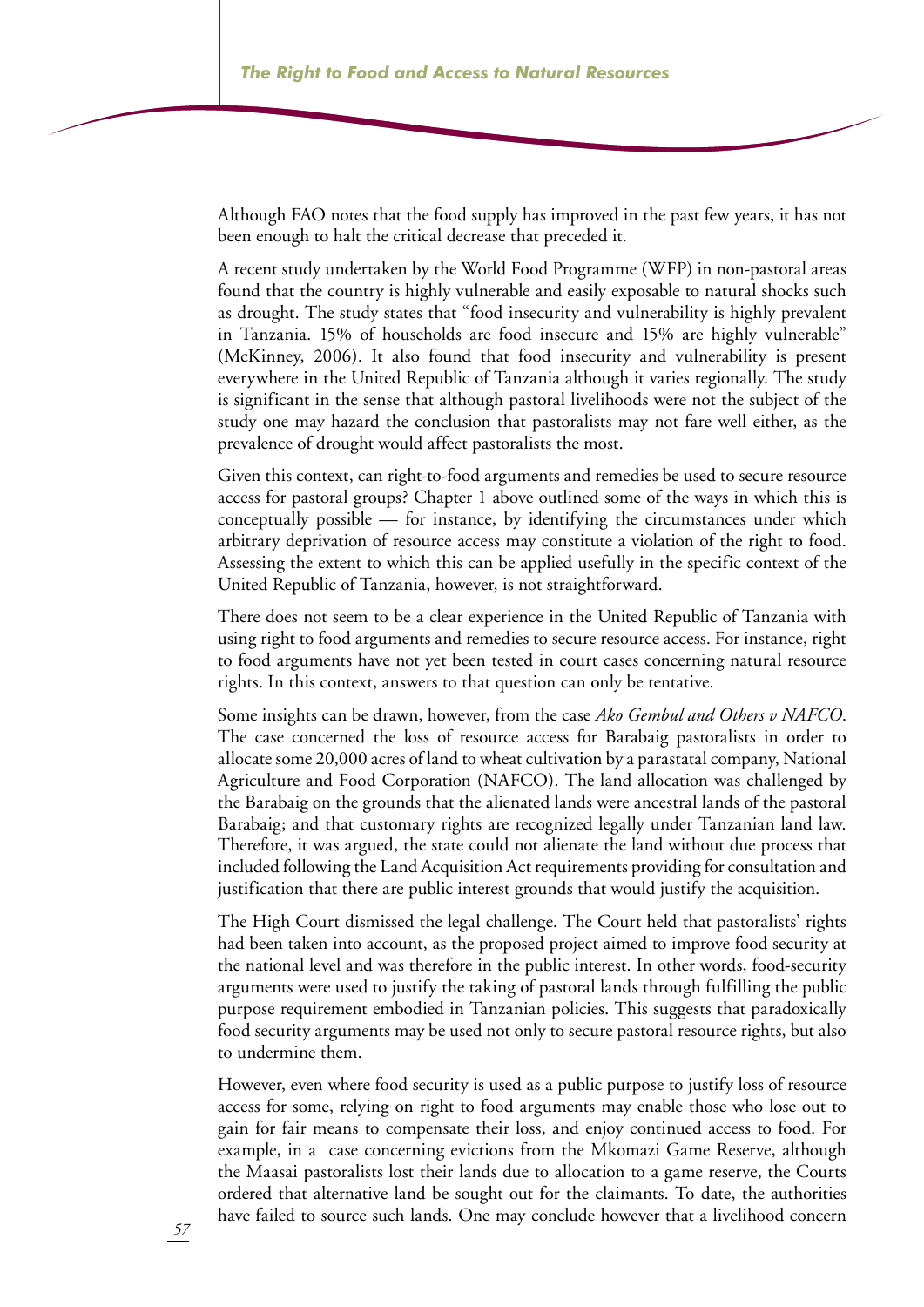Although FAO notes that the food supply has improved in the past few years, it has not been enough to halt the critical decrease that preceded it.

A recent study undertaken by the World Food Programme (WFP) in non-pastoral areas found that the country is highly vulnerable and easily exposable to natural shocks such as drought. The study states that "food insecurity and vulnerability is highly prevalent in Tanzania. 15% of households are food insecure and 15% are highly vulnerable" (McKinney, 2006). It also found that food insecurity and vulnerability is present everywhere in the United Republic of Tanzania although it varies regionally. The study is significant in the sense that although pastoral livelihoods were not the subject of the study one may hazard the conclusion that pastoralists may not fare well either, as the prevalence of drought would affect pastoralists the most.

Given this context, can right-to-food arguments and remedies be used to secure resource access for pastoral groups? Chapter 1 above outlined some of the ways in which this is conceptually possible — for instance, by identifying the circumstances under which arbitrary deprivation of resource access may constitute a violation of the right to food. Assessing the extent to which this can be applied usefully in the specific context of the United Republic of Tanzania, however, is not straightforward.

There does not seem to be a clear experience in the United Republic of Tanzania with using right to food arguments and remedies to secure resource access. For instance, right to food arguments have not yet been tested in court cases concerning natural resource rights. In this context, answers to that question can only be tentative.

Some insights can be drawn, however, from the case *Ako Gembul and Others v NAFCO*. The case concerned the loss of resource access for Barabaig pastoralists in order to allocate some 20,000 acres of land to wheat cultivation by a parastatal company, National Agriculture and Food Corporation (NAFCO). The land allocation was challenged by the Barabaig on the grounds that the alienated lands were ancestral lands of the pastoral Barabaig; and that customary rights are recognized legally under Tanzanian land law. Therefore, it was argued, the state could not alienate the land without due process that included following the Land Acquisition Act requirements providing for consultation and justification that there are public interest grounds that would justify the acquisition.

The High Court dismissed the legal challenge. The Court held that pastoralists' rights had been taken into account, as the proposed project aimed to improve food security at the national level and was therefore in the public interest. In other words, food-security arguments were used to justify the taking of pastoral lands through fulfilling the public purpose requirement embodied in Tanzanian policies. This suggests that paradoxically food security arguments may be used not only to secure pastoral resource rights, but also to undermine them.

However, even where food security is used as a public purpose to justify loss of resource access for some, relying on right to food arguments may enable those who lose out to gain for fair means to compensate their loss, and enjoy continued access to food. For example, in a case concerning evictions from the Mkomazi Game Reserve, although the Maasai pastoralists lost their lands due to allocation to a game reserve, the Courts ordered that alternative land be sought out for the claimants. To date, the authorities have failed to source such lands. One may conclude however that a livelihood concern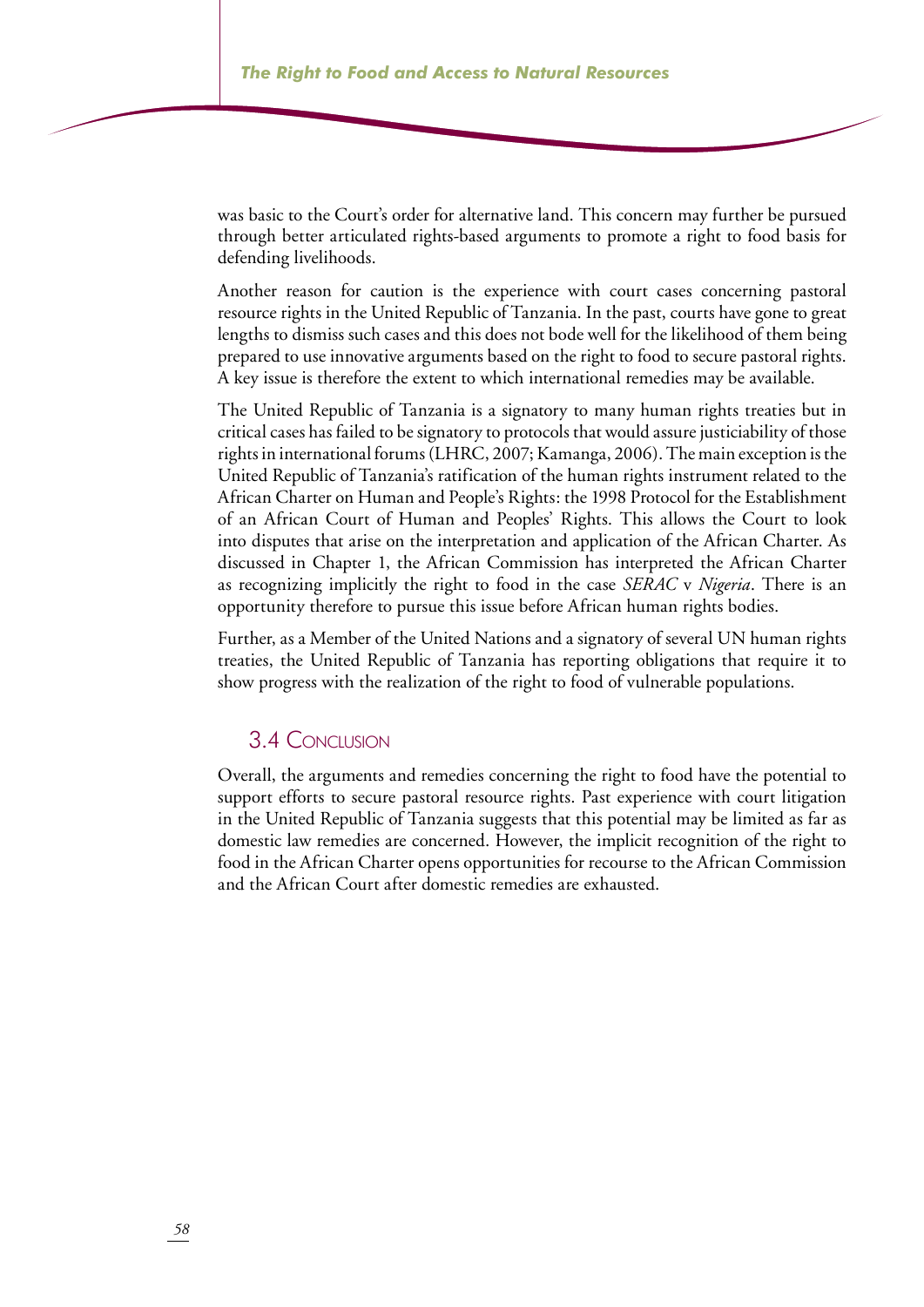was basic to the Court's order for alternative land. This concern may further be pursued through better articulated rights-based arguments to promote a right to food basis for defending livelihoods.

Another reason for caution is the experience with court cases concerning pastoral resource rights in the United Republic of Tanzania. In the past, courts have gone to great lengths to dismiss such cases and this does not bode well for the likelihood of them being prepared to use innovative arguments based on the right to food to secure pastoral rights. A key issue is therefore the extent to which international remedies may be available.

The United Republic of Tanzania is a signatory to many human rights treaties but in critical cases has failed to be signatory to protocols that would assure justiciability of those rights in international forums (LHRC, 2007; Kamanga, 2006). The main exception is the United Republic of Tanzania's ratification of the human rights instrument related to the African Charter on Human and People's Rights: the 1998 Protocol for the Establishment of an African Court of Human and Peoples' Rights. This allows the Court to look into disputes that arise on the interpretation and application of the African Charter. As discussed in Chapter 1, the African Commission has interpreted the African Charter as recognizing implicitly the right to food in the case *SERAC* v *Nigeria*. There is an opportunity therefore to pursue this issue before African human rights bodies.

Further, as a Member of the United Nations and a signatory of several UN human rights treaties, the United Republic of Tanzania has reporting obligations that require it to show progress with the realization of the right to food of vulnerable populations.

## 3.4 Conclusion

Overall, the arguments and remedies concerning the right to food have the potential to support efforts to secure pastoral resource rights. Past experience with court litigation in the United Republic of Tanzania suggests that this potential may be limited as far as domestic law remedies are concerned. However, the implicit recognition of the right to food in the African Charter opens opportunities for recourse to the African Commission and the African Court after domestic remedies are exhausted.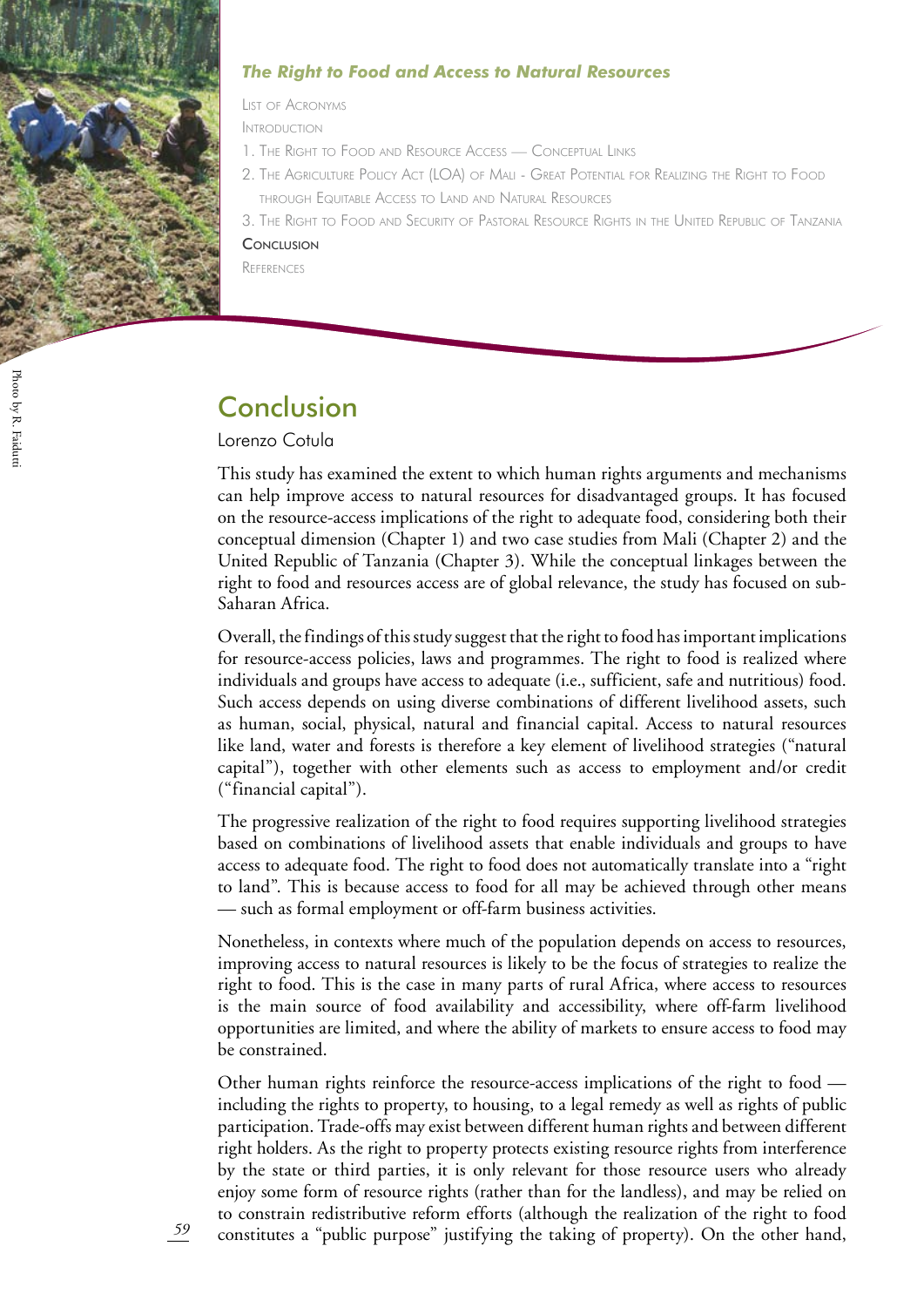*The Right to Food and Access to Natural Resources*

List of Acronyms

Introduction

1. The Right to Food and Resource Access — Conceptual Links
2. The Agriculture Policy Act (LOA) of Mali - Great Potential for Realizing the Right to Food through Equitable Access to Land and Natural Resources
3. The Right to Food and Security of Pastoral Resource Rights in the United Republic of Tanzania

**Conclusion**

References

Photo by R. Faidutti

# Conclusion

Lorenzo Cotula

This study has examined the extent to which human rights arguments and mechanisms can help improve access to natural resources for disadvantaged groups. It has focused on the resource-access implications of the right to adequate food, considering both their conceptual dimension (Chapter 1) and two case studies from Mali (Chapter 2) and the United Republic of Tanzania (Chapter 3). While the conceptual linkages between the right to food and resources access are of global relevance, the study has focused on sub-Saharan Africa.

Overall, the findings of this study suggest that the right to food has important implications for resource-access policies, laws and programmes. The right to food is realized where individuals and groups have access to adequate (i.e., sufficient, safe and nutritious) food. Such access depends on using diverse combinations of different livelihood assets, such as human, social, physical, natural and financial capital. Access to natural resources like land, water and forests is therefore a key element of livelihood strategies ("natural capital"), together with other elements such as access to employment and/or credit ("financial capital").

The progressive realization of the right to food requires supporting livelihood strategies based on combinations of livelihood assets that enable individuals and groups to have access to adequate food. The right to food does not automatically translate into a "right to land". This is because access to food for all may be achieved through other means — such as formal employment or off-farm business activities.

Nonetheless, in contexts where much of the population depends on access to resources, improving access to natural resources is likely to be the focus of strategies to realize the right to food. This is the case in many parts of rural Africa, where access to resources is the main source of food availability and accessibility, where off-farm livelihood opportunities are limited, and where the ability of markets to ensure access to food may be constrained.

Other human rights reinforce the resource-access implications of the right to food — including the rights to property, to housing, to a legal remedy as well as rights of public participation. Trade-offs may exist between different human rights and between different right holders. As the right to property protects existing resource rights from interference by the state or third parties, it is only relevant for those resource users who already enjoy some form of resource rights (rather than for the landless), and may be relied on to constrain redistributive reform efforts (although the realization of the right to food constitutes a "public purpose" justifying the taking of property). On the other hand,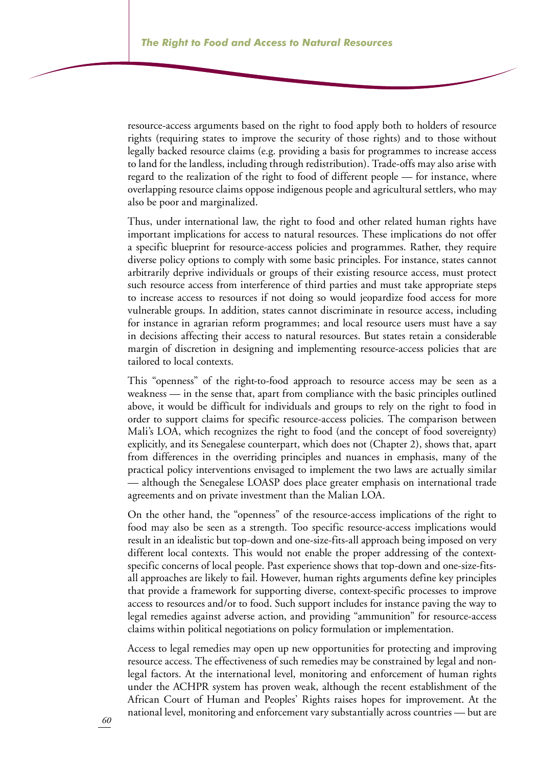resource-access arguments based on the right to food apply both to holders of resource rights (requiring states to improve the security of those rights) and to those without legally backed resource claims (e.g. providing a basis for programmes to increase access to land for the landless, including through redistribution). Trade-offs may also arise with regard to the realization of the right to food of different people — for instance, where overlapping resource claims oppose indigenous people and agricultural settlers, who may also be poor and marginalized.

Thus, under international law, the right to food and other related human rights have important implications for access to natural resources. These implications do not offer a specific blueprint for resource-access policies and programmes. Rather, they require diverse policy options to comply with some basic principles. For instance, states cannot arbitrarily deprive individuals or groups of their existing resource access, must protect such resource access from interference of third parties and must take appropriate steps to increase access to resources if not doing so would jeopardize food access for more vulnerable groups. In addition, states cannot discriminate in resource access, including for instance in agrarian reform programmes; and local resource users must have a say in decisions affecting their access to natural resources. But states retain a considerable margin of discretion in designing and implementing resource-access policies that are tailored to local contexts.

This "openness" of the right-to-food approach to resource access may be seen as a weakness — in the sense that, apart from compliance with the basic principles outlined above, it would be difficult for individuals and groups to rely on the right to food in order to support claims for specific resource-access policies. The comparison between Mali's LOA, which recognizes the right to food (and the concept of food sovereignty) explicitly, and its Senegalese counterpart, which does not (Chapter 2), shows that, apart from differences in the overriding principles and nuances in emphasis, many of the practical policy interventions envisaged to implement the two laws are actually similar — although the Senegalese LOASP does place greater emphasis on international trade agreements and on private investment than the Malian LOA.

On the other hand, the "openness" of the resource-access implications of the right to food may also be seen as a strength. Too specific resource-access implications would result in an idealistic but top-down and one-size-fits-all approach being imposed on very different local contexts. This would not enable the proper addressing of the context-specific concerns of local people. Past experience shows that top-down and one-size-fits-all approaches are likely to fail. However, human rights arguments define key principles that provide a framework for supporting diverse, context-specific processes to improve access to resources and/or to food. Such support includes for instance paving the way to legal remedies against adverse action, and providing "ammunition" for resource-access claims within political negotiations on policy formulation or implementation.

Access to legal remedies may open up new opportunities for protecting and improving resource access. The effectiveness of such remedies may be constrained by legal and non-legal factors. At the international level, monitoring and enforcement of human rights under the ACHPR system has proven weak, although the recent establishment of the African Court of Human and Peoples' Rights raises hopes for improvement. At the national level, monitoring and enforcement vary substantially across countries — but are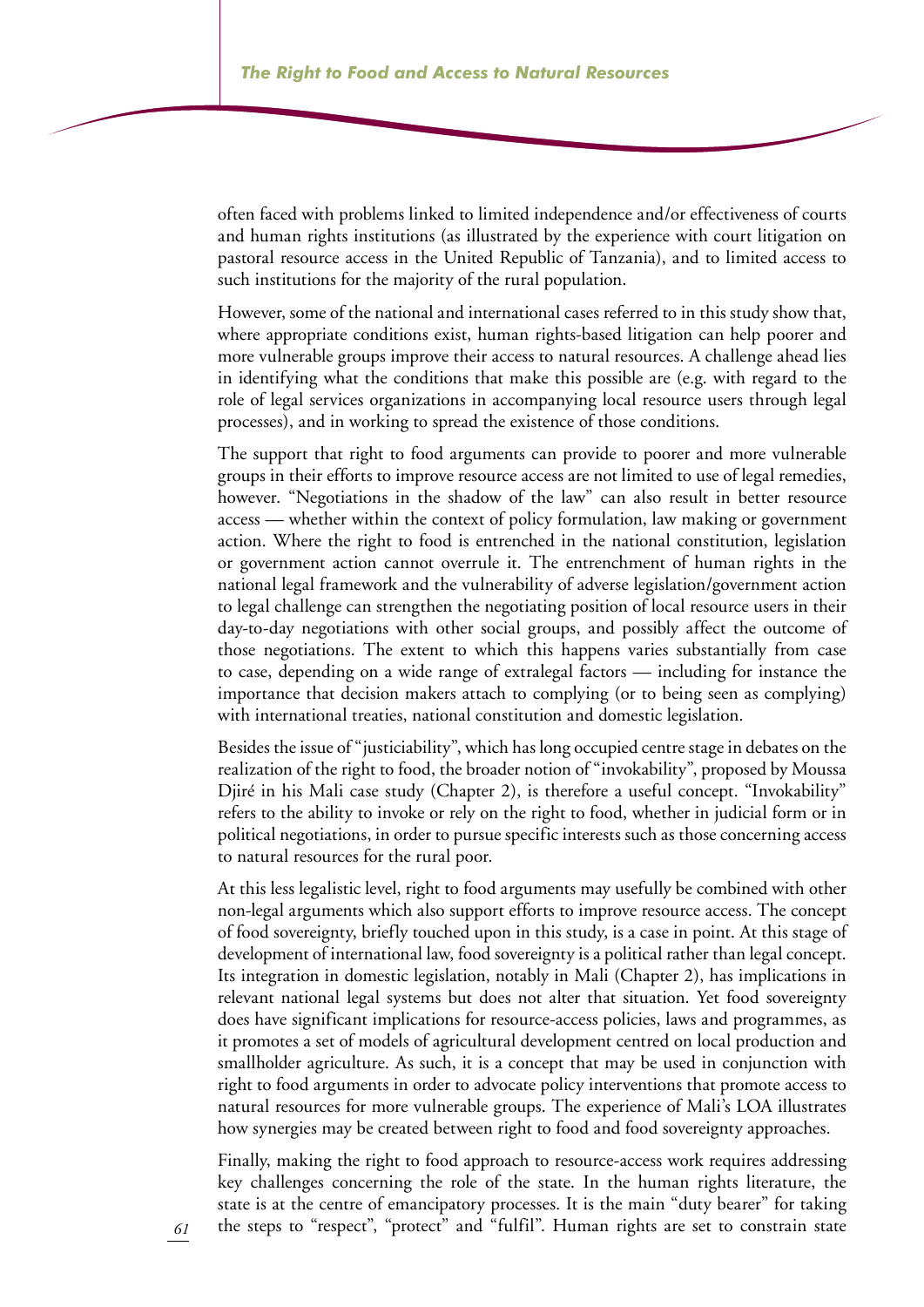often faced with problems linked to limited independence and/or effectiveness of courts and human rights institutions (as illustrated by the experience with court litigation on pastoral resource access in the United Republic of Tanzania), and to limited access to such institutions for the majority of the rural population.

However, some of the national and international cases referred to in this study show that, where appropriate conditions exist, human rights-based litigation can help poorer and more vulnerable groups improve their access to natural resources. A challenge ahead lies in identifying what the conditions that make this possible are (e.g. with regard to the role of legal services organizations in accompanying local resource users through legal processes), and in working to spread the existence of those conditions.

The support that right to food arguments can provide to poorer and more vulnerable groups in their efforts to improve resource access are not limited to use of legal remedies, however. "Negotiations in the shadow of the law" can also result in better resource access — whether within the context of policy formulation, law making or government action. Where the right to food is entrenched in the national constitution, legislation or government action cannot overrule it. The entrenchment of human rights in the national legal framework and the vulnerability of adverse legislation/government action to legal challenge can strengthen the negotiating position of local resource users in their day-to-day negotiations with other social groups, and possibly affect the outcome of those negotiations. The extent to which this happens varies substantially from case to case, depending on a wide range of extralegal factors — including for instance the importance that decision makers attach to complying (or to being seen as complying) with international treaties, national constitution and domestic legislation.

Besides the issue of "justiciability", which has long occupied centre stage in debates on the realization of the right to food, the broader notion of "invokability", proposed by Moussa Djiré in his Mali case study (Chapter 2), is therefore a useful concept. "Invokability" refers to the ability to invoke or rely on the right to food, whether in judicial form or in political negotiations, in order to pursue specific interests such as those concerning access to natural resources for the rural poor.

At this less legalistic level, right to food arguments may usefully be combined with other non-legal arguments which also support efforts to improve resource access. The concept of food sovereignty, briefly touched upon in this study, is a case in point. At this stage of development of international law, food sovereignty is a political rather than legal concept. Its integration in domestic legislation, notably in Mali (Chapter 2), has implications in relevant national legal systems but does not alter that situation. Yet food sovereignty does have significant implications for resource-access policies, laws and programmes, as it promotes a set of models of agricultural development centred on local production and smallholder agriculture. As such, it is a concept that may be used in conjunction with right to food arguments in order to advocate policy interventions that promote access to natural resources for more vulnerable groups. The experience of Mali's LOA illustrates how synergies may be created between right to food and food sovereignty approaches.

Finally, making the right to food approach to resource-access work requires addressing key challenges concerning the role of the state. In the human rights literature, the state is at the centre of emancipatory processes. It is the main "duty bearer" for taking the steps to "respect", "protect" and "fulfil". Human rights are set to constrain state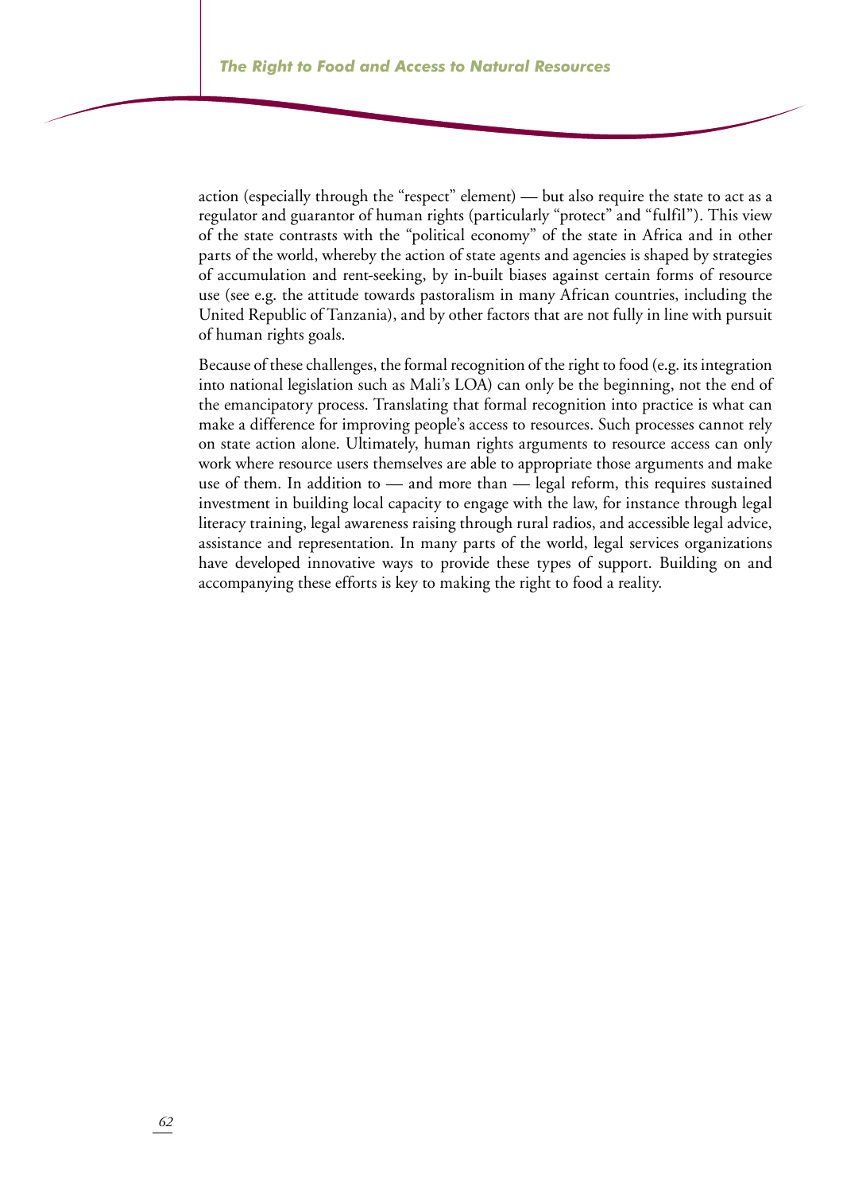action (especially through the "respect" element) — but also require the state to act as a regulator and guarantor of human rights (particularly "protect" and "fulfil"). This view of the state contrasts with the "political economy" of the state in Africa and in other parts of the world, whereby the action of state agents and agencies is shaped by strategies of accumulation and rent-seeking, by in-built biases against certain forms of resource use (see e.g. the attitude towards pastoralism in many African countries, including the United Republic of Tanzania), and by other factors that are not fully in line with pursuit of human rights goals.

Because of these challenges, the formal recognition of the right to food (e.g. its integration into national legislation such as Mali's LOA) can only be the beginning, not the end of the emancipatory process. Translating that formal recognition into practice is what can make a difference for improving people's access to resources. Such processes cannot rely on state action alone. Ultimately, human rights arguments to resource access can only work where resource users themselves are able to appropriate those arguments and make use of them. In addition to — and more than — legal reform, this requires sustained investment in building local capacity to engage with the law, for instance through legal literacy training, legal awareness raising through rural radios, and accessible legal advice, assistance and representation. In many parts of the world, legal services organizations have developed innovative ways to provide these types of support. Building on and accompanying these efforts is key to making the right to food a reality.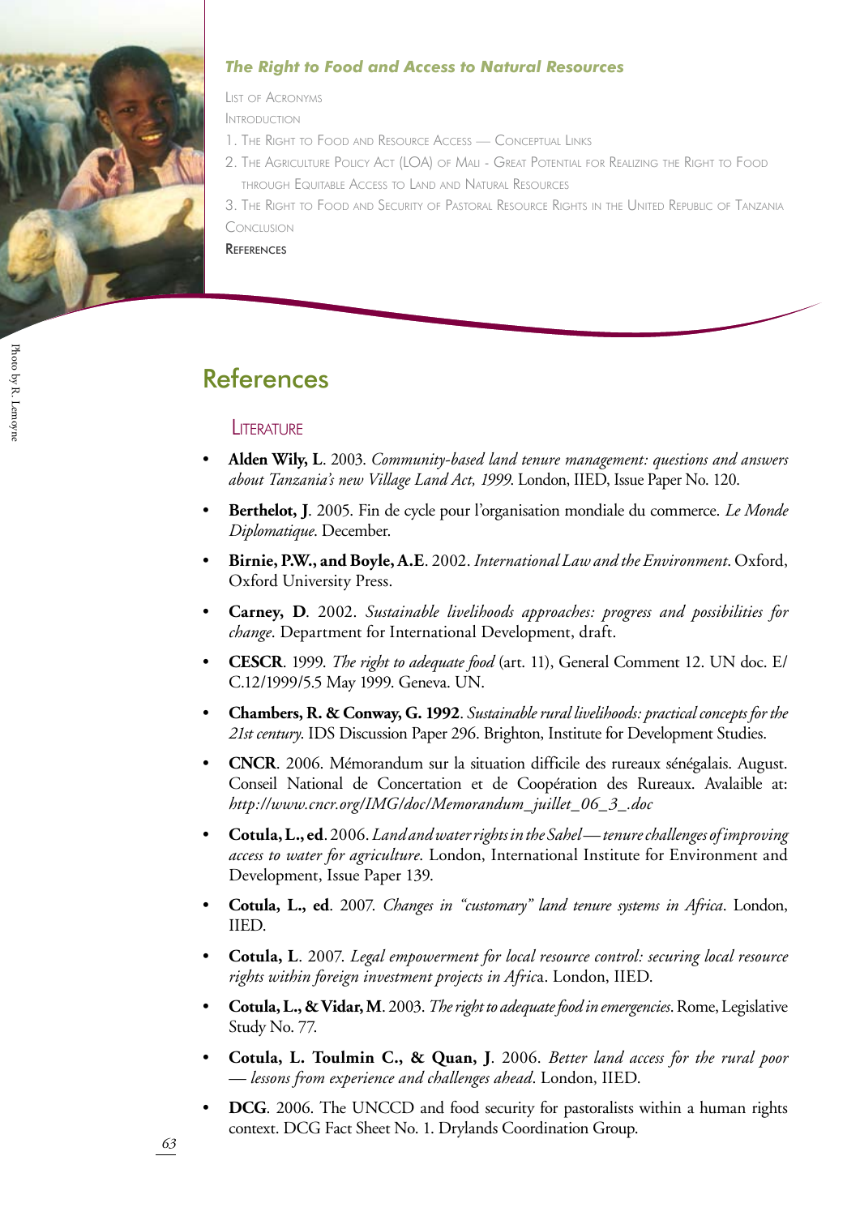# References

## Literature

- **Alden Wily, L**. 2003. *Community-based land tenure management: questions and answers about Tanzania's new Village Land Act, 1999.* London, IIED, Issue Paper No. 120.
- **Berthelot, J**. 2005. Fin de cycle pour l'organisation mondiale du commerce. *Le Monde Diplomatique*. December.
- **Birnie, P.W., and Boyle, A.E**. 2002. *International Law and the Environment*. Oxford, Oxford University Press.
- **Carney, D**. 2002. *Sustainable livelihoods approaches: progress and possibilities for change*. Department for International Development, draft.
- **CESCR**. 1999. *The right to adequate food* (art. 11), General Comment 12. UN doc. E/C.12/1999/5.5 May 1999. Geneva. UN.
- **Chambers, R. & Conway, G. 1992**. *Sustainable rural livelihoods: practical concepts for the 21st century*. IDS Discussion Paper 296. Brighton, Institute for Development Studies.
- **CNCR**. 2006. Mémorandum sur la situation difficile des rureaux sénégalais. August. Conseil National de Concertation et de Coopération des Rureaux. Avalaible at: *http://www.cncr.org/IMG/doc/Memorandum_juillet_06_3_.doc*
- **Cotula, L., ed**. 2006. *Land and water rights in the Sahel — tenure challenges of improving access to water for agriculture*. London, International Institute for Environment and Development, Issue Paper 139.
- **Cotula, L., ed**. 2007. *Changes in "customary" land tenure systems in Africa*. London, IIED.
- **Cotula, L**. 2007. *Legal empowerment for local resource control: securing local resource rights within foreign investment projects in Afric*a. London, IIED.
- **Cotula, L., & Vidar, M**. 2003. *The right to adequate food in emergencies*. Rome, Legislative Study No. 77.
- **Cotula, L. Toulmin C., & Quan, J**. 2006. *Better land access for the rural poor — lessons from experience and challenges ahead*. London, IIED.
- **DCG**. 2006. The UNCCD and food security for pastoralists within a human rights context. DCG Fact Sheet No. 1. Drylands Coordination Group.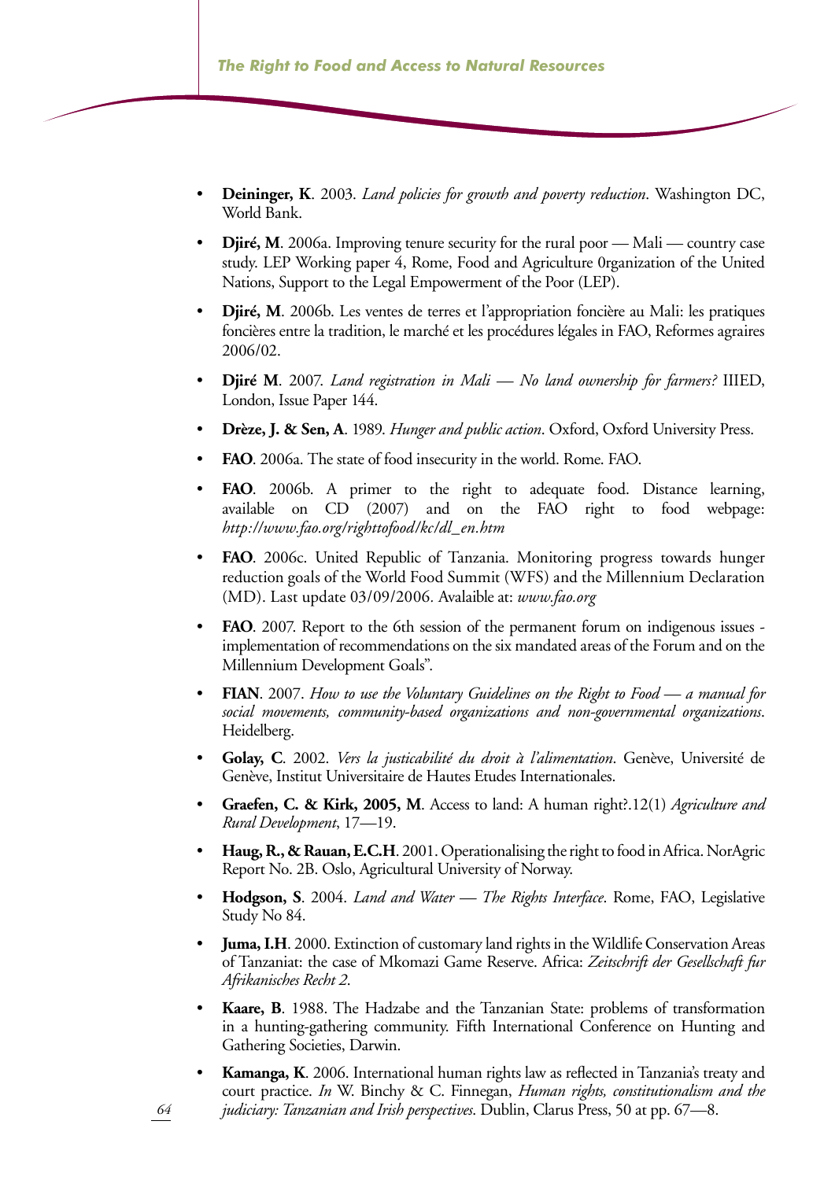- **Deininger, K**. 2003. *Land policies for growth and poverty reduction*. Washington DC, World Bank.
- **Djiré, M**. 2006a. Improving tenure security for the rural poor — Mali — country case study. LEP Working paper 4, Rome, Food and Agriculture 0rganization of the United Nations, Support to the Legal Empowerment of the Poor (LEP).
- **Djiré, M**. 2006b. Les ventes de terres et l'appropriation foncière au Mali: les pratiques foncières entre la tradition, le marché et les procédures légales in FAO, Reformes agraires 2006/02.
- **Djiré M**. 2007. *Land registration in Mali — No land ownership for farmers?* IIIED, London, Issue Paper 144.
- **Drèze, J. & Sen, A**. 1989. *Hunger and public action*. Oxford, Oxford University Press.
- **FAO**. 2006a. The state of food insecurity in the world. Rome. FAO.
- **FAO**. 2006b. A primer to the right to adequate food. Distance learning, available on CD (2007) and on the FAO right to food webpage: *http://www.fao.org/righttofood/kc/dl_en.htm*
- **FAO**. 2006c. United Republic of Tanzania. Monitoring progress towards hunger reduction goals of the World Food Summit (WFS) and the Millennium Declaration (MD). Last update 03/09/2006. Avalaible at: *www.fao.org*
- **FAO**. 2007. Report to the 6th session of the permanent forum on indigenous issues - implementation of recommendations on the six mandated areas of the Forum and on the Millennium Development Goals".
- **FIAN**. 2007. *How to use the Voluntary Guidelines on the Right to Food — a manual for social movements, community-based organizations and non-governmental organizations*. Heidelberg.
- **Golay, C**. 2002. *Vers la justicabilité du droit à l'alimentation*. Genève, Université de Genève, Institut Universitaire de Hautes Etudes Internationales.
- **Graefen, C. & Kirk, 2005, M**. Access to land: A human right?.12(1) *Agriculture and Rural Development*, 17—19.
- **Haug, R., & Rauan, E.C.H**. 2001. Operationalising the right to food in Africa. NorAgric Report No. 2B. Oslo, Agricultural University of Norway.
- **Hodgson, S**. 2004. *Land and Water — The Rights Interface*. Rome, FAO, Legislative Study No 84.
- **Juma, I.H**. 2000. Extinction of customary land rights in the Wildlife Conservation Areas of Tanzaniat: the case of Mkomazi Game Reserve. Africa: *Zeitschrift der Gesellschaft fur Afrikanisches Recht 2*.
- **Kaare, B**. 1988. The Hadzabe and the Tanzanian State: problems of transformation in a hunting-gathering community. Fifth International Conference on Hunting and Gathering Societies, Darwin.
- **Kamanga, K**. 2006. International human rights law as reflected in Tanzania's treaty and court practice. *In* W. Binchy & C. Finnegan, *Human rights, constitutionalism and the judiciary: Tanzanian and Irish perspectives*. Dublin, Clarus Press, 50 at pp. 67—8.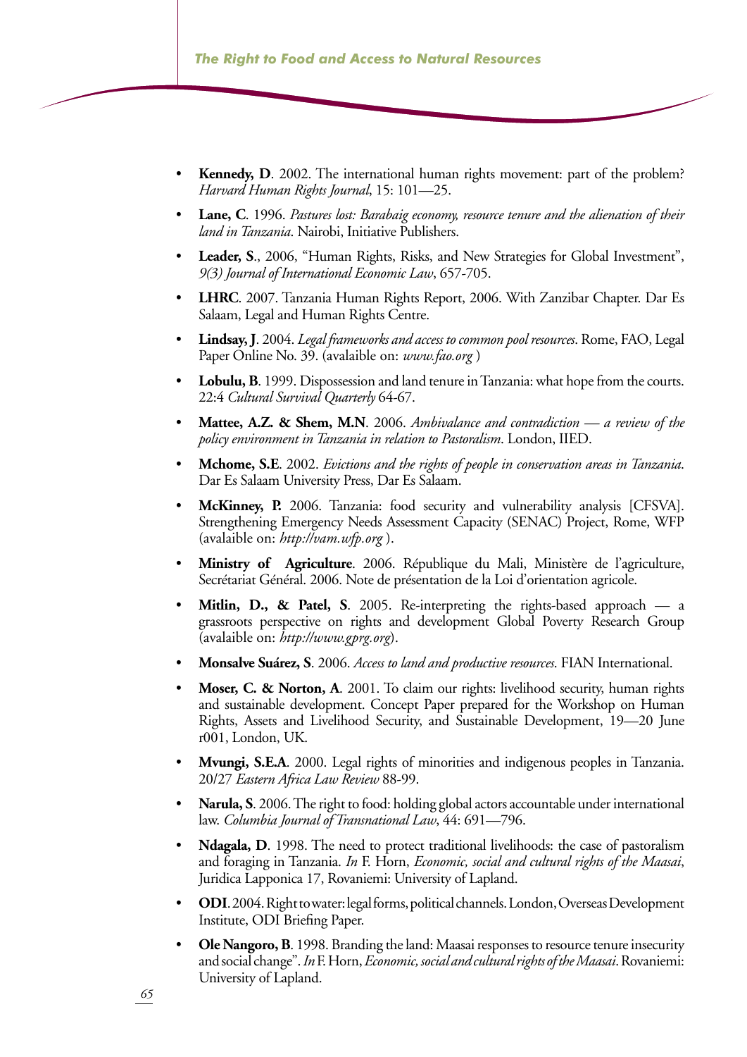- **Kennedy, D**. 2002. The international human rights movement: part of the problem? *Harvard Human Rights Journal*, 15: 101—25.
- **Lane, C**. 1996. *Pastures lost: Barabaig economy, resource tenure and the alienation of their land in Tanzania*. Nairobi, Initiative Publishers.
- **Leader, S**., 2006, "Human Rights, Risks, and New Strategies for Global Investment", *9(3) Journal of International Economic Law*, 657-705.
- **LHRC**. 2007. Tanzania Human Rights Report, 2006. With Zanzibar Chapter. Dar Es Salaam, Legal and Human Rights Centre.
- **Lindsay, J**. 2004. *Legal frameworks and access to common pool resources*. Rome, FAO, Legal Paper Online No. 39. (avalaible on: *www.fao.org* )
- **Lobulu, B**. 1999. Dispossession and land tenure in Tanzania: what hope from the courts. 22:4 *Cultural Survival Quarterly* 64-67.
- **Mattee, A.Z. & Shem, M.N**. 2006. *Ambivalance and contradiction — a review of the policy environment in Tanzania in relation to Pastoralism*. London, IIED.
- **Mchome, S.E**. 2002. *Evictions and the rights of people in conservation areas in Tanzania*. Dar Es Salaam University Press, Dar Es Salaam.
- **McKinney, P.** 2006. Tanzania: food security and vulnerability analysis [CFSVA]. Strengthening Emergency Needs Assessment Capacity (SENAC) Project, Rome, WFP (avalaible on: *http://vam.wfp.org* ).
- **Ministry of Agriculture**. 2006. République du Mali, Ministère de l'agriculture, Secrétariat Général. 2006. Note de présentation de la Loi d'orientation agricole.
- **Mitlin, D., & Patel, S**. 2005. Re-interpreting the rights-based approach — a grassroots perspective on rights and development Global Poverty Research Group (avalaible on: *http://www.gprg.org*).
- **Monsalve Suárez, S**. 2006. *Access to land and productive resources*. FIAN International.
- **Moser, C. & Norton, A**. 2001. To claim our rights: livelihood security, human rights and sustainable development. Concept Paper prepared for the Workshop on Human Rights, Assets and Livelihood Security, and Sustainable Development, 19—20 June r001, London, UK.
- **Mvungi, S.E.A**. 2000. Legal rights of minorities and indigenous peoples in Tanzania. 20/27 *Eastern Africa Law Review* 88-99.
- **Narula, S**. 2006. The right to food: holding global actors accountable under international law. *Columbia Journal of Transnational Law*, 44: 691—796.
- **Ndagala, D**. 1998. The need to protect traditional livelihoods: the case of pastoralism and foraging in Tanzania. *In* F. Horn, *Economic, social and cultural rights of the Maasai*, Juridica Lapponica 17, Rovaniemi: University of Lapland.
- **ODI**. 2004. Right to water: legal forms, political channels. London, Overseas Development Institute, ODI Briefing Paper.
- **Ole Nangoro, B**. 1998. Branding the land: Maasai responses to resource tenure insecurity and social change". *In* F. Horn, *Economic, social and cultural rights of the Maasai*. Rovaniemi: University of Lapland.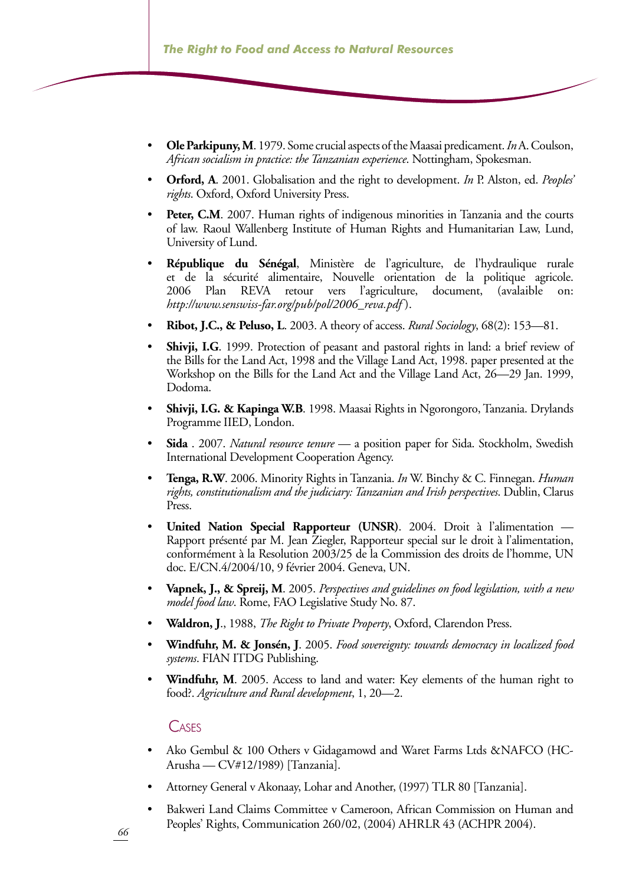- **Ole Parkipuny, M**. 1979. Some crucial aspects of the Maasai predicament. *In* A. Coulson, *African socialism in practice: the Tanzanian experience*. Nottingham, Spokesman.
- **Orford, A**. 2001. Globalisation and the right to development. *In* P. Alston, ed. *Peoples' rights*. Oxford, Oxford University Press.
- **Peter, C.M**. 2007. Human rights of indigenous minorities in Tanzania and the courts of law. Raoul Wallenberg Institute of Human Rights and Humanitarian Law, Lund, University of Lund.
- **République du Sénégal**, Ministère de l'agriculture, de l'hydraulique rurale et de la sécurité alimentaire, Nouvelle orientation de la politique agricole. 2006 Plan REVA retour vers l'agriculture, document, (avalaible on: *http://www.senswiss-far.org/pub/pol/2006_reva.pdf* ).
- **Ribot, J.C., & Peluso, L**. 2003. A theory of access. *Rural Sociology*, 68(2): 153—81.
- **Shivji, I.G**. 1999. Protection of peasant and pastoral rights in land: a brief review of the Bills for the Land Act, 1998 and the Village Land Act, 1998. paper presented at the Workshop on the Bills for the Land Act and the Village Land Act, 26—29 Jan. 1999, Dodoma.
- **Shivji, I.G. & Kapinga W.B**. 1998. Maasai Rights in Ngorongoro, Tanzania. Drylands Programme IIED, London.
- **Sida** . 2007. *Natural resource tenure* — a position paper for Sida. Stockholm, Swedish International Development Cooperation Agency.
- **Tenga, R.W**. 2006. Minority Rights in Tanzania. *In* W. Binchy & C. Finnegan. *Human rights, constitutionalism and the judiciary: Tanzanian and Irish perspectives*. Dublin, Clarus Press.
- **United Nation Special Rapporteur (UNSR)**. 2004. Droit à l'alimentation — Rapport présenté par M. Jean Ziegler, Rapporteur special sur le droit à l'alimentation, conformément à la Resolution 2003/25 de la Commission des droits de l'homme, UN doc. E/CN.4/2004/10, 9 février 2004. Geneva, UN.
- **Vapnek, J., & Spreij, M**. 2005. *Perspectives and guidelines on food legislation, with a new model food law*. Rome, FAO Legislative Study No. 87.
- **Waldron, J**., 1988, *The Right to Private Property*, Oxford, Clarendon Press.
- **Windfuhr, M. & Jonsén, J**. 2005. *Food sovereignty: towards democracy in localized food systems*. FIAN ITDG Publishing.
- **Windfuhr, M**. 2005. Access to land and water: Key elements of the human right to food?. *Agriculture and Rural development*, 1, 20—2.

## Cases

- Ako Gembul & 100 Others v Gidagamowd and Waret Farms Ltds &NAFCO (HC-Arusha — CV#12/1989) [Tanzania].
- Attorney General v Akonaay, Lohar and Another, (1997) TLR 80 [Tanzania].
- Bakweri Land Claims Committee v Cameroon, African Commission on Human and Peoples' Rights, Communication 260/02, (2004) AHRLR 43 (ACHPR 2004).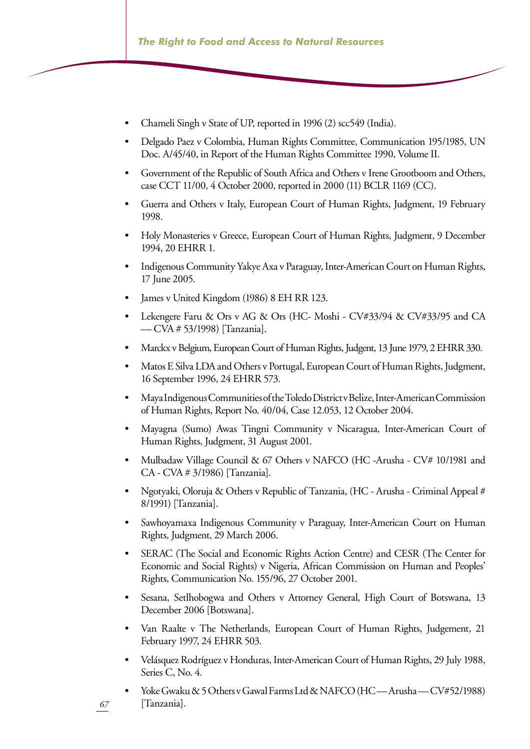- Chameli Singh v State of UP, reported in 1996 (2) scc549 (India).
- Delgado Paez v Colombia, Human Rights Committee, Communication 195/1985, UN Doc. A/45/40, in Report of the Human Rights Committee 1990, Volume II.
- Government of the Republic of South Africa and Others v Irene Grootboom and Others, case CCT 11/00, 4 October 2000, reported in 2000 (11) BCLR 1169 (CC).
- Guerra and Others v Italy, European Court of Human Rights, Judgment, 19 February 1998.
- Holy Monasteries v Greece, European Court of Human Rights, Judgment, 9 December 1994, 20 EHRR 1.
- Indigenous Community Yakye Axa v Paraguay, Inter-American Court on Human Rights, 17 June 2005.
- James v United Kingdom (1986) 8 EH RR 123.
- Lekengere Faru & Ors v AG & Ors (HC- Moshi - CV#33/94 & CV#33/95 and CA — CVA # 53/1998) [Tanzania].
- Marckx v Belgium, European Court of Human Rights, Judgent, 13 June 1979, 2 EHRR 330.
- Matos E Silva LDA and Others v Portugal, European Court of Human Rights, Judgment, 16 September 1996, 24 EHRR 573.
- Maya Indigenous Communities of the Toledo District v Belize, Inter-American Commission of Human Rights, Report No. 40/04, Case 12.053, 12 October 2004.
- Mayagna (Sumo) Awas Tingni Community v Nicaragua, Inter-American Court of Human Rights, Judgment, 31 August 2001.
- Mulbadaw Village Council & 67 Others v NAFCO (HC -Arusha - CV# 10/1981 and CA - CVA # 3/1986) [Tanzania].
- Ngotyaki, Oloruja & Others v Republic of Tanzania, (HC - Arusha - Criminal Appeal # 8/1991) [Tanzania].
- Sawhoyamaxa Indigenous Community v Paraguay, Inter-American Court on Human Rights, Judgment, 29 March 2006.
- SERAC (The Social and Economic Rights Action Centre) and CESR (The Center for Economic and Social Rights) v Nigeria, African Commission on Human and Peoples' Rights, Communication No. 155/96, 27 October 2001.
- Sesana, Setlhobogwa and Others v Attorney General, High Court of Botswana, 13 December 2006 [Botswana].
- Van Raalte v The Netherlands, European Court of Human Rights, Judgement, 21 February 1997, 24 EHRR 503.
- Velásquez Rodríguez v Honduras, Inter-American Court of Human Rights, 29 July 1988, Series C, No. 4.
- Yoke Gwaku & 5 Others v Gawal Farms Ltd & NAFCO (HC — Arusha — CV#52/1988) [Tanzania].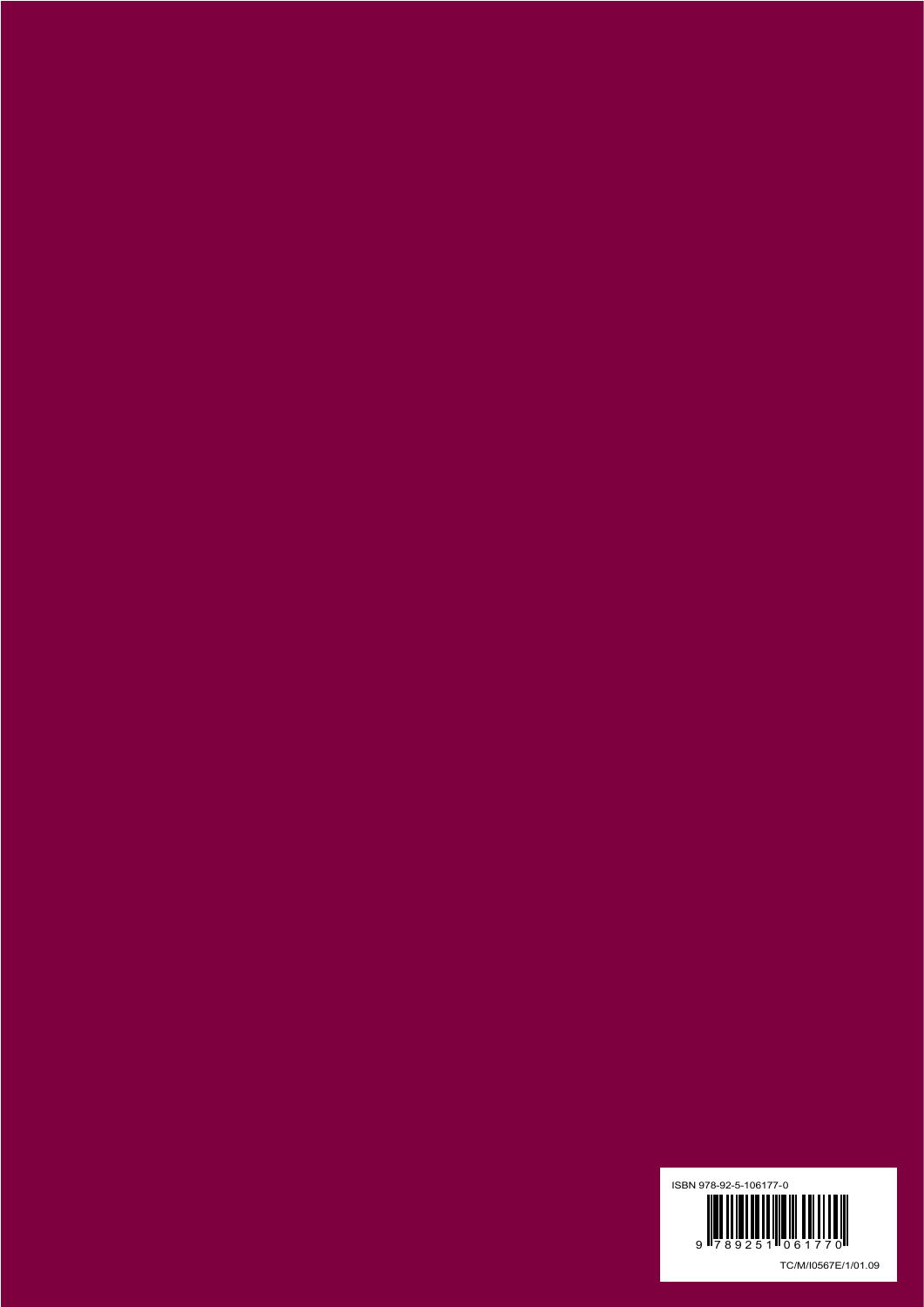ISBN 978-92-5-106177-0

9 789251 061770

TC/M/I0567E/1/01.09